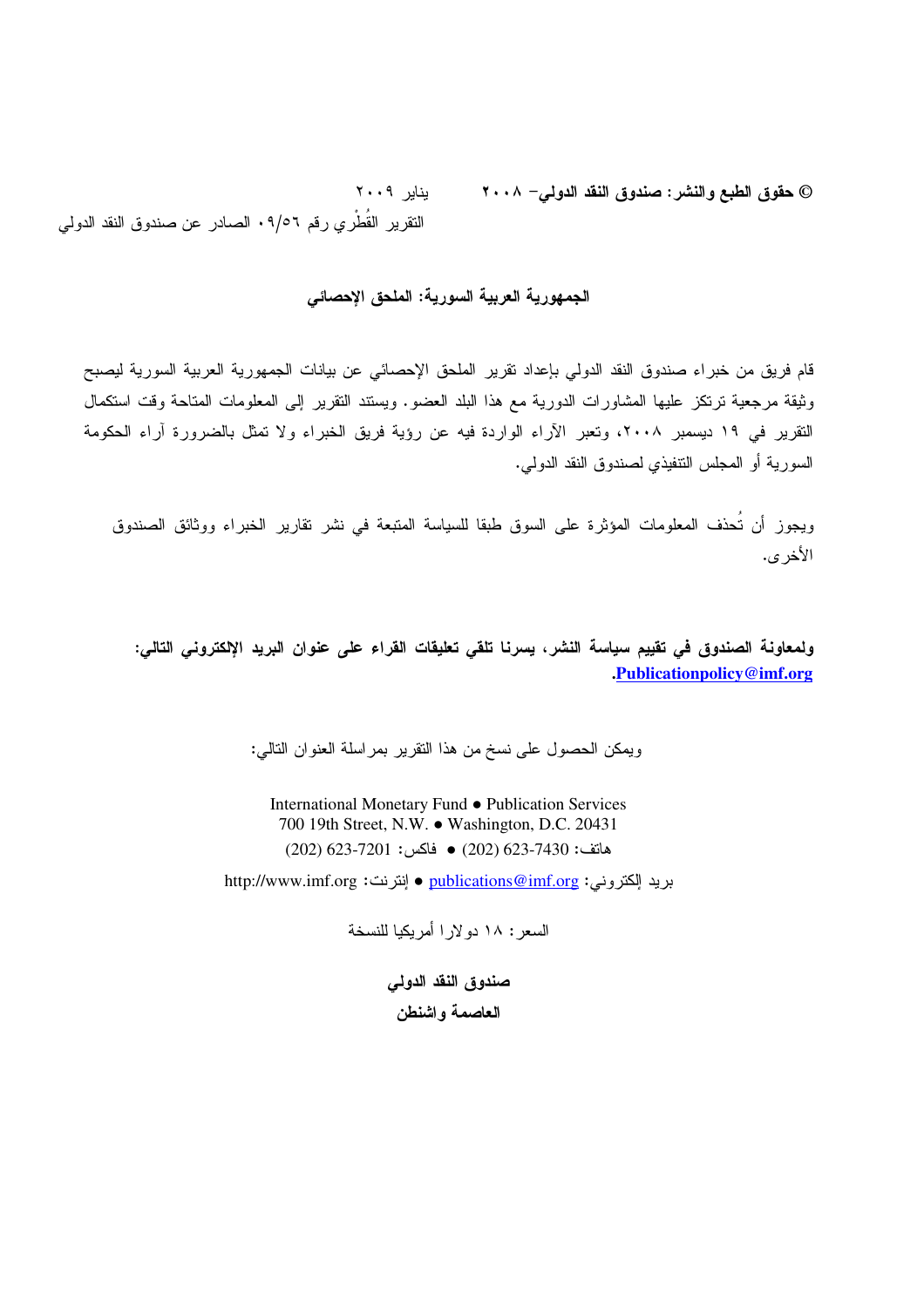**© حقوق الطبع والنشر: صندوق النقد الدولي– ٢٠٠٨** يناير ٢٠٠٩

التقرير القُطْري رقم ٠٩/٥٦ الصادر عن صندوق النقد الدولي

## الجمهورية العربية السورية: الملحق الإحصائي

قام فريق من خبراء صندوق النقد الدولي بإعداد تقرير الملحق الإحصائي عن بيانات الجمهورية العربية السورية ليصبح وثيقة مرجعية ترتكز عليها المشاورات الدورية مع هذا البلد العضو. ويستند التقرير إلى المعلومات المتاحة وقت استكمال التقرير في ١٩ ديسمبر ٢٠٠٨، وتعبر الآراء الواردة فيه عن رؤية فريق الخبراء ولا تمثل بالضرورة آراء الحكومة السورية أو المجلس التنفيذي لصندوق النقد الدولي.

ويجوز أن تُحذف المعلومات المؤثرة على السوق طبقا للسياسة المتبعة في نشر تقارير الخبراء ووثائق الصندوق الأخرى.

**ولمعاونة الصندوق في تقييم سياسة النشر، يسرنا تلقي تعليقات القراء على عنوان البريد الإلكتروني التالي: Publicationpolicy@imf.org.**

ويمكن الحصول على نسخ من هذا التقرير بمراسلة العنوان التالي:

International Monetary Fund ● Publication Services
700 19th Street, N.W. ● Washington, D.C. 20431
هاتف: 7430-623 (202) ● فاكس: 7201-623 (202)

بريد إلكتروني: publications@imf.org ● إنترنت: http://www.imf.org

السعر: ١٨ دولارا أمريكيا للنسخة

**صندوق النقد الدولي**
**العاصمة واشنطن**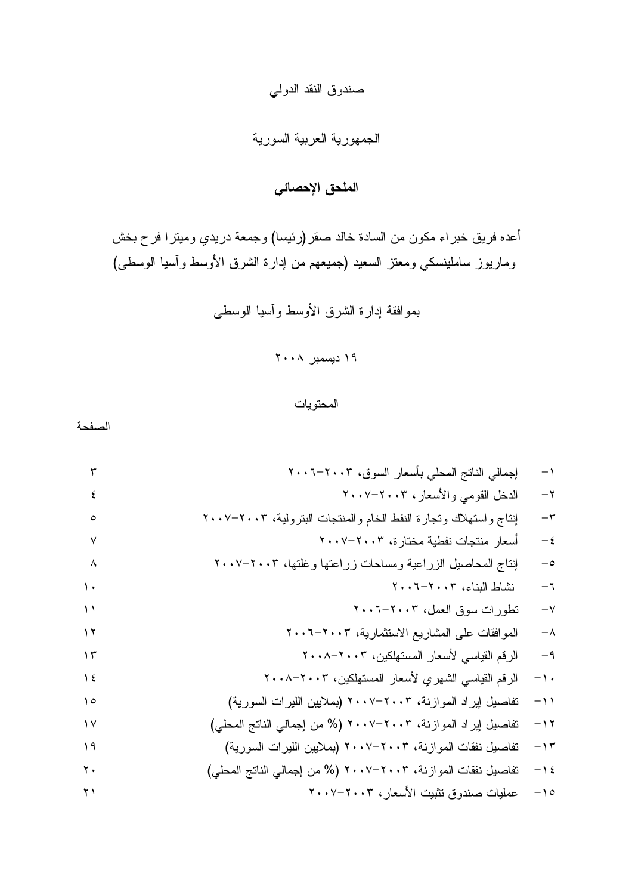صندوق النقد الدولي

الجمهورية العربية السورية

# الملحق الإحصائي

أعده فريق خبراء مكون من السادة خالد صقر(رئيسا) وجمعة دريدي وميترا فرح بخش وماريوز ساملينسكي ومعتز السعيد (جميعهم من إدارة الشرق الأوسط وآسيا الوسطى)

بموافقة إدارة الشرق الأوسط وآسيا الوسطى

١٩ ديسمبر ٢٠٠٨

المحتويات

| | الصفحة |
|---|---|
| ١- إجمالي الناتج المحلي بأسعار السوق، ٢٠٠٣-٢٠٠٦ | ٣ |
| ٢- الدخل القومي والأسعار، ٢٠٠٣-٢٠٠٧ | ٤ |
| ٣- إنتاج واستهلاك وتجارة النفط الخام والمنتجات البترولية، ٢٠٠٣-٢٠٠٧ | ٥ |
| ٤- أسعار منتجات نفطية مختارة، ٢٠٠٣-٢٠٠٧ | ٧ |
| ٥- إنتاج المحاصيل الزراعية ومساحات زراعتها وغلتها، ٢٠٠٣-٢٠٠٧ | ٨ |
| ٦- نشاط البناء، ٢٠٠٣-٢٠٠٦ | ١٠ |
| ٧- تطورات سوق العمل، ٢٠٠٣-٢٠٠٦ | ١١ |
| ٨- الموافقات على المشاريع الاستثمارية، ٢٠٠٣-٢٠٠٦ | ١٢ |
| ٩- الرقم القياسي لأسعار المستهلكين، ٢٠٠٣-٢٠٠٨ | ١٣ |
| ١٠- الرقم القياسي الشهري لأسعار المستهلكين، ٢٠٠٣-٢٠٠٨ | ١٤ |
| ١١- تفاصيل إيراد الموازنة، ٢٠٠٣-٢٠٠٧ (بملايين الليرات السورية) | ١٥ |
| ١٢- تفاصيل إيراد الموازنة، ٢٠٠٣-٢٠٠٧ (% من إجمالي الناتج المحلي) | ١٧ |
| ١٣- تفاصيل نفقات الموازنة، ٢٠٠٣-٢٠٠٧ (بملايين الليرات السورية) | ١٩ |
| ١٤- تفاصيل نفقات الموازنة، ٢٠٠٣-٢٠٠٧ (% من إجمالي الناتج المحلي) | ٢٠ |
| ١٥- عمليات صندوق تثبيت الأسعار، ٢٠٠٣-٢٠٠٧ | ٢١ |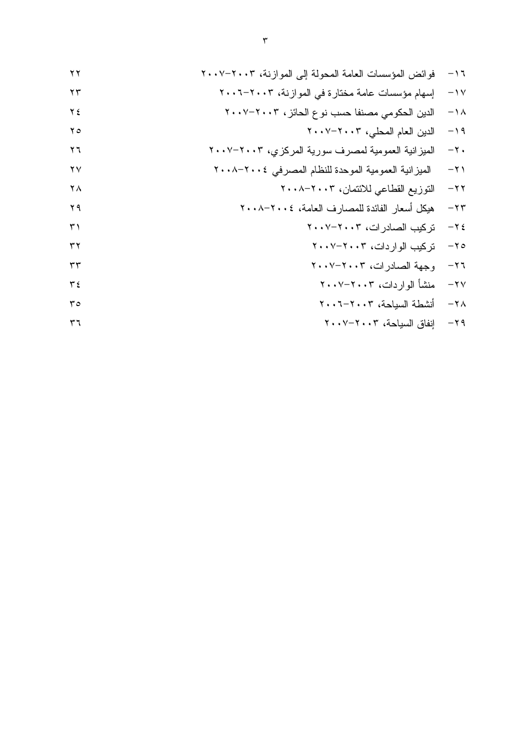| | |
|---|---|
| ١٦- فوائض المؤسسات العامة المحولة إلى الموازنة، ٢٠٠٣-٢٠٠٧ | ٢٢ |
| ١٧- إسهام مؤسسات عامة مختارة في الموازنة، ٢٠٠٣-٢٠٠٦ | ٢٣ |
| ١٨- الدين الحكومي مصنفا حسب نوع الحائز، ٢٠٠٣-٢٠٠٧ | ٢٤ |
| ١٩- الدين العام المحلي، ٢٠٠٣-٢٠٠٧ | ٢٥ |
| ٢٠- الميزانية العمومية لمصرف سورية المركزي، ٢٠٠٣-٢٠٠٧ | ٢٦ |
| ٢١- الميزانية العمومية الموحدة للنظام المصرفي ٢٠٠٤-٢٠٠٨ | ٢٧ |
| ٢٢- التوزيع القطاعي للائتمان، ٢٠٠٣-٢٠٠٨ | ٢٨ |
| ٢٣- هيكل أسعار الفائدة للمصارف العامة، ٢٠٠٤-٢٠٠٨ | ٢٩ |
| ٢٤- تركيب الصادرات، ٢٠٠٣-٢٠٠٧ | ٣١ |
| ٢٥- تركيب الواردات، ٢٠٠٣-٢٠٠٧ | ٣٢ |
| ٢٦- وجهة الصادرات، ٢٠٠٣-٢٠٠٧ | ٣٣ |
| ٢٧- منشأ الواردات، ٢٠٠٣-٢٠٠٧ | ٣٤ |
| ٢٨- أنشطة السياحة، ٢٠٠٣-٢٠٠٦ | ٣٥ |
| ٢٩- إنفاق السياحة، ٢٠٠٣-٢٠٠٧ | ٣٦ |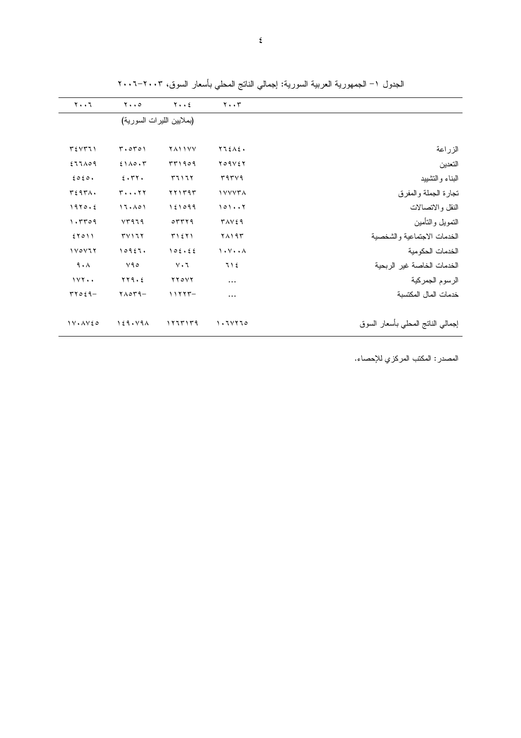الجدول ١– الجمهورية العربية السورية: إجمالي الناتج المحلي بأسعار السوق، ٢٠٠٣–٢٠٠٦

| | ٢٠٠٣ | ٢٠٠٤ | ٢٠٠٥ | ٢٠٠٦ |
|---|---|---|---|---|
| | (بملايين الليرات السورية) | | | |
| الزراعة | ٢٦٤٨٤٠ | ٢٨١١٧٧ | ٣٠٥٣٥١ | ٣٤٧٣٦١ |
| التعدين | ٢٥٩٧٤٢ | ٣٣١٩٥٩ | ٤١٨٥٠٣ | ٤٦٦٨٥٩ |
| البناء والتشييد | ٣٩٣٧٩ | ٣٦١٦٢ | ٤٠٣٢٠ | ٤٥٤٥٠ |
| تجارة الجملة والمفرق | ١٧٧٧٣٨ | ٢٢١٣٩٣ | ٣٠٠٠٢٢ | ٣٤٩٣٨٠ |
| النقل والاتصالات | ١٥١٠٠٢ | ١٤١٥٩٩ | ١٦٠٨٥١ | ١٩٢٥٠٤ |
| التمويل والتأمين | ٣٨٧٤٩ | ٥٣٣٢٩ | ٧٣٩٦٩ | ١٠٣٣٥٩ |
| الخدمات الاجتماعية والشخصية | ٢٨١٩٣ | ٣١٤٢١ | ٣٧١٦٢ | ٤٢٥١١ |
| الخدمات الحكومية | ١٠٧٠٠٨ | ١٥٤٠٤٤ | ١٥٩٤٦٠ | ١٧٥٧٦٢ |
| الخدمات الخاصة غير الربحية | ٦١٤ | ٧٠٦ | ٧٩٥ | ٩٠٨ |
| الرسوم الجمركية | ... | ٢٢٥٧٢ | ٢٢٩٠٤ | ١٧٢٠٠ |
| خدمات المال المكتسبة | ... | ‎-١١٢٢٣ | ‎-٢٨٥٣٩ | ‎-٣٢٥٤٩ |
| إجمالي الناتج المحلي بأسعار السوق | ١٠٦٧٢٦٥ | ١٢٦٣١٣٩ | ١٤٩٠٧٩٨ | ١٧٠٨٧٤٥ |

المصدر: المكتب المركزي للإحصاء.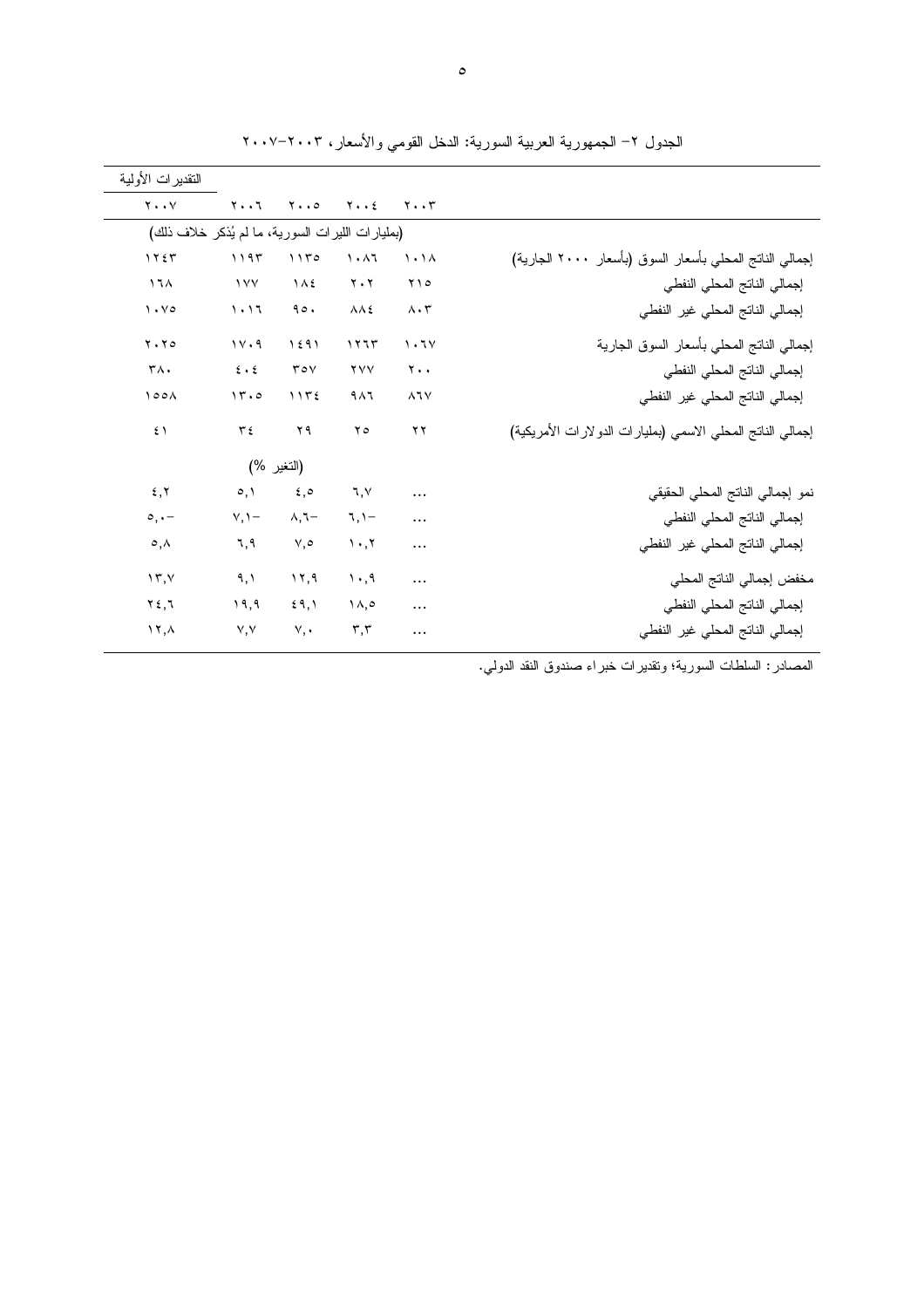الجدول ٢- الجمهورية العربية السورية: الدخل القومي والأسعار، ٢٠٠٣-٢٠٠٧

| | ٢٠٠٣ | ٢٠٠٤ | ٢٠٠٥ | ٢٠٠٦ | التقديرات الأولية ٢٠٠٧ |
|---|---|---|---|---|---|
| | (بمليارات الليرات السورية، ما لم يُذكر خلاف ذلك) | | | | |
| إجمالي الناتج المحلي بأسعار السوق (بأسعار ٢٠٠٠ الجارية) | ١٠١٨ | ١٠٨٦ | ١١٣٥ | ١١٩٣ | ١٢٤٣ |
| إجمالي الناتج المحلي النفطي | ٢١٥ | ٢٠٢ | ١٨٤ | ١٧٧ | ١٦٨ |
| إجمالي الناتج المحلي غير النفطي | ٨٠٣ | ٨٨٤ | ٩٥٠ | ١٠١٦ | ١٠٧٥ |
| إجمالي الناتج المحلي بأسعار السوق الجارية | ١٠٦٧ | ١٢٦٣ | ١٤٩١ | ١٧٠٩ | ٢٠٢٥ |
| إجمالي الناتج المحلي النفطي | ٢٠٠ | ٢٧٧ | ٣٥٧ | ٤٠٤ | ٣٨٠ |
| إجمالي الناتج المحلي غير النفطي | ٨٦٧ | ٩٨٦ | ١١٣٤ | ١٣٠٥ | ١٥٥٨ |
| إجمالي الناتج المحلي الاسمي (بمليارات الدولارات الأمريكية) | ٢٢ | ٢٥ | ٢٩ | ٣٤ | ٤١ |
| | (التغير %) | | | | |
| نمو إجمالي الناتج المحلي الحقيقي | ... | ٦,٧ | ٤,٥ | ٥,١ | ٤,٢ |
| إجمالي الناتج المحلي النفطي | ... | -٦,١ | -٨,٦ | -٧,١ | -٥,٠ |
| إجمالي الناتج المحلي غير النفطي | ... | ١٠,٢ | ٧,٥ | ٦,٩ | ٥,٨ |
| مخفض إجمالي الناتج المحلي | ... | ١٠,٩ | ١٢,٩ | ٩,١ | ١٣,٧ |
| إجمالي الناتج المحلي النفطي | ... | ١٨,٥ | ٤٩,١ | ١٩,٩ | ٢٤,٦ |
| إجمالي الناتج المحلي غير النفطي | ... | ٣,٣ | ٧,٠ | ٧,٧ | ١٢,٨ |

المصادر: السلطات السورية؛ وتقديرات خبراء صندوق النقد الدولي.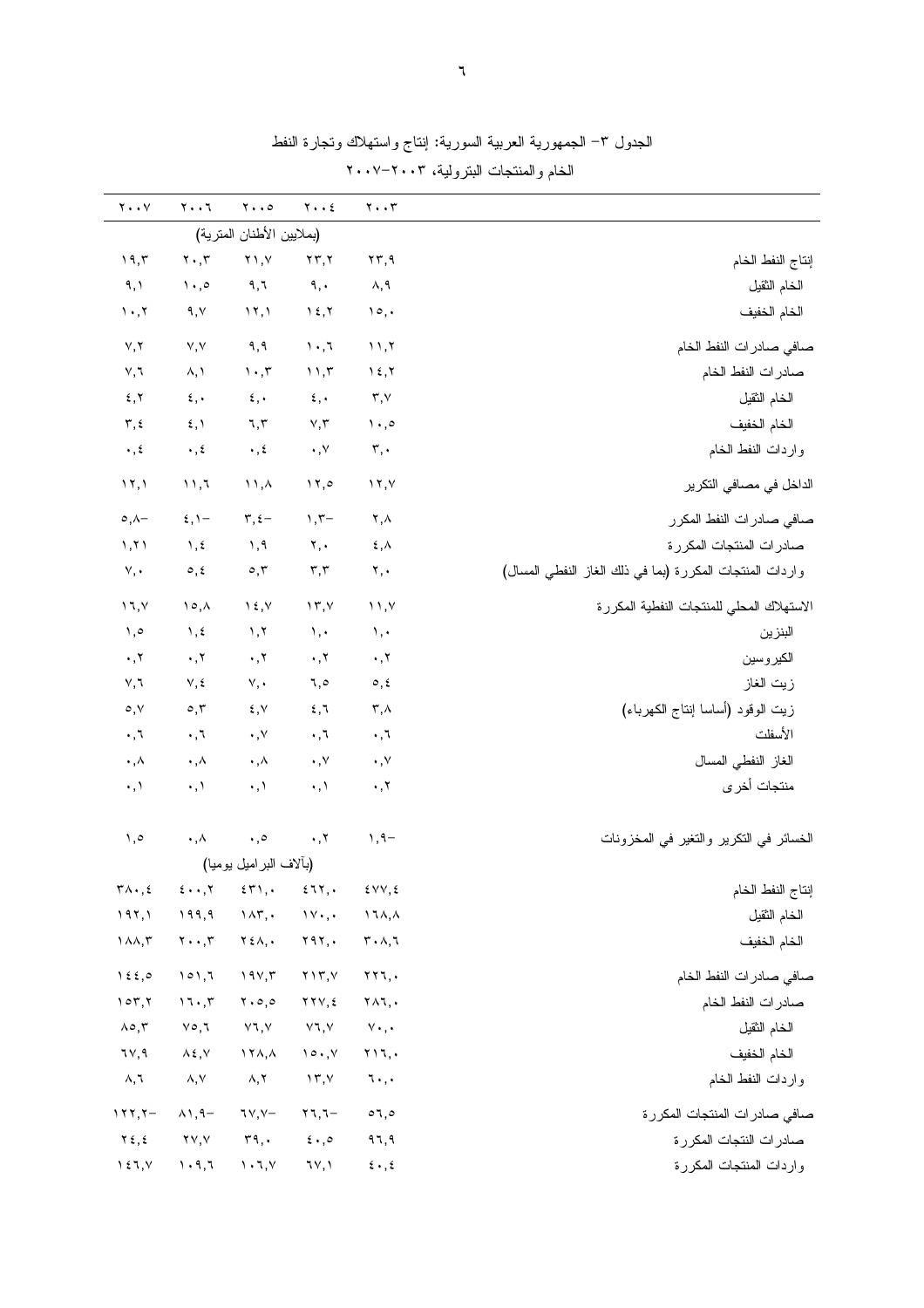الجدول ٣- الجمهورية العربية السورية: إنتاج واستهلاك وتجارة النفط الخام والمنتجات البترولية، ٢٠٠٣-٢٠٠٧

| | ٢٠٠٣ | ٢٠٠٤ | ٢٠٠٥ | ٢٠٠٦ | ٢٠٠٧ |
|---|---|---|---|---|---|
| | (بملايين الأطنان المترية) | | | | |
| إنتاج النفط الخام | ٢٣,٩ | ٢٣,٢ | ٢١,٧ | ٢٠,٣ | ١٩,٣ |
| الخام الثقيل | ٨,٩ | ٩,٠ | ٩,٦ | ١٠,٥ | ٩,١ |
| الخام الخفيف | ١٥,٠ | ١٤,٢ | ١٢,١ | ٩,٧ | ١٠,٢ |
| صافي صادرات النفط الخام | ١١,٢ | ١٠,٦ | ٩,٩ | ٧,٧ | ٧,٢ |
| صادرات النفط الخام | ١٤,٢ | ١١,٣ | ١٠,٣ | ٨,١ | ٧,٦ |
| الخام الثقيل | ٣,٧ | ٤,٠ | ٤,٠ | ٤,٠ | ٤,٢ |
| الخام الخفيف | ١٠,٥ | ٧,٣ | ٦,٣ | ٤,١ | ٣,٤ |
| واردات النفط الخام | ٣,٠ | ٠,٧ | ٠,٤ | ٠,٤ | ٠,٤ |
| الداخل في مصافي التكرير | ١٢,٧ | ١٢,٥ | ١١,٨ | ١١,٦ | ١٢,١ |
| صافي صادرات النفط المكرر | ٢,٨ | -١,٣ | -٣,٤ | -٤,١ | -٥,٨ |
| صادرات المنتجات المكررة | ٤,٨ | ٢,٠ | ١,٩ | ١,٤ | ١,٢١ |
| واردات المنتجات المكررة (بما في ذلك الغاز النفطي المسال) | ٢,٠ | ٣,٣ | ٥,٣ | ٥,٤ | ٧,٠ |
| الاستهلاك المحلي للمنتجات النفطية المكررة | ١١,٧ | ١٣,٧ | ١٤,٧ | ١٥,٨ | ١٦,٧ |
| البنزين | ١,٠ | ١,٠ | ١,٢ | ١,٤ | ١,٥ |
| الكيروسين | ٠,٢ | ٠,٢ | ٠,٢ | ٠,٢ | ٠,٢ |
| زيت الغاز | ٥,٤ | ٦,٥ | ٧,٠ | ٧,٤ | ٧,٦ |
| زيت الوقود (أساسا إنتاج الكهرباء) | ٣,٨ | ٤,٦ | ٤,٧ | ٥,٣ | ٥,٧ |
| الأسفلت | ٠,٦ | ٠,٦ | ٠,٧ | ٠,٦ | ٠,٦ |
| الغاز النفطي المسال | ٠,٧ | ٠,٧ | ٠,٨ | ٠,٨ | ٠,٨ |
| منتجات أخرى | ٠,٢ | ٠,١ | ٠,١ | ٠,١ | ٠,١ |
| الخسائر في التكرير والتغير في المخزونات | -١,٩ | ٠,٢ | ٠,٥ | ٠,٨ | ١,٥ |
| | (بآلاف البراميل يوميا) | | | | |
| إنتاج النفط الخام | ٤٧٧,٤ | ٤٦٢,٠ | ٤٣١,٠ | ٤٠٠,٢ | ٣٨٠,٤ |
| الخام الثقيل | ١٦٨,٨ | ١٧٠,٠ | ١٨٣,٠ | ١٩٩,٩ | ١٩٢,١ |
| الخام الخفيف | ٣٠٨,٦ | ٢٩٢,٠ | ٢٤٨,٠ | ٢٠٠,٣ | ١٨٨,٣ |
| صافي صادرات النفط الخام | ٢٢٦,٠ | ٢١٣,٧ | ١٩٧,٣ | ١٥١,٦ | ١٤٤,٥ |
| صادرات النفط الخام | ٢٨٦,٠ | ٢٢٧,٤ | ٢٠٥,٥ | ١٦٠,٣ | ١٥٣,٢ |
| الخام الثقيل | ٧٠,٠ | ٧٦,٧ | ٧٦,٧ | ٧٥,٦ | ٨٥,٣ |
| الخام الخفيف | ٢١٦,٠ | ١٥٠,٧ | ١٢٨,٨ | ٨٤,٧ | ٦٧,٩ |
| واردات النفط الخام | ٦٠,٠ | ١٣,٧ | ٨,٢ | ٨,٧ | ٨,٦ |
| صافي صادرات المنتجات المكررة | ٥٦,٥ | -٢٦,٦ | -٦٧,٧ | -٨١,٩ | -١٢٢,٢ |
| صادرات النتجات المكررة | ٩٦,٩ | ٤٠,٥ | ٣٩,٠ | ٢٧,٧ | ٢٤,٤ |
| واردات المنتجات المكررة | ٤٠,٤ | ٦٧,١ | ١٠٦,٧ | ١٠٩,٦ | ١٤٦,٧ |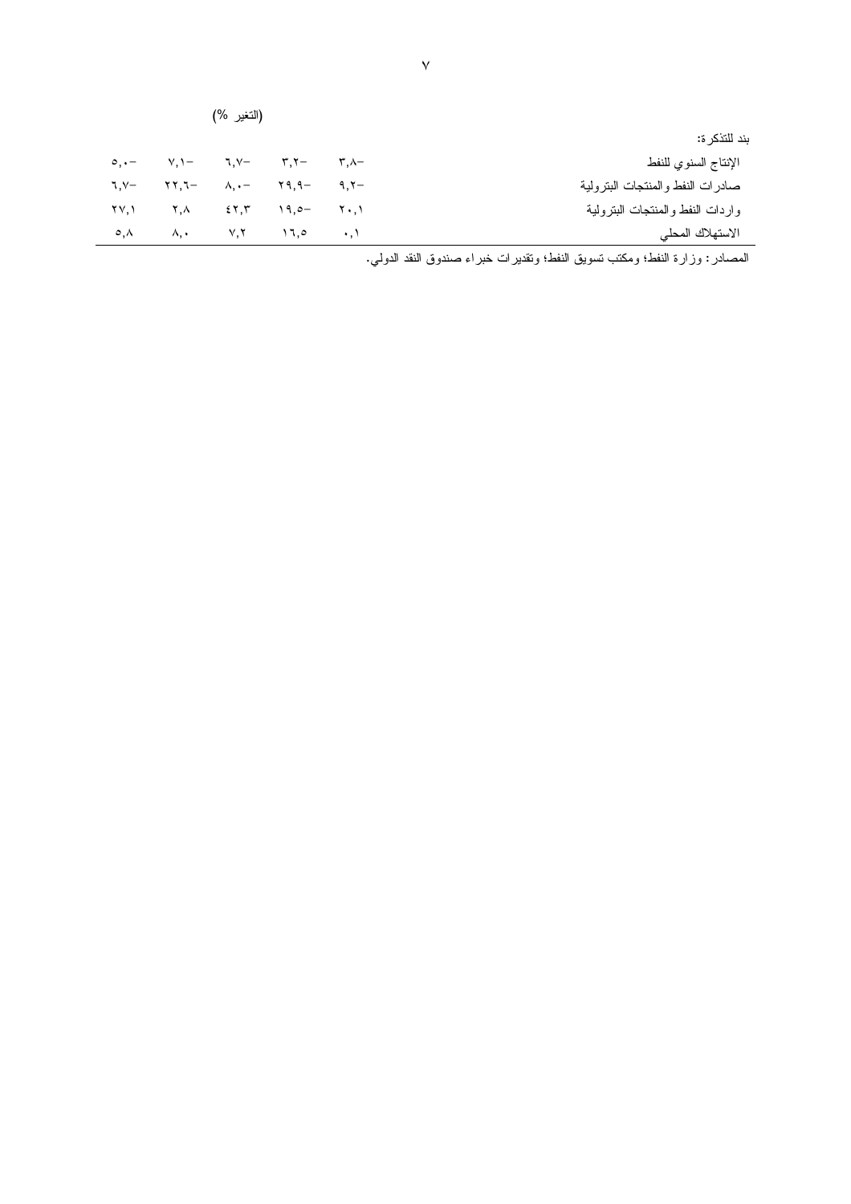(التغير %)

| بند للتذكرة: | | | | | |
|---|---|---|---|---|---|
| الإنتاج السنوي للنفط | ٣,٨– | ٣,٢– | ٦,٧– | ٧,١– | ٥,٠– |
| صادرات النفط والمنتجات البترولية | ٩,٢– | ٢٩,٩– | ٨,٠– | ٢٢,٦– | ٦,٧– |
| واردات النفط والمنتجات البترولية | ٢٠,١ | ١٩,٥– | ٤٢,٣ | ٢,٨ | ٢٧,١ |
| الاستهلاك المحلي | ٠,١ | ١٦,٥ | ٧,٢ | ٨,٠ | ٥,٨ |

المصادر: وزارة النفط؛ ومكتب تسويق النفط؛ وتقديرات خبراء صندوق النقد الدولي.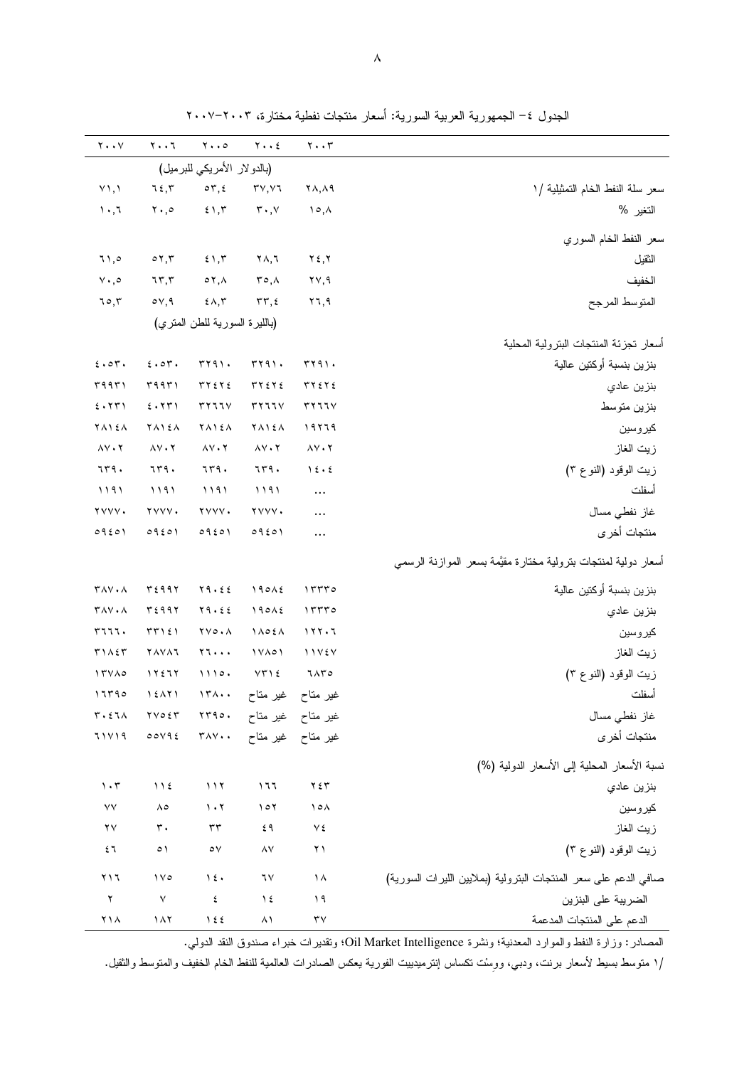الجدول ٤– الجمهورية العربية السورية: أسعار منتجات نفطية مختارة، ٢٠٠٣–٢٠٠٧

| | ٢٠٠٣ | ٢٠٠٤ | ٢٠٠٥ | ٢٠٠٦ | ٢٠٠٧ |
|---|---|---|---|---|---|
| | (بالدولار الأمريكي للبرميل) | | | | |
| سعر سلة النفط الخام التمثيلية /١ | ٢٨,٨٩ | ٣٧,٧٦ | ٥٣,٤ | ٦٤,٣ | ٧١,١ |
| التغير % | ١٥,٨ | ٣٠,٧ | ٤١,٣ | ٢٠,٥ | ١٠,٦ |
| سعر النفط الخام السوري | | | | | |
| الثقيل | ٢٤,٢ | ٢٨,٦ | ٤١,٣ | ٥٢,٣ | ٦١,٥ |
| الخفيف | ٢٧,٩ | ٣٥,٨ | ٥٢,٨ | ٦٣,٣ | ٧٠,٥ |
| المتوسط المرجح | ٢٦,٩ | ٣٣,٤ | ٤٨,٣ | ٥٧,٩ | ٦٥,٣ |
| | (بالليرة السورية للطن المتري) | | | | |
| أسعار تجزئة المنتجات البترولية المحلية | | | | | |
| بنزين بنسبة أوكتين عالية | ٣٢٩١٠ | ٣٢٩١٠ | ٣٢٩١٠ | ٤٠٥٣٠ | ٤٠٥٣٠ |
| بنزين عادي | ٣٢٤٢٤ | ٣٢٤٢٤ | ٣٢٤٢٤ | ٣٩٩٣١ | ٣٩٩٣١ |
| بنزين متوسط | ٣٢٦٦٧ | ٣٢٦٦٧ | ٣٢٦٦٧ | ٤٠٢٣١ | ٤٠٢٣١ |
| كيروسين | ١٩٢٦٩ | ٢٨١٤٨ | ٢٨١٤٨ | ٢٨١٤٨ | ٢٨١٤٨ |
| زيت الغاز | ٨٧٠٢ | ٨٧٠٢ | ٨٧٠٢ | ٨٧٠٢ | ٨٧٠٢ |
| زيت الوقود (النوع ٣) | ١٤٠٤ | ٦٣٩٠ | ٦٣٩٠ | ٦٣٩٠ | ٦٣٩٠ |
| أسفلت | ... | ١١٩١ | ١١٩١ | ١١٩١ | ١١٩١ |
| غاز نفطي مسال | ... | ٢٧٧٧٠ | ٢٧٧٧٠ | ٢٧٧٧٠ | ٢٧٧٧٠ |
| منتجات أخرى | ... | ٥٩٤٥١ | ٥٩٤٥١ | ٥٩٤٥١ | ٥٩٤٥١ |
| أسعار دولية لمنتجات بترولية مختارة مقيَّمة بسعر الموازنة الرسمي | | | | | |
| بنزين بنسبة أوكتين عالية | ١٣٣٣٥ | ١٩٥٨٤ | ٢٩٠٤٤ | ٣٤٩٩٢ | ٣٨٧٠٨ |
| بنزين عادي | ١٣٣٣٥ | ١٩٥٨٤ | ٢٩٠٤٤ | ٣٤٩٩٢ | ٣٨٧٠٨ |
| كيروسين | ١٢٢٠٦ | ١٨٥٤٨ | ٢٧٥٠٨ | ٣٣١٤١ | ٣٦٦٦٠ |
| زيت الغاز | ١١٧٤٧ | ١٧٨٥١ | ٢٦٠٠٠ | ٢٨٧٨٦ | ٣١٨٤٣ |
| زيت الوقود (النوع ٣) | ٦٨٣٥ | ٧٣١٤ | ١١١٥٠ | ١٢٤٦٢ | ١٣٧٨٥ |
| أسفلت | غير متاح | غير متاح | ١٣٨٠٠ | ١٤٨٢١ | ١٦٣٩٥ |
| غاز نفطي مسال | غير متاح | غير متاح | ٢٣٩٥٠ | ٢٧٥٤٣ | ٣٠٤٦٨ |
| منتجات أخرى | غير متاح | غير متاح | ٣٨٧٠٠ | ٥٥٧٩٤ | ٦١٧١٩ |
| نسبة الأسعار المحلية إلى الأسعار الدولية (%) | | | | | |
| بنزين عادي | ٢٤٣ | ١٦٦ | ١١٢ | ١١٤ | ١٠٣ |
| كيروسين | ١٥٨ | ١٥٢ | ١٠٢ | ٨٥ | ٧٧ |
| زيت الغاز | ٧٤ | ٤٩ | ٣٣ | ٣٠ | ٢٧ |
| زيت الوقود (النوع ٣) | ٢١ | ٨٧ | ٥٧ | ٥١ | ٤٦ |
| صافي الدعم على سعر المنتجات البترولية (بملايين الليرات السورية) | ١٨ | ٦٧ | ١٤٠ | ١٧٥ | ٢١٦ |
| الضريبة على البنزين | ١٩ | ١٤ | ٤ | ٧ | ٢ |
| الدعم على المنتجات المدعمة | ٣٧ | ٨١ | ١٤٤ | ١٨٢ | ٢١٨ |

المصادر: وزارة النفط والموارد المعدنية؛ ونشرة Oil Market Intelligence؛ وتقديرات خبراء صندوق النقد الدولي.

/١ متوسط بسيط لأسعار برنت، ودبي، ووِسْت تكساس إنترميديِيت الفورية يعكس الصادرات العالمية للنفط الخام الخفيف والمتوسط والثقيل.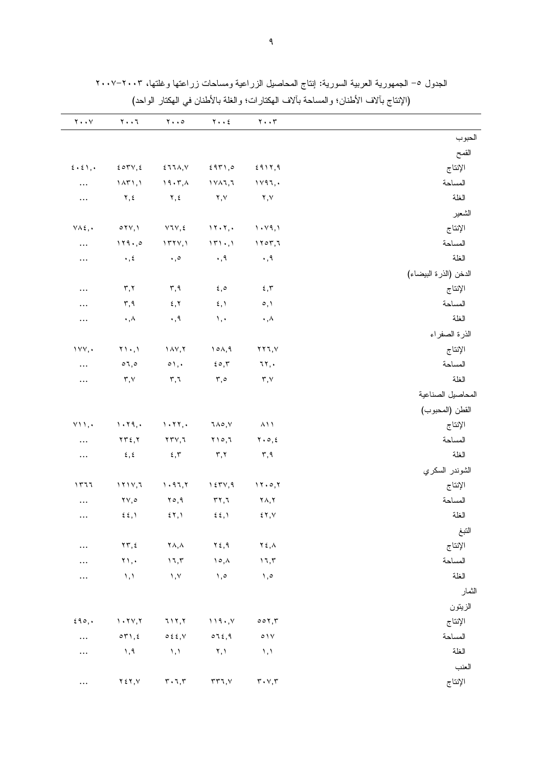الجدول ٥- الجمهورية العربية السورية: إنتاج المحاصيل الزراعية ومساحات زراعتها وغلتها، ٢٠٠٣-٢٠٠٧

(الإنتاج بآلاف الأطنان؛ والمساحة بآلاف الهكتارات؛ والغلة بالأطنان في الهكتار الواحد)

| | ٢٠٠٣ | ٢٠٠٤ | ٢٠٠٥ | ٢٠٠٦ | ٢٠٠٧ |
|---|---|---|---|---|---|
| الحبوب | | | | | |
| القمح | | | | | |
| الإنتاج | ٤٩١٢,٩ | ٤٩٣١,٥ | ٤٦٦٨,٧ | ٤٥٣٧,٤ | ٤٠٤١,٠ |
| المساحة | ١٧٩٦,٠ | ١٧٨٦,٦ | ١٩٠٣,٨ | ١٨٣١,١ | ... |
| الغلة | ٢,٧ | ٢,٧ | ٢,٤ | ٢,٤ | ... |
| الشعير | | | | | |
| الإنتاج | ١٠٧٩,١ | ١٢٠٢,٠ | ٧٦٧,٤ | ٥٢٧,١ | ٧٨٤,٠ |
| المساحة | ١٢٥٣,٦ | ١٣١٠,١ | ١٣٢٧,١ | ١٢٩٠,٥ | ... |
| الغلة | ٠,٩ | ٠,٩ | ٠,٥ | ٠,٤ | ... |
| الدخن (الذرة البيضاء) | | | | | |
| الإنتاج | ٤,٣ | ٤,٥ | ٣,٩ | ٣,٢ | ... |
| المساحة | ٥,١ | ٤,١ | ٤,٢ | ٣,٩ | ... |
| الغلة | ٠,٨ | ١,٠ | ٠,٩ | ٠,٨ | ... |
| الذرة الصفراء | | | | | |
| الإنتاج | ٢٢٦,٧ | ١٥٨,٩ | ١٨٧,٢ | ٢١٠,١ | ١٧٧,٠ |
| المساحة | ٦٢,٠ | ٤٥,٣ | ٥١,٠ | ٥٦,٥ | ... |
| الغلة | ٣,٧ | ٣,٥ | ٣,٦ | ٣,٧ | ... |
| المحاصيل الصناعية | | | | | |
| القطن (المحبوب) | | | | | |
| الإنتاج | ٨١١ | ٦٨٥,٧ | ١٠٢٢,٠ | ١٠٢٩,٠ | ٧١١,٠ |
| المساحة | ٢٠٥,٤ | ٢١٥,٦ | ٢٣٧,٦ | ٢٣٤,٢ | ... |
| الغلة | ٣,٩ | ٣,٢ | ٤,٣ | ٤,٤ | ... |
| الشوندر السكري | | | | | |
| الإنتاج | ١٢٠٥,٢ | ١٤٣٧,٩ | ١٠٩٦,٢ | ١٢١٧,٦ | ١٣٦٦ |
| المساحة | ٢٨,٢ | ٣٢,٦ | ٢٥,٩ | ٢٧,٥ | ... |
| الغلة | ٤٢,٧ | ٤٤,١ | ٤٢,١ | ٤٤,١ | ... |
| التبغ | | | | | |
| الإنتاج | ٢٤,٨ | ٢٤,٩ | ٢٨,٨ | ٢٣,٤ | ... |
| المساحة | ١٦,٣ | ١٥,٨ | ١٦,٣ | ٢١,٠ | ... |
| الغلة | ١,٥ | ١,٥ | ١,٧ | ١,١ | ... |
| الثمار | | | | | |
| الزيتون | | | | | |
| الإنتاج | ٥٥٢,٣ | ١١٩٠,٧ | ٦١٢,٢ | ١٠٢٧,٢ | ٤٩٥,٠ |
| المساحة | ٥١٧ | ٥٦٤,٩ | ٥٤٤,٧ | ٥٣١,٤ | ... |
| الغلة | ١,١ | ٢,١ | ١,١ | ١,٩ | ... |
| العنب | | | | | |
| الإنتاج | ٣٠٧,٣ | ٣٣٦,٧ | ٣٠٦,٣ | ٢٤٢,٧ | ... |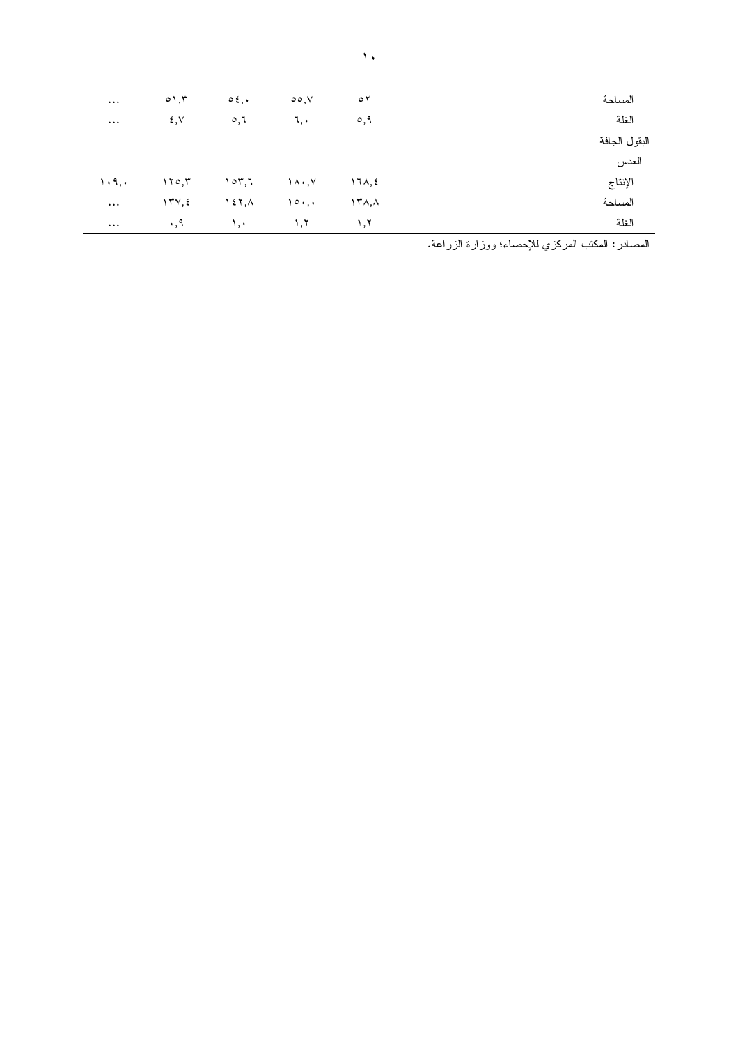| | | | | | |
|---|---|---|---|---|---|
| المساحة | ٥٢ | ٥٥,٧ | ٥٤,٠ | ٥١,٣ | ... |
| الغلة | ٥,٩ | ٦,٠ | ٥,٦ | ٤,٧ | ... |
| البقول الجافة | | | | | |
| العدس | | | | | |
| الإنتاج | ١٦٨,٤ | ١٨٠,٧ | ١٥٣,٦ | ١٢٥,٣ | ١٠٩,٠ |
| المساحة | ١٣٨,٨ | ١٥٠,٠ | ١٤٢,٨ | ١٣٧,٤ | ... |
| الغلة | ١,٢ | ١,٢ | ١,٠ | ٠,٩ | ... |

المصادر: المكتب المركزي للإحصاء؛ ووزارة الزراعة.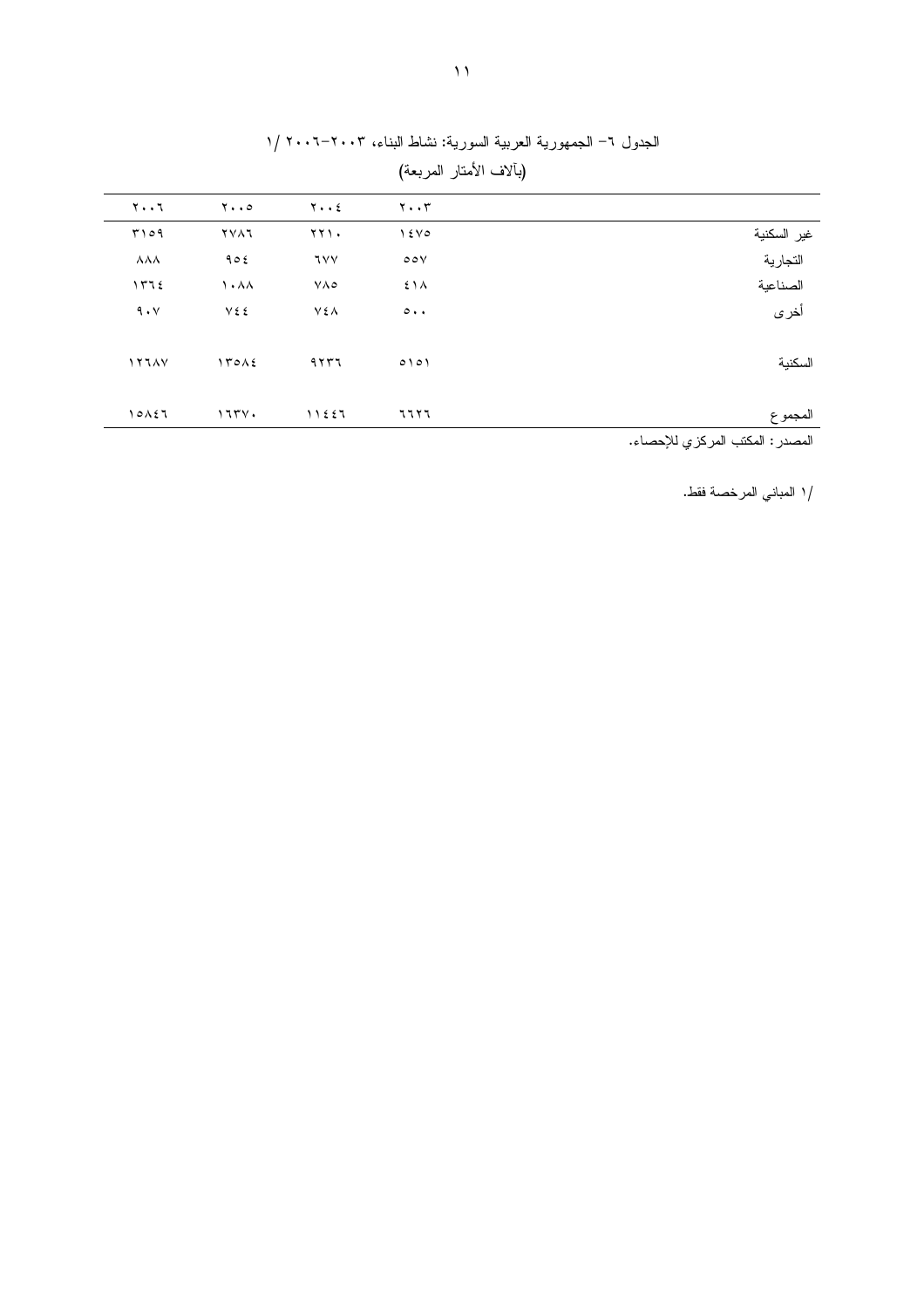الجدول ٦– الجمهورية العربية السورية: نشاط البناء، ٢٠٠٣–٢٠٠٦ /١

(بآلاف الأمتار المربعة)

| | ٢٠٠٣ | ٢٠٠٤ | ٢٠٠٥ | ٢٠٠٦ |
|---|---|---|---|---|
| غير السكنية | ١٤٧٥ | ٢٢١٠ | ٢٧٨٦ | ٣١٥٩ |
| التجارية | ٥٥٧ | ٦٧٧ | ٩٥٤ | ٨٨٨ |
| الصناعية | ٤١٨ | ٧٨٥ | ١٠٨٨ | ١٣٦٤ |
| أخرى | ٥٠٠ | ٧٤٨ | ٧٤٤ | ٩٠٧ |
| السكنية | ٥١٥١ | ٩٢٣٦ | ١٣٥٨٤ | ١٢٦٨٧ |
| المجموع | ٦٦٢٦ | ١١٤٤٦ | ١٦٣٧٠ | ١٥٨٤٦ |

المصدر: المكتب المركزي للإحصاء.

/١ المباني المرخصة فقط.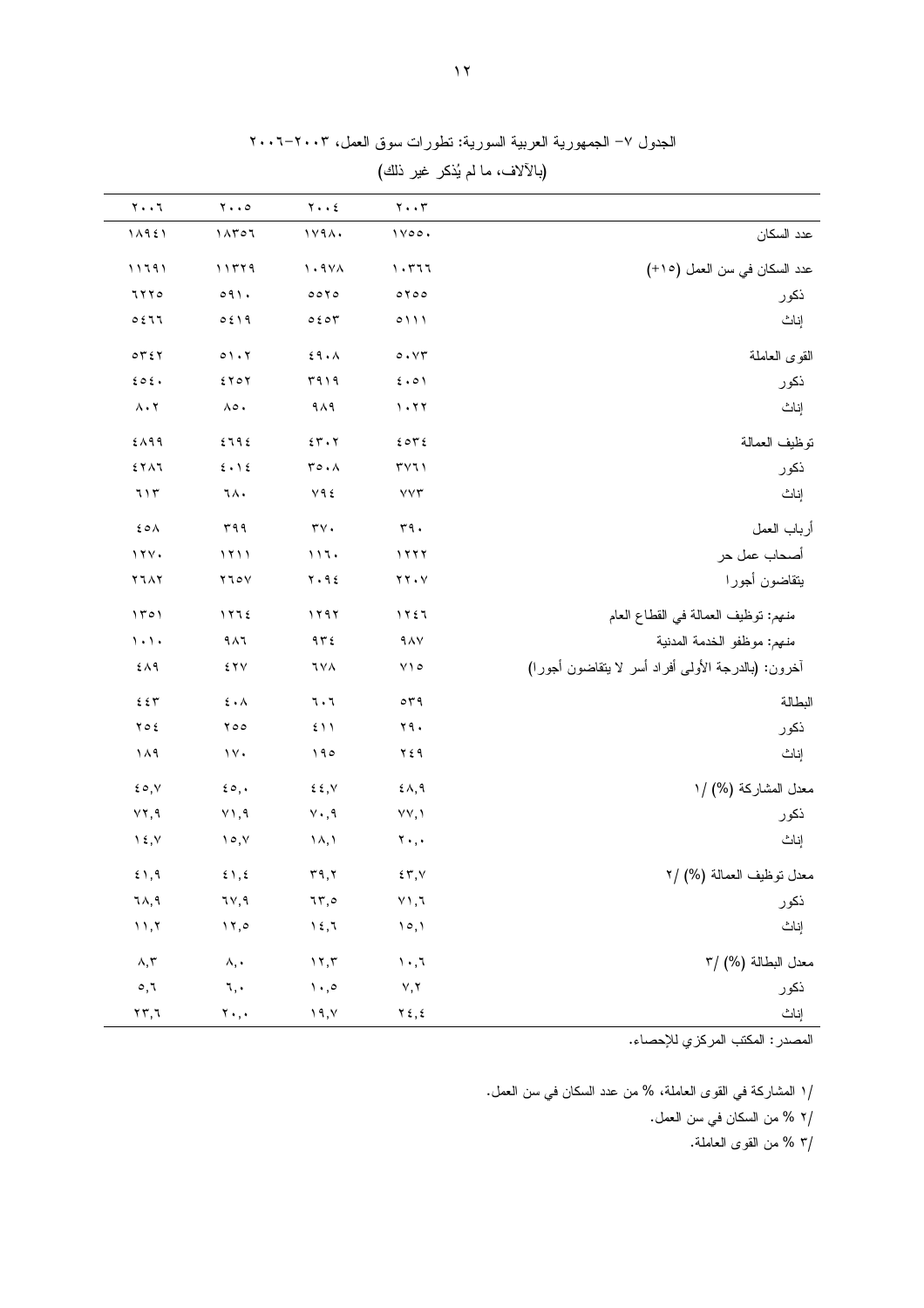الجدول ٧- الجمهورية العربية السورية: تطورات سوق العمل، ٢٠٠٣-٢٠٠٦

(بالآلاف، ما لم يُذكر غير ذلك)

| | ٢٠٠٣ | ٢٠٠٤ | ٢٠٠٥ | ٢٠٠٦ |
|---|---|---|---|---|
| عدد السكان | ١٧٥٥٠ | ١٧٩٨٠ | ١٨٣٥٦ | ١٨٩٤١ |
| عدد السكان في سن العمل (١٥+) | ١٠٣٦٦ | ١٠٩٧٨ | ١١٣٢٩ | ١١٦٩١ |
| ذكور | ٥٢٥٥ | ٥٥٢٥ | ٥٩١٠ | ٦٢٢٥ |
| إناث | ٥١١١ | ٥٤٥٣ | ٥٤١٩ | ٥٤٦٦ |
| القوى العاملة | ٥٠٧٣ | ٤٩٠٨ | ٥١٠٢ | ٥٣٤٢ |
| ذكور | ٤٠٥١ | ٣٩١٩ | ٤٢٥٢ | ٤٥٤٠ |
| إناث | ١٠٢٢ | ٩٨٩ | ٨٥٠ | ٨٠٢ |
| توظيف العمالة | ٤٥٣٤ | ٤٣٠٢ | ٤٦٩٤ | ٤٨٩٩ |
| ذكور | ٣٧٦١ | ٣٥٠٨ | ٤٠١٤ | ٤٢٨٦ |
| إناث | ٧٧٣ | ٧٩٤ | ٦٨٠ | ٦١٣ |
| أرباب العمل | ٣٩٠ | ٣٧٠ | ٣٩٩ | ٤٥٨ |
| أصحاب عمل حر | ١٢٢٢ | ١١٦٠ | ١٢١١ | ١٢٧٠ |
| يتقاضون أجورا | ٢٢٠٧ | ٢٠٩٤ | ٢٦٥٧ | ٢٦٨٢ |
| منهم: توظيف العمالة في القطاع العام | ١٢٤٦ | ١٢٩٢ | ١٢٦٤ | ١٣٥١ |
| منهم: موظفو الخدمة المدنية | ٩٨٧ | ٩٣٤ | ٩٨٦ | ١٠١٠ |
| آخرون: (بالدرجة الأولى أفراد أسر لا يتقاضون أجورا) | ٧١٥ | ٦٧٨ | ٤٢٧ | ٤٨٩ |
| البطالة | ٥٣٩ | ٦٠٦ | ٤٠٨ | ٤٤٣ |
| ذكور | ٢٩٠ | ٤١١ | ٢٥٥ | ٢٥٤ |
| إناث | ٢٤٩ | ١٩٥ | ١٧٠ | ١٨٩ |
| معدل المشاركة (%) /١ | ٤٨,٩ | ٤٤,٧ | ٤٥,٠ | ٤٥,٧ |
| ذكور | ٧٧,١ | ٧٠,٩ | ٧١,٩ | ٧٢,٩ |
| إناث | ٢٠,٠ | ١٨,١ | ١٥,٧ | ١٤,٧ |
| معدل توظيف العمالة (%) /٢ | ٤٣,٧ | ٣٩,٢ | ٤١,٤ | ٤١,٩ |
| ذكور | ٧١,٦ | ٦٣,٥ | ٦٧,٩ | ٦٨,٩ |
| إناث | ١٥,١ | ١٤,٦ | ١٢,٥ | ١١,٢ |
| معدل البطالة (%) /٣ | ١٠,٦ | ١٢,٣ | ٨,٠ | ٨,٣ |
| ذكور | ٧,٢ | ١٠,٥ | ٦,٠ | ٥,٦ |
| إناث | ٢٤,٤ | ١٩,٧ | ٢٠,٠ | ٢٣,٦ |

المصدر: المكتب المركزي للإحصاء.

/١ المشاركة في القوى العاملة، % من عدد السكان في سن العمل.

/٢ % من السكان في سن العمل.

/٣ % من القوى العاملة.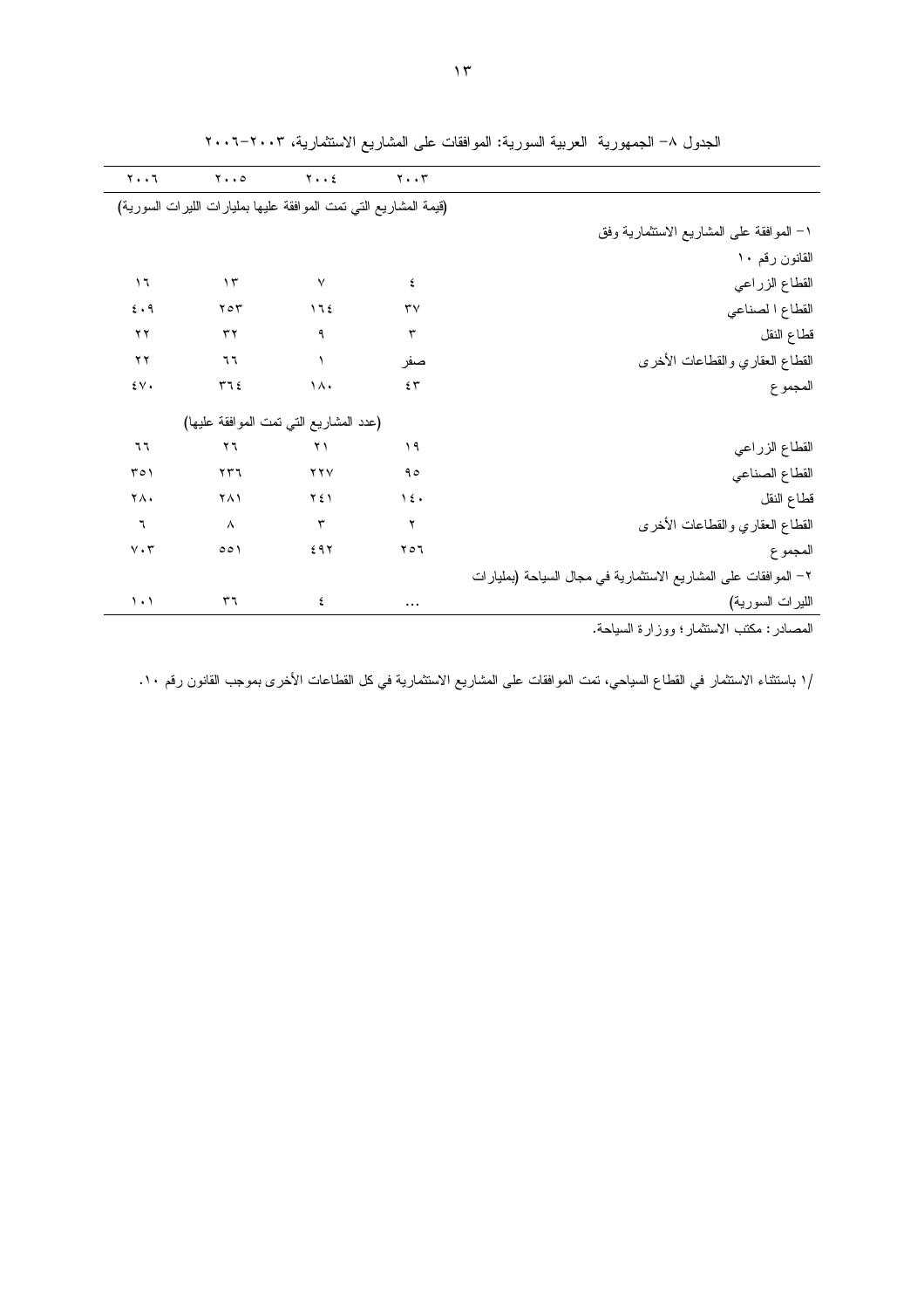الجدول ٨– الجمهورية العربية السورية: الموافقات على المشاريع الاستثمارية، ٢٠٠٣-٢٠٠٦

| | ٢٠٠٣ | ٢٠٠٤ | ٢٠٠٥ | ٢٠٠٦ |
|---|---|---|---|---|
| | (قيمة المشاريع التي تمت الموافقة عليها بمليارات الليرات السورية) | | | |
| ١– الموافقة على المشاريع الاستثمارية وفق القانون رقم ١٠ | | | | |
| القطاع الزراعي | ٤ | ٧ | ١٣ | ١٦ |
| القطاع ا لصناعي | ٣٧ | ١٦٤ | ٢٥٣ | ٤٠٩ |
| قطاع النقل | ٣ | ٩ | ٣٢ | ٢٢ |
| القطاع العقاري والقطاعات الأخرى | صفر | ١ | ٦٦ | ٢٢ |
| المجموع | ٤٣ | ١٨٠ | ٣٦٤ | ٤٧٠ |
| | (عدد المشاريع التي تمت الموافقة عليها) | | | |
| القطاع الزراعي | ١٩ | ٢١ | ٢٦ | ٦٦ |
| القطاع الصناعي | ٩٥ | ٢٢٧ | ٢٣٦ | ٣٥١ |
| قطاع النقل | ١٤٠ | ٢٤١ | ٢٨١ | ٢٨٠ |
| القطاع العقاري والقطاعات الأخرى | ٢ | ٣ | ٨ | ٦ |
| المجموع | ٢٥٦ | ٤٩٢ | ٥٥١ | ٧٠٣ |
| ٢– الموافقات على المشاريع الاستثمارية في مجال السياحة (بمليارات الليرات السورية) | ... | ٤ | ٣٦ | ١٠١ |

المصادر: مكتب الاستثمار؛ ووزارة السياحة.

/١ باستثناء الاستثمار في القطاع السياحي، تمت الموافقات على المشاريع الاستثمارية في كل القطاعات الأخرى بموجب القانون رقم ١٠.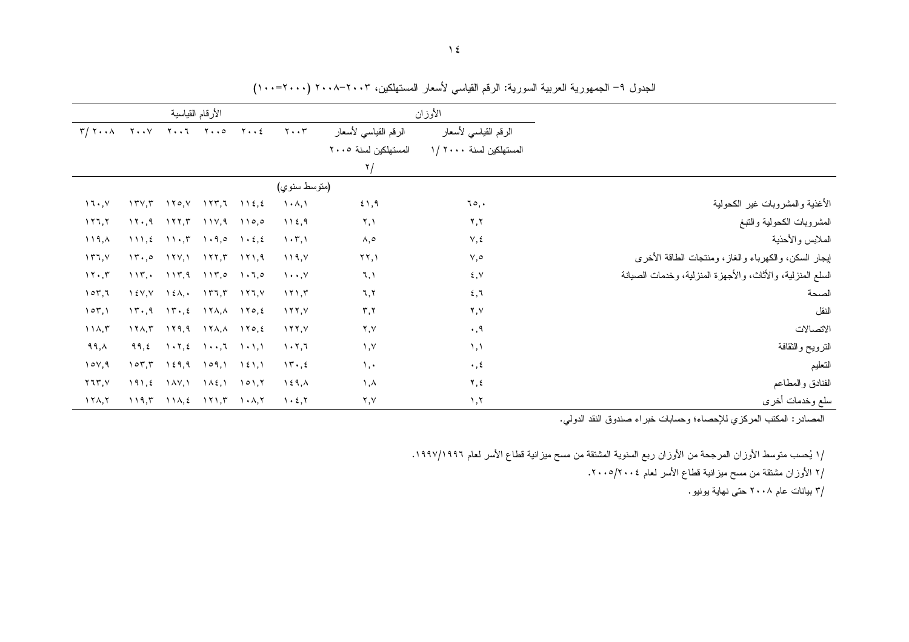الجدول ٩– الجمهورية العربية السورية: الرقم القياسي لأسعار المستهلكين، ٢٠٠٣–٢٠٠٨ (٢٠٠٠=١٠٠)

| | الأوزان | | الأرقام القياسية | | | | | |
|---|---|---|---|---|---|---|---|---|
| | الرقم القياسي لأسعار المستهلكين لسنة ٢٠٠٠ ‎/١ | الرقم القياسي لأسعار المستهلكين لسنة ٢٠٠٥ ‎/٢ | ٢٠٠٣ | ٢٠٠٤ | ٢٠٠٥ | ٢٠٠٦ | ٢٠٠٧ | ٢٠٠٨ ‎/٣ |
| | | | (متوسط سنوي) | | | | | |
| الأغذية والمشروبات غير الكحولية | ٦٥,٠ | ٤١,٩ | ١٠٨,١ | ١١٤,٤ | ١٢٣,٦ | ١٢٥,٧ | ١٣٧,٣ | ١٦٠,٧ |
| المشروبات الكحولية والتبغ | ٢,٢ | ٢,١ | ١١٤,٩ | ١١٥,٥ | ١١٧,٩ | ١٢٢,٣ | ١٢٠,٩ | ١٢٦,٢ |
| الملابس والأحذية | ٧,٤ | ٨,٥ | ١٠٣,١ | ١٠٤,٤ | ١٠٩,٥ | ١١٠,٣ | ١١١,٤ | ١١٩,٨ |
| إيجار السكن، والكهرباء والغاز، ومنتجات الطاقة الأخرى | ٧,٥ | ٢٢,١ | ١١٩,٧ | ١٢١,٩ | ١٢٢,٣ | ١٢٧,١ | ١٣٠,٥ | ١٣٦,٧ |
| السلع المنزلية، والأثاث، والأجهزة المنزلية، وخدمات الصيانة | ٤,٧ | ٦,١ | ١٠٠,٧ | ١٠٦,٥ | ١١٣,٥ | ١١٣,٩ | ١١٣,٠ | ١٢٠,٣ |
| الصحة | ٤,٦ | ٦,٢ | ١٢١,٣ | ١٢٦,٧ | ١٣٦,٣ | ١٤٨,٠ | ١٤٧,٧ | ١٥٣,٦ |
| النقل | ٢,٧ | ٣,٢ | ١٢٢,٧ | ١٢٥,٤ | ١٢٨,٨ | ١٣٠,٤ | ١٣٠,٩ | ١٥٣,١ |
| الاتصالات | ٠,٩ | ٢,٧ | ١٢٢,٧ | ١٢٥,٤ | ١٢٨,٨ | ١٢٩,٩ | ١٢٨,٣ | ١١٨,٣ |
| الترويح والثقافة | ١,١ | ١,٧ | ١٠٢,٦ | ١٠١,١ | ١٠٠,٦ | ١٠٢,٤ | ٩٩,٤ | ٩٩,٨ |
| التعليم | ٠,٤ | ١,٠ | ١٣٠,٤ | ١٤١,١ | ١٥٩,١ | ١٤٩,٩ | ١٥٣,٣ | ١٥٧,٩ |
| الفنادق والمطاعم | ٢,٤ | ١,٨ | ١٤٩,٨ | ١٥١,٢ | ١٨٤,١ | ١٨٧,١ | ١٩١,٤ | ٢٦٣,٧ |
| سلع وخدمات أخرى | ١,٢ | ٢,٧ | ١٠٤,٢ | ١٠٨,٢ | ١٢١,٣ | ١١٨,٤ | ١١٩,٣ | ١٢٨,٢ |

المصادر: المكتب المركزي للإحصاء؛ وحسابات خبراء صندوق النقد الدولي.

‎/١ يُحسب متوسط الأوزان المرجحة من الأوزان ربع السنوية المشتقة من مسح ميزانية قطاع الأسر لعام ١٩٩٦/١٩٩٧.

‎/٢ الأوزان مشتقة من مسح ميزانية قطاع الأسر لعام ٢٠٠٤/٢٠٠٥.

‎/٣ بيانات عام ٢٠٠٨ حتى نهاية يونيو.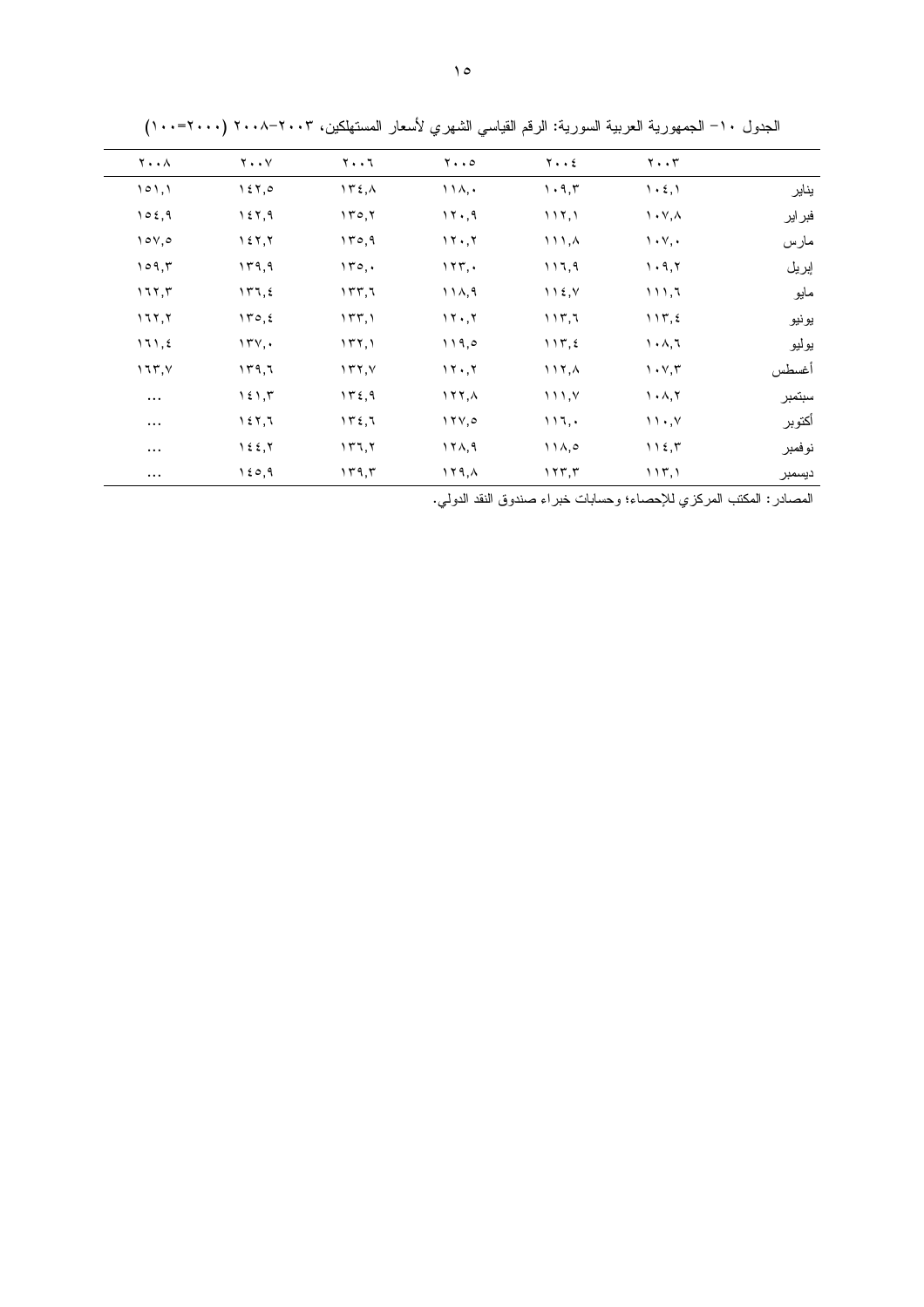الجدول ١٠– الجمهورية العربية السورية: الرقم القياسي الشهري لأسعار المستهلكين، ٢٠٠٣–٢٠٠٨ (٢٠٠٠=١٠٠)

| | ٢٠٠٣ | ٢٠٠٤ | ٢٠٠٥ | ٢٠٠٦ | ٢٠٠٧ | ٢٠٠٨ |
|---|---|---|---|---|---|---|
| يناير | ١٠٤,١ | ١٠٩,٣ | ١١٨,٠ | ١٣٤,٨ | ١٤٢,٥ | ١٥١,١ |
| فبراير | ١٠٧,٨ | ١١٢,١ | ١٢٠,٩ | ١٣٥,٢ | ١٤٢,٩ | ١٥٤,٩ |
| مارس | ١٠٧,٠ | ١١١,٨ | ١٢٠,٢ | ١٣٥,٩ | ١٤٢,٢ | ١٥٧,٥ |
| إبريل | ١٠٩,٢ | ١١٦,٩ | ١٢٣,٠ | ١٣٥,٠ | ١٣٩,٩ | ١٥٩,٣ |
| مايو | ١١١,٦ | ١١٤,٧ | ١١٨,٩ | ١٣٣,٦ | ١٣٦,٤ | ١٦٢,٣ |
| يونيو | ١١٣,٤ | ١١٣,٦ | ١٢٠,٢ | ١٣٣,١ | ١٣٥,٤ | ١٦٢,٢ |
| يوليو | ١٠٨,٦ | ١١٣,٤ | ١١٩,٥ | ١٣٢,١ | ١٣٧,٠ | ١٦١,٤ |
| أغسطس | ١٠٧,٣ | ١١٢,٨ | ١٢٠,٢ | ١٣٢,٧ | ١٣٩,٦ | ١٦٣,٧ |
| سبتمبر | ١٠٨,٢ | ١١١,٧ | ١٢٢,٨ | ١٣٤,٩ | ١٤١,٣ | ... |
| أكتوبر | ١١٠,٧ | ١١٦,٠ | ١٢٧,٥ | ١٣٤,٦ | ١٤٢,٦ | ... |
| نوفمبر | ١١٤,٣ | ١١٨,٥ | ١٢٨,٩ | ١٣٦,٢ | ١٤٤,٢ | ... |
| ديسمبر | ١١٣,١ | ١٢٣,٣ | ١٢٩,٨ | ١٣٩,٣ | ١٤٥,٩ | ... |

المصادر: المكتب المركزي للإحصاء؛ وحسابات خبراء صندوق النقد الدولي.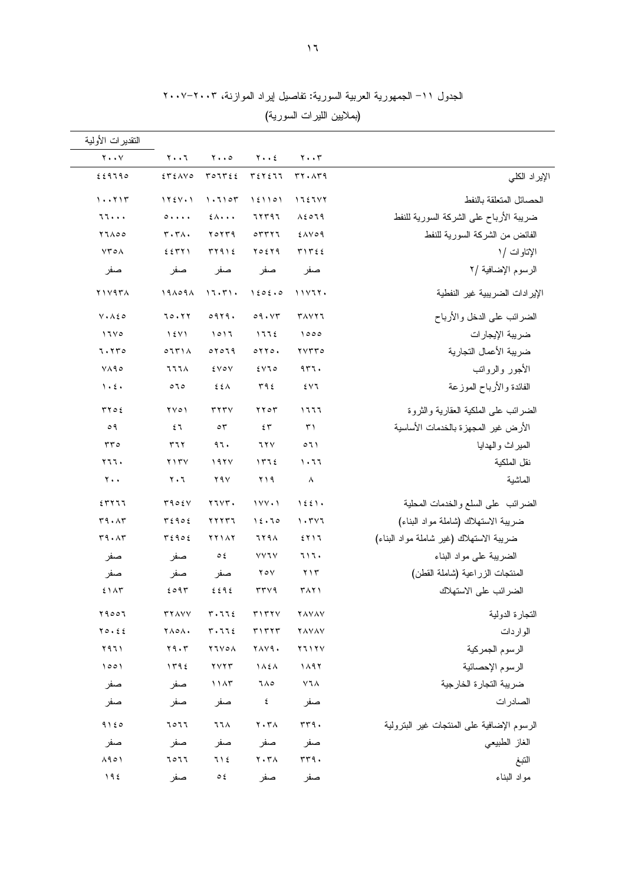الجدول ١١– الجمهورية العربية السورية: تفاصيل إيراد الموازنة، ٢٠٠٣–٢٠٠٧

(بملايين الليرات السورية)

| | ٢٠٠٣ | ٢٠٠٤ | ٢٠٠٥ | ٢٠٠٦ | التقديرات الأولية ٢٠٠٧ |
|---|---|---|---|---|---|
| الإيراد الكلي | ٣٢٠٨٣٩ | ٣٤٢٤٦٦ | ٣٥٦٣٤٤ | ٤٣٤٨٧٥ | ٤٤٩٦٩٥ |
| الحصائل المتعلقة بالنفط | ١٦٤٦٧٢ | ١٤١١٥١ | ١٠٦١٥٣ | ١٢٤٧٠١ | ١٠٠٢١٣ |
| ضريبة الأرباح على الشركة السورية للنفط | ٨٤٥٦٩ | ٦٢٣٩٦ | ٤٨٠٠٠ | ٥٠٠٠٠ | ٦٦٠٠٠ |
| الفائض من الشركة السورية للنفط | ٤٨٧٥٩ | ٥٣٣٢٦ | ٢٥٢٣٩ | ٣٠٣٨٠ | ٢٦٨٥٥ |
| الإتاوات /١ | ٣١٣٤٤ | ٢٥٤٢٩ | ٣٢٩١٤ | ٤٤٣٢١ | ٧٣٥٨ |
| الرسوم الإضافية /٢ | صفر | صفر | صفر | صفر | صفر |
| الإيرادات الضريبية غير النفطية | ١١٧٦٢٠ | ١٤٥٤٠٥ | ١٦٠٣١٠ | ١٩٨٥٩٨ | ٢١٧٩٣٨ |
| الضرائب على الدخل والأرباح | ٣٨٧٢٦ | ٥٩٠٧٣ | ٥٩٦٩٠ | ٦٥٠٢٢ | ٧٠٨٤٥ |
| ضريبة الإيجارات | ١٥٥٥ | ١٦٦٤ | ١٥١٦ | ١٤٧١ | ١٦٧٥ |
| ضريبة الأعمال التجارية | ٢٧٣٣٥ | ٥٢٢٥٠ | ٥٢٥٦٩ | ٥٦٣١٨ | ٦٠٢٣٥ |
| الأجور والرواتب | ٩٣٦٠ | ٤٧٦٥ | ٤٧٥٧ | ٦٦٦٨ | ٧٨٩٥ |
| الفائدة والأرباح الموزعة | ٤٧٦ | ٣٩٤ | ٤٤٨ | ٥٦٥ | ١٠٤٠ |
| الضرائب على الملكية العقارية والثروة | ١٦٦٦ | ٢٢٥٣ | ٣٢٣٧ | ٢٧٥١ | ٣٢٥٤ |
| الأرض غير المجهزة بالخدمات الأساسية | ٣١ | ٤٣ | ٥٣ | ٤٦ | ٥٩ |
| الميراث والهدايا | ٥٦١ | ٦٢٧ | ٩٦٠ | ٣٦٢ | ٣٣٥ |
| نقل الملكية | ١٠٦٦ | ١٣٦٤ | ١٩٢٧ | ٢١٣٧ | ٢٦٦٠ |
| الماشية | ٨ | ٢١٩ | ٢٩٧ | ٢٠٦ | ٢٠٠ |
| الضرائب على السلع والخدمات المحلية | ١٤٤١٠ | ١٧٧٠١ | ٢٦٧٣٠ | ٣٩٥٤٧ | ٤٣٢٦٦ |
| ضريبة الاستهلاك (شاملة مواد البناء) | ١٠٣٧٦ | ١٤٠٦٥ | ٢٢٢٣٦ | ٣٤٩٥٤ | ٣٩٠٨٣ |
| ضريبة الاستهلاك (غير شاملة مواد البناء) | ٤٢١٦ | ٦٢٩٨ | ٢٢١٨٢ | ٣٤٩٥٤ | ٣٩٠٨٣ |
| الضريبة على مواد البناء | ٦١٦٠ | ٧٧٦٧ | ٥٤ | صفر | صفر |
| المنتجات الزراعية (شاملة القطن) | ٢١٣ | ٢٥٧ | صفر | صفر | صفر |
| الضرائب على الاستهلاك | ٣٨٢١ | ٣٣٧٩ | ٤٤٩٤ | ٤٥٩٣ | ٤١٨٣ |
| التجارة الدولية | ٢٨٧٨٧ | ٣١٣٢٧ | ٣٠٦٦٤ | ٣٢٨٧٧ | ٢٩٥٥٦ |
| الواردات | ٢٨٧٨٧ | ٣١٣٢٣ | ٣٠٦٦٤ | ٢٨٥٨٠ | ٢٥٠٤٤ |
| الرسوم الجمركية | ٢٦١٢٧ | ٢٨٧٩٠ | ٢٦٧٥٨ | ٢٩٠٣ | ٢٩٦١ |
| الرسوم الإحصائية | ١٨٩٢ | ١٨٤٨ | ٢٧٢٣ | ١٣٩٤ | ١٥٥١ |
| ضريبة التجارة الخارجية | ٧٦٨ | ٦٨٥ | ١١٨٣ | صفر | صفر |
| الصادرات | صفر | ٤ | صفر | صفر | صفر |
| الرسوم الإضافية على المنتجات غير البترولية | ٣٣٩٠ | ٢٠٣٨ | ٦٦٨ | ٦٥٦٦ | ٩١٤٥ |
| الغاز الطبيعي | صفر | صفر | صفر | صفر | صفر |
| التبغ | ٣٣٩٠ | ٢٠٣٨ | ٦١٤ | ٦٥٦٦ | ٨٩٥١ |
| مواد البناء | صفر | صفر | ٥٤ | صفر | ١٩٤ |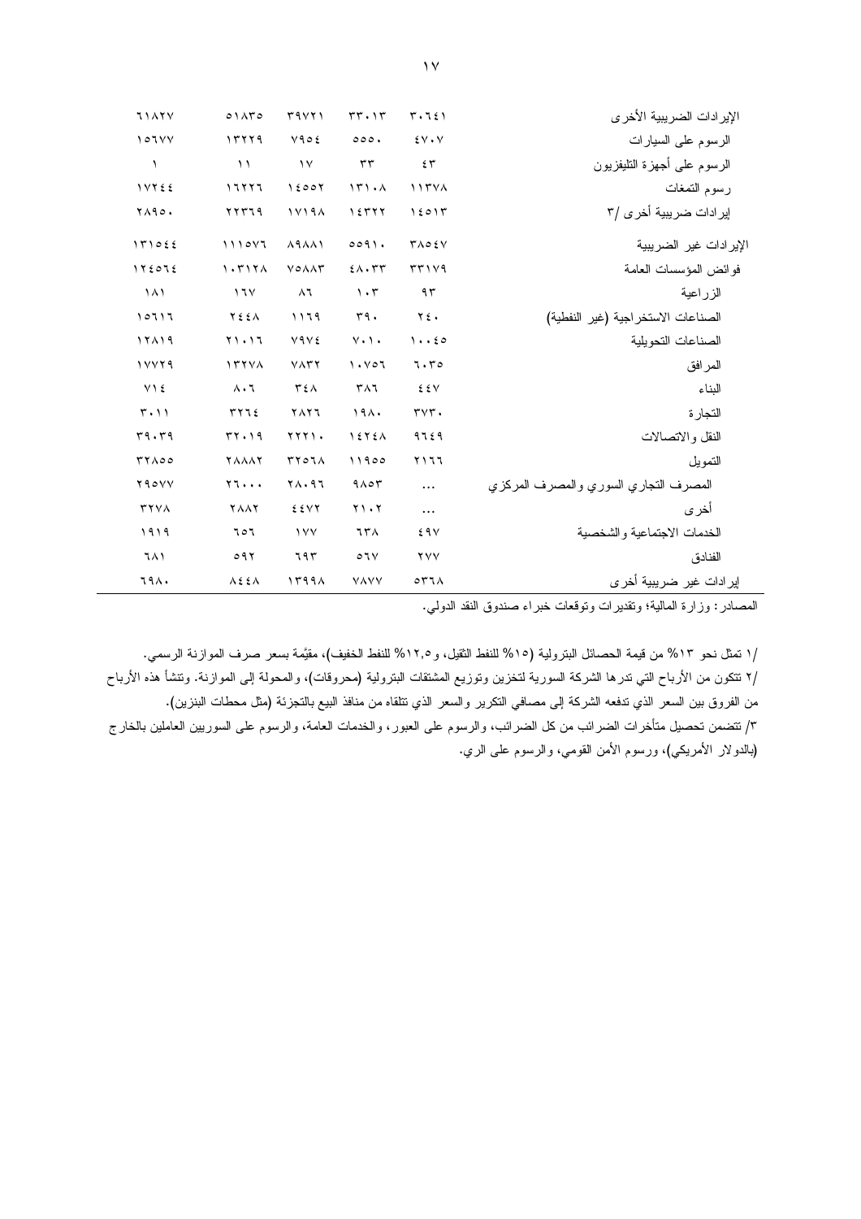| | | | | | |
|---|---|---|---|---|---|
| الإيرادات الضريبية الأخرى | ٣٠٦٤١ | ٣٣٠١٣ | ٣٩٧٢١ | ٥١٨٣٥ | ٦١٨٢٧ |
| الرسوم على السيارات | ٤٧٠٧ | ٥٥٥٠ | ٧٩٥٤ | ١٣٢٢٩ | ١٥٦٧٧ |
| الرسوم على أجهزة التليفزيون | ٤٣ | ٣٣ | ١٧ | ١١ | ١ |
| رسوم التمغات | ١١٣٧٨ | ١٣١٠٨ | ١٤٥٥٢ | ١٦٢٢٦ | ١٧٢٤٤ |
| إيرادات ضريبية أخرى /٣ | ١٤٥١٣ | ١٤٣٢٢ | ١٧١٩٨ | ٢٢٣٦٩ | ٢٨٩٥٠ |
| الإيرادات غير الضريبية | ٣٨٥٤٧ | ٥٥٩١٠ | ٨٩٨٨١ | ١١١٥٧٦ | ١٣١٥٤٤ |
| فوائض المؤسسات العامة | ٣٣١٧٩ | ٤٨٠٣٣ | ٧٥٨٨٣ | ١٠٣١٢٨ | ١٢٤٥٦٤ |
| الزراعية | ٩٣ | ١٠٣ | ٨٦ | ١٦٧ | ١٨١ |
| الصناعات الاستخراجية (غير النفطية) | ٢٤٠ | ٣٩٠ | ١١٦٩ | ٢٤٤٨ | ١٥٦١٦ |
| الصناعات التحويلية | ١٠٠٤٥ | ٧٠١٠ | ٧٩٧٤ | ٢١٠١٦ | ١٢٨١٩ |
| المرافق | ٦٠٣٥ | ١٠٧٥٦ | ٧٨٣٢ | ١٣٢٧٨ | ١٧٧٢٩ |
| البناء | ٤٤٧ | ٣٨٦ | ٣٤٨ | ٨٠٦ | ٧١٤ |
| التجارة | ٣٧٣٠ | ١٩٨٠ | ٢٨٢٦ | ٣٢٦٤ | ٣٠١١ |
| النقل والاتصالات | ٩٦٤٩ | ١٤٢٤٨ | ٢٢٢١٠ | ٣٢٠١٩ | ٣٩٠٣٩ |
| التمويل | ٢١٦٦ | ١١٩٥٥ | ٣٢٥٦٨ | ٢٨٨٨٢ | ٣٢٨٥٥ |
| المصرف التجاري السوري والمصرف المركزي | ... | ٩٨٥٣ | ٢٨٠٩٦ | ٢٦٠٠٠ | ٢٩٥٧٧ |
| أخرى | ... | ٢١٠٢ | ٤٤٧٢ | ٢٨٨٢ | ٣٢٧٨ |
| الخدمات الاجتماعية والشخصية | ٤٩٧ | ٦٣٨ | ١٧٧ | ٦٥٦ | ١٩١٩ |
| الفنادق | ٢٧٧ | ٥٦٧ | ٦٩٣ | ٥٩٢ | ٦٨١ |
| إيرادات غير ضريبية أخرى | ٥٣٦٨ | ٧٨٧٧ | ١٣٩٩٨ | ٨٤٤٨ | ٦٩٨٠ |

المصادر: وزارة المالية؛ وتقديرات وتوقعات خبراء صندوق النقد الدولي.

/١ تمثل نحو ١٣% من قيمة الحصائل البترولية (١٥% للنفط الثقيل، و١٢,٥% للنفط الخفيف)، مقيَّمة بسعر صرف الموازنة الرسمي.

/٢ تتكون من الأرباح التي تدرها الشركة السورية لتخزين وتوزيع المشتقات البترولية (محروقات)، والمحولة إلى الموازنة. وتنشأ هذه الأرباح من الفروق بين السعر الذي تدفعه الشركة إلى مصافي التكرير والسعر الذي تتلقاه من منافذ البيع بالتجزئة (مثل محطات البنزين).

/٣ تتضمن تحصيل متأخرات الضرائب من كل الضرائب، والرسوم على العبور، والخدمات العامة، والرسوم على السوريين العاملين بالخارج (بالدولار الأمريكي)، ورسوم الأمن القومي، والرسوم على الري.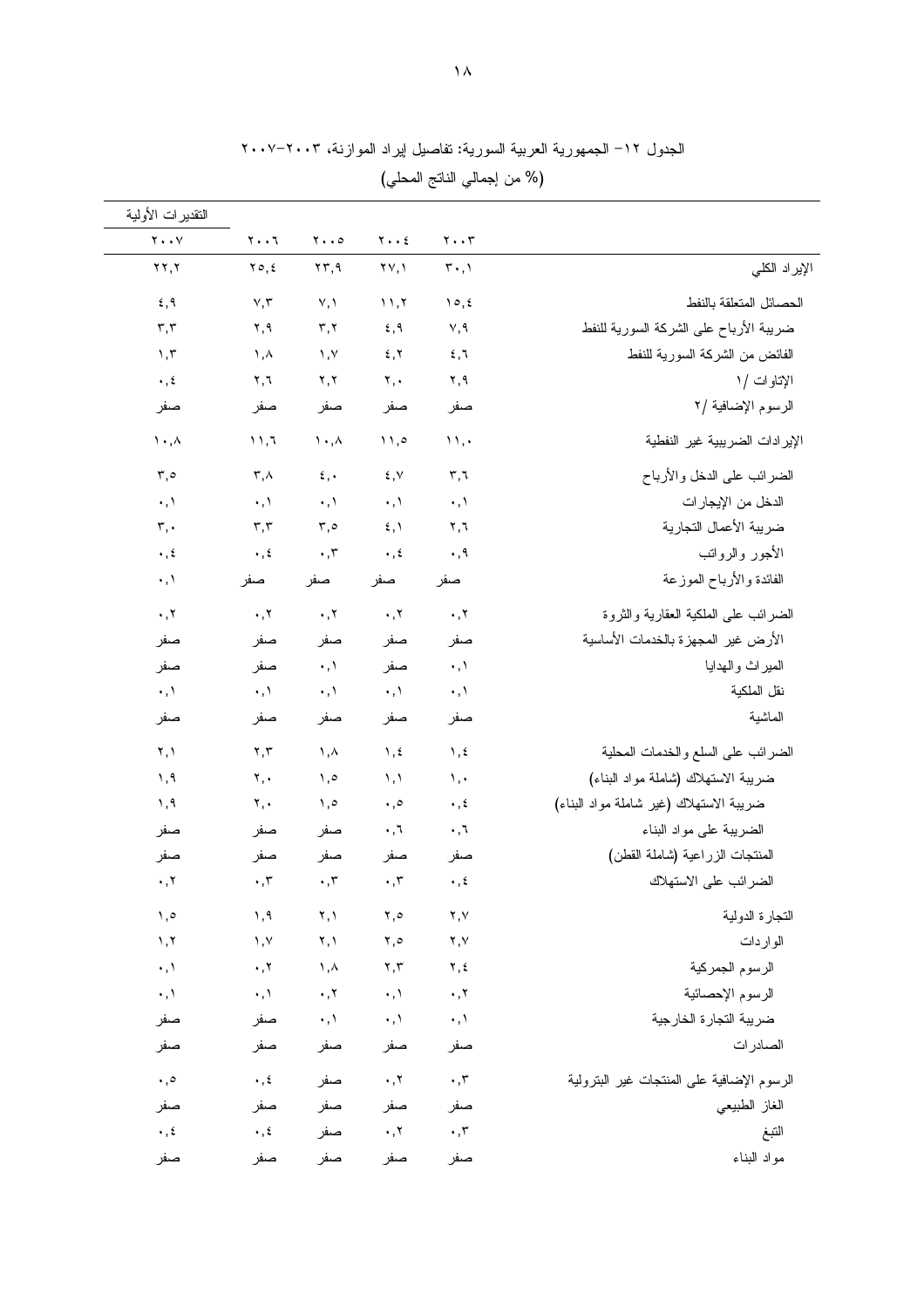الجدول ١٢- الجمهورية العربية السورية: تفاصيل إيراد الموازنة، ٢٠٠٣-٢٠٠٧

(% من إجمالي الناتج المحلي)

| | ٢٠٠٣ | ٢٠٠٤ | ٢٠٠٥ | ٢٠٠٦ | التقديرات الأولية ٢٠٠٧ |
|---|---|---|---|---|---|
| الإيراد الكلي | ٣٠,١ | ٢٧,١ | ٢٣,٩ | ٢٥,٤ | ٢٢,٢ |
| الحصائل المتعلقة بالنفط | ١٥,٤ | ١١,٢ | ٧,١ | ٧,٣ | ٤,٩ |
| ضريبة الأرباح على الشركة السورية للنفط | ٧,٩ | ٤,٩ | ٣,٢ | ٢,٩ | ٣,٣ |
| الفائض من الشركة السورية للنفط | ٤,٦ | ٤,٢ | ١,٧ | ١,٨ | ١,٣ |
| الإتاوات /١ | ٢,٩ | ٢,٠ | ٢,٢ | ٢,٦ | ٠,٤ |
| الرسوم الإضافية /٢ | صفر | صفر | صفر | صفر | صفر |
| الإيرادات الضريبية غير النفطية | ١١,٠ | ١١,٥ | ١٠,٨ | ١١,٦ | ١٠,٨ |
| الضرائب على الدخل والأرباح | ٣,٦ | ٤,٧ | ٤,٠ | ٣,٨ | ٣,٥ |
| الدخل من الإيجارات | ٠,١ | ٠,١ | ٠,١ | ٠,١ | ٠,١ |
| ضريبة الأعمال التجارية | ٢,٦ | ٤,١ | ٣,٥ | ٣,٣ | ٣,٠ |
| الأجور والرواتب | ٠,٩ | ٠,٤ | ٠,٣ | ٠,٤ | ٠,٤ |
| الفائدة والأرباح الموزعة | صفر | صفر | صفر | صفر | ٠,١ |
| الضرائب على الملكية العقارية والثروة | ٠,٢ | ٠,٢ | ٠,٢ | ٠,٢ | ٠,٢ |
| الأرض غير المجهزة بالخدمات الأساسية | صفر | صفر | صفر | صفر | صفر |
| الميراث والهدايا | ٠,١ | صفر | ٠,١ | صفر | صفر |
| نقل الملكية | ٠,١ | ٠,١ | ٠,١ | ٠,١ | ٠,١ |
| الماشية | صفر | صفر | صفر | صفر | صفر |
| الضرائب على السلع والخدمات المحلية | ١,٤ | ١,٤ | ١,٨ | ٢,٣ | ٢,١ |
| ضريبة الاستهلاك (شاملة مواد البناء) | ١,٠ | ١,١ | ١,٥ | ٢,٠ | ١,٩ |
| ضريبة الاستهلاك (غير شاملة مواد البناء) | ٠,٤ | ٠,٥ | ١,٥ | ٢,٠ | ١,٩ |
| الضريبة على مواد البناء | ٠,٦ | ٠,٦ | صفر | صفر | صفر |
| المنتجات الزراعية (شاملة القطن) | صفر | صفر | صفر | صفر | صفر |
| الضرائب على الاستهلاك | ٠,٤ | ٠,٣ | ٠,٣ | ٠,٣ | ٠,٢ |
| التجارة الدولية | ٢,٧ | ٢,٥ | ٢,١ | ١,٩ | ١,٥ |
| الواردات | ٢,٧ | ٢,٥ | ٢,١ | ١,٧ | ١,٢ |
| الرسوم الجمركية | ٢,٤ | ٢,٣ | ١,٨ | ٠,٢ | ٠,١ |
| الرسوم الإحصائية | ٠,٢ | ٠,١ | ٠,٢ | ٠,١ | ٠,١ |
| ضريبة التجارة الخارجية | ٠,١ | ٠,١ | ٠,١ | صفر | صفر |
| الصادرات | صفر | صفر | صفر | صفر | صفر |
| الرسوم الإضافية على المنتجات غير البترولية | ٠,٣ | ٠,٢ | صفر | ٠,٤ | ٠,٥ |
| الغاز الطبيعي | صفر | صفر | صفر | صفر | صفر |
| التبغ | ٠,٣ | ٠,٢ | صفر | ٠,٤ | ٠,٤ |
| مواد البناء | صفر | صفر | صفر | صفر | صفر |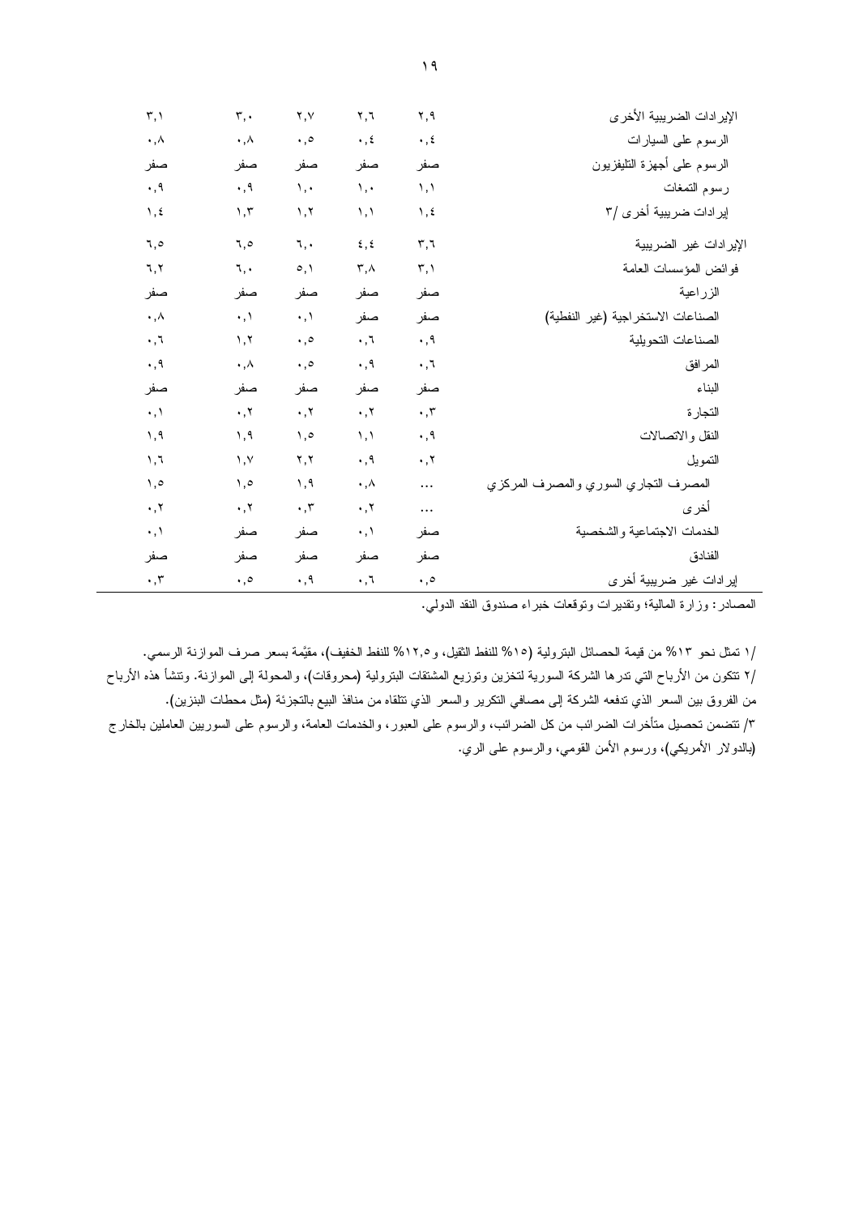| | | | | | |
|---|---|---|---|---|---|
| الإيرادات الضريبية الأخرى | ٢,٩ | ٢,٦ | ٢,٧ | ٣,٠ | ٣,١ |
| الرسوم على السيارات | ٠,٤ | ٠,٤ | ٠,٥ | ٠,٨ | ٠,٨ |
| الرسوم على أجهزة التليفزيون | صفر | صفر | صفر | صفر | صفر |
| رسوم التمغات | ١,١ | ١,٠ | ١,٠ | ٠,٩ | ٠,٩ |
| إيرادات ضريبية أخرى /٣ | ١,٤ | ١,١ | ١,٢ | ١,٣ | ١,٤ |
| الإيرادات غير الضريبية | ٣,٦ | ٤,٤ | ٦,٠ | ٦,٥ | ٦,٥ |
| فوائض المؤسسات العامة | ٣,١ | ٣,٨ | ٥,١ | ٦,٠ | ٦,٢ |
| الزراعية | صفر | صفر | صفر | صفر | صفر |
| الصناعات الاستخراجية (غير النفطية) | صفر | صفر | ٠,١ | ٠,١ | ٠,٨ |
| الصناعات التحويلية | ٠,٩ | ٠,٦ | ٠,٥ | ١,٢ | ٠,٦ |
| المرافق | ٠,٦ | ٠,٩ | ٠,٥ | ٠,٨ | ٠,٩ |
| البناء | صفر | صفر | صفر | صفر | صفر |
| التجارة | ٠,٣ | ٠,٢ | ٠,٢ | ٠,٢ | ٠,١ |
| النقل والاتصالات | ٠,٩ | ١,١ | ١,٥ | ١,٩ | ١,٩ |
| التمويل | ٠,٢ | ٠,٩ | ٢,٢ | ١,٧ | ١,٦ |
| المصرف التجاري السوري والمصرف المركزي | ... | ٠,٨ | ١,٩ | ١,٥ | ١,٥ |
| أخرى | ... | ٠,٢ | ٠,٣ | ٠,٢ | ٠,٢ |
| الخدمات الاجتماعية والشخصية | صفر | ٠,١ | صفر | صفر | ٠,١ |
| الفنادق | صفر | صفر | صفر | صفر | صفر |
| إيرادات غير ضريبية أخرى | ٠,٥ | ٠,٦ | ٠,٩ | ٠,٥ | ٠,٣ |

المصادر: وزارة المالية؛ وتقديرات وتوقعات خبراء صندوق النقد الدولي.

/١ تمثل نحو ١٣% من قيمة الحصائل البترولية (١٥% للنفط الثقيل، و١٢,٥% للنفط الخفيف)، مقيّمة بسعر صرف الموازنة الرسمي.

/٢ تتكون من الأرباح التي تدرها الشركة السورية لتخزين وتوزيع المشتقات البترولية (محروقات)، والمحولة إلى الموازنة. وتنشأ هذه الأرباح من الفروق بين السعر الذي تدفعه الشركة إلى مصافي التكرير والسعر الذي تتلقاه من منافذ البيع بالتجزئة (مثل محطات البنزين).

/٣ تتضمن تحصيل متأخرات الضرائب من كل الضرائب، والرسوم على العبور، والخدمات العامة، والرسوم على السوريين العاملين بالخارج (بالدولار الأمريكي)، ورسوم الأمن القومي، والرسوم على الري.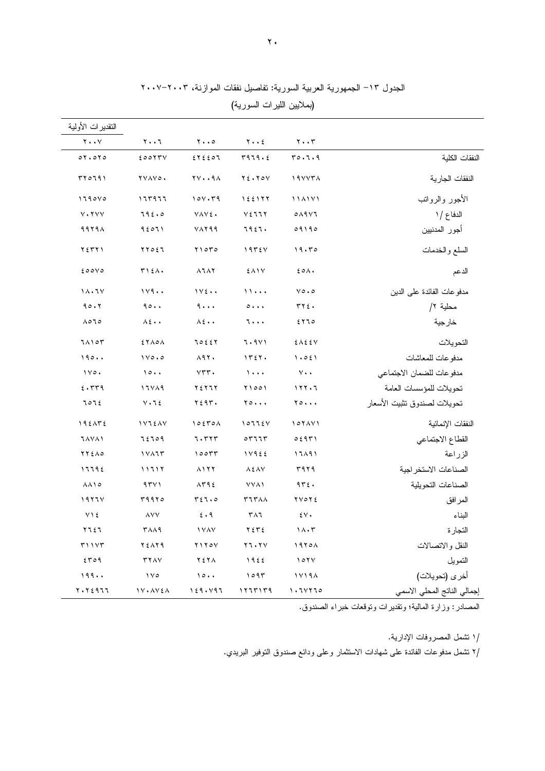الجدول ١٣– الجمهورية العربية السورية: تفاصيل نفقات الموازنة، ٢٠٠٣–٢٠٠٧

(بملايين الليرات السورية)

| | ٢٠٠٣ | ٢٠٠٤ | ٢٠٠٥ | ٢٠٠٦ | التقديرات الأولية ٢٠٠٧ |
|---|---|---|---|---|---|
| النفقات الكلية | ٣٥٠٦٠٩ | ٣٩٦٩٠٤ | ٤٢٤٤٥٦ | ٤٥٥٢٣٧ | ٥٢٠٥٢٥ |
| النفقات الجارية | ١٩٧٧٣٨ | ٢٤٠٢٥٧ | ٢٧٠٠٩٨ | ٢٧٨٧٥٠ | ٣٢٥٦٩١ |
| الأجور والرواتب | ١١٨١٧١ | ١٤٤١٢٢ | ١٥٧٠٣٩ | ١٦٣٩٦٦ | ١٦٩٥٧٥ |
| الدفاع ١/ | ٥٨٩٧٦ | ٧٤٦٦٢ | ٧٨٧٤٠ | ٦٩٤٠٥ | ٧٠٢٧٧ |
| أجور المدنيين | ٥٩١٩٥ | ٦٩٤٦٠ | ٧٨٢٩٩ | ٩٤٥٦١ | ٩٩٢٩٨ |
| السلع والخدمات | ١٩٠٣٥ | ١٩٣٤٧ | ٢١٥٣٥ | ٢٢٥٤٦ | ٢٤٣٢١ |
| الدعم | ٤٥٨٠ | ٤٨١٧ | ٨٦٨٢ | ٣١٤٨٠ | ٤٥٥٧٥ |
| مدفوعات الفائدة على الدين | ٧٥٠٥ | ١١٠٠٠ | ١٧٤٠٠ | ١٧٩٠٠ | ١٨٠٦٧ |
| محلية ٢/ | ٣٢٤٠ | ٥٠٠٠ | ٩٠٠٠ | ٩٥٠٠ | ٩٥٠٢ |
| خارجية | ٤٢٦٥ | ٦٠٠٠ | ٨٤٠٠ | ٨٤٠٠ | ٨٥٦٥ |
| التحويلات | ٤٨٤٤٧ | ٦٠٩٧١ | ٦٥٤٤٢ | ٤٢٨٥٨ | ٦٨١٥٣ |
| مدفوعات للمعاشات | ١٠٥٤١ | ١٣٤٢٠ | ٨٩٢٠ | ١٧٥٠٥ | ١٩٥٠٠ |
| مدفوعات للضمان الاجتماعي | ٧٠٠ | ١٠٠٠ | ٧٣٣٠ | ١٥٠٠ | ١٧٥٠ |
| تحويلات للمؤسسات العامة | ١٢٢٠٦ | ٢١٥٥١ | ٢٤٢٦٢ | ١٦٧٨٩ | ٤٠٣٣٩ |
| تحويلات لصندوق تثبيت الأسعار | ٢٥٠٠٠ | ٢٥٠٠٠ | ٢٤٩٣٠ | ٧٠٦٤ | ٦٥٦٤ |
| النفقات الإنمائية | ١٥٢٨٧١ | ١٥٦٦٤٧ | ١٥٤٣٥٨ | ١٧٦٤٨٧ | ١٩٤٨٣٤ |
| القطاع الاجتماعي | ٥٤٩٣١ | ٥٣٦٦٣ | ٦٠٣٢٣ | ٦٤٦٥٩ | ٦٨٧٨١ |
| الزراعة | ١٦٨٩١ | ١٧٩٤٤ | ١٥٥٣٣ | ١٧٨٦٣ | ٢٢٤٨٥ |
| الصناعات الاستخراجية | ٣٩٢٩ | ٨٤٨٧ | ٨١٢٢ | ١١٦١٢ | ١٦٦٩٤ |
| الصناعات التحويلية | ٩٣٤٠ | ٧٧٨١ | ٨٣٩٤ | ٩٣٧١ | ٨٨١٥ |
| المرافق | ٢٧٥٢٤ | ٣٦٣٨٨ | ٣٤٦٠٥ | ٣٩٩٢٥ | ١٩٢٦٧ |
| البناء | ٤٧٠ | ٣٨٦ | ٤٠٩ | ٨٧٧ | ٧١٤ |
| التجارة | ١٨٠٣ | ٢٤٣٤ | ١٧٨٧ | ٣٨٨٩ | ٢٦٤٦ |
| النقل والاتصالات | ١٩٢٥٨ | ٢٦٠٢٧ | ٢١٢٥٧ | ٢٤٨٢٩ | ٣١١٧٣ |
| التمويل | ١٥٢٧ | ١٩٤٤ | ٢٤٢٨ | ٣٢٨٧ | ٤٣٥٩ |
| أخرى (تحويلات) | ١٧١٩٨ | ١٥٩٣ | ١٥٠٠ | ١٧٥ | ١٩٩٠٠ |
| إجمالي الناتج المحلي الاسمي | ١٠٦٧٢٦٥ | ١٢٦٣١٣٩ | ١٤٩٠٧٩٦ | ١٧٠٨٧٤٨ | ٢٠٢٤٩٦٦ |

المصادر: وزارة المالية؛ وتقديرات وتوقعات خبراء الصندوق.

١/ تشمل المصروفات الإدارية.

٢/ تشمل مدفوعات الفائدة على شهادات الاستثمار وعلى ودائع صندوق التوفير البريدي.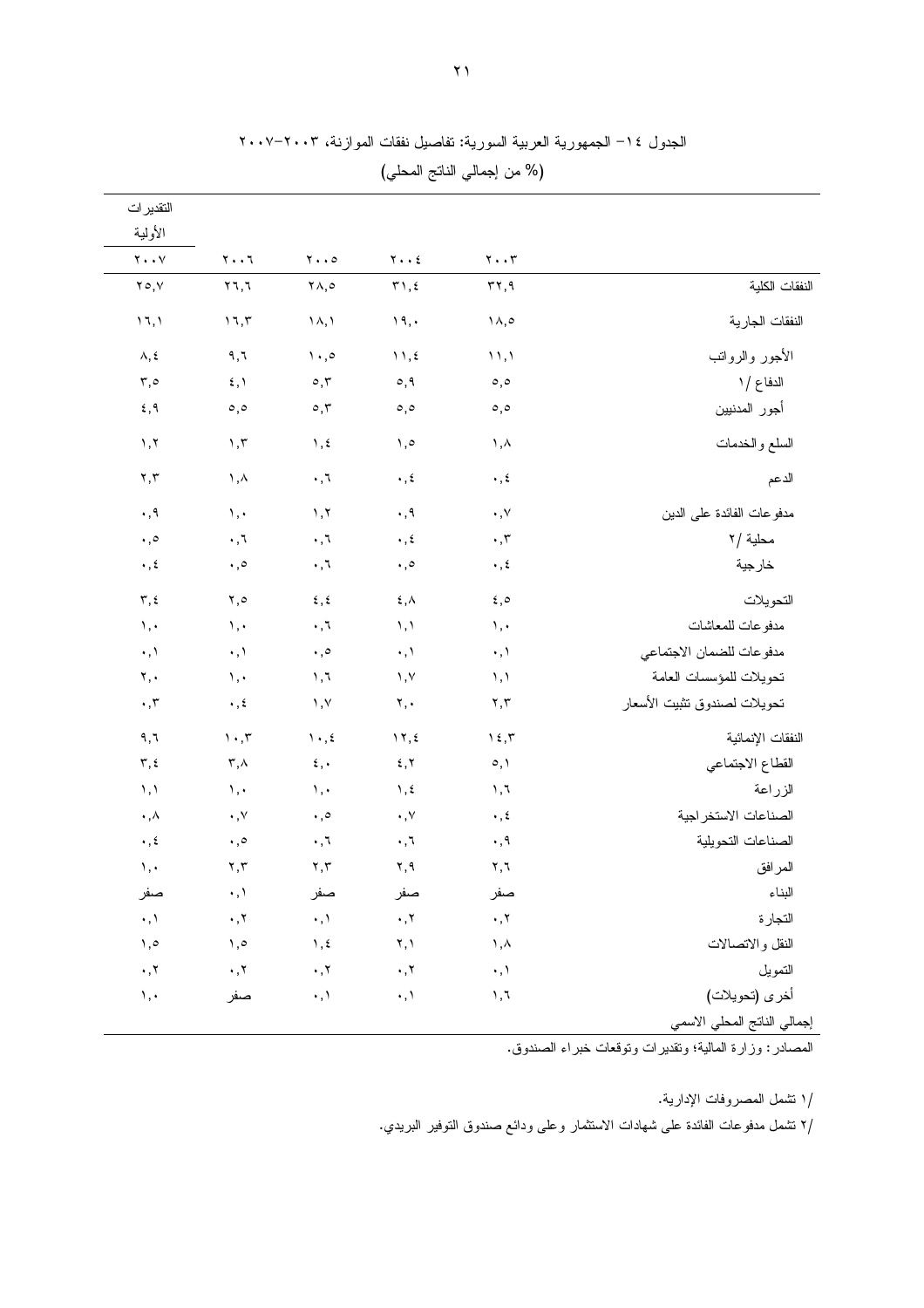الجدول ١٤– الجمهورية العربية السورية: تفاصيل نفقات الموازنة، ٢٠٠٣–٢٠٠٧

(% من إجمالي الناتج المحلي)

| | ٢٠٠٣ | ٢٠٠٤ | ٢٠٠٥ | ٢٠٠٦ | التقديرات الأولية ٢٠٠٧ |
|---|---|---|---|---|---|
| النفقات الكلية | ٣٢,٩ | ٣١,٤ | ٢٨,٥ | ٢٦,٦ | ٢٥,٧ |
| النفقات الجارية | ١٨,٥ | ١٩,٠ | ١٨,١ | ١٦,٣ | ١٦,١ |
| الأجور والرواتب | ١١,١ | ١١,٤ | ١٠,٥ | ٩,٦ | ٨,٤ |
| الدفاع /١ | ٥,٥ | ٥,٩ | ٥,٣ | ٤,١ | ٣,٥ |
| أجور المدنيين | ٥,٥ | ٥,٥ | ٥,٣ | ٥,٥ | ٤,٩ |
| السلع والخدمات | ١,٨ | ١,٥ | ١,٤ | ١,٣ | ١,٢ |
| الدعم | ٠,٤ | ٠,٤ | ٠,٦ | ١,٨ | ٢,٣ |
| مدفوعات الفائدة على الدين | ٠,٧ | ٠,٩ | ١,٢ | ١,٠ | ٠,٩ |
| محلية /٢ | ٠,٣ | ٠,٤ | ٠,٦ | ٠,٦ | ٠,٥ |
| خارجية | ٠,٤ | ٠,٥ | ٠,٦ | ٠,٥ | ٠,٤ |
| التحويلات | ٤,٥ | ٤,٨ | ٤,٤ | ٢,٥ | ٣,٤ |
| مدفوعات للمعاشات | ١,٠ | ١,١ | ٠,٦ | ١,٠ | ١,٠ |
| مدفوعات للضمان الاجتماعي | ٠,١ | ٠,١ | ٠,٥ | ٠,١ | ٠,١ |
| تحويلات للمؤسسات العامة | ١,١ | ١,٧ | ١,٦ | ١,٠ | ٢,٠ |
| تحويلات لصندوق تثبيت الأسعار | ٢,٣ | ٢,٠ | ١,٧ | ٠,٤ | ٠,٣ |
| النفقات الإنمائية | ١٤,٣ | ١٢,٤ | ١٠,٤ | ١٠,٣ | ٩,٦ |
| القطاع الاجتماعي | ٥,١ | ٤,٢ | ٤,٠ | ٣,٨ | ٣,٤ |
| الزراعة | ١,٦ | ١,٤ | ١,٠ | ١,٠ | ١,١ |
| الصناعات الاستخراجية | ٠,٤ | ٠,٧ | ٠,٥ | ٠,٧ | ٠,٨ |
| الصناعات التحويلية | ٠,٩ | ٠,٦ | ٠,٦ | ٠,٥ | ٠,٤ |
| المرافق | ٢,٦ | ٢,٩ | ٢,٣ | ٢,٣ | ١,٠ |
| البناء | صفر | صفر | صفر | ٠,١ | صفر |
| التجارة | ٠,٢ | ٠,٢ | ٠,١ | ٠,٢ | ٠,١ |
| النقل والاتصالات | ١,٨ | ٢,١ | ١,٤ | ١,٥ | ١,٥ |
| التمويل | ٠,١ | ٠,٢ | ٠,٢ | ٠,٢ | ٠,٢ |
| أخرى (تحويلات) | ١,٦ | ٠,١ | ٠,١ | صفر | ١,٠ |
| إجمالي الناتج المحلي الاسمي | | | | | |

المصادر: وزارة المالية؛ وتقديرات وتوقعات خبراء الصندوق.

/١ تشمل المصروفات الإدارية.

/٢ تشمل مدفوعات الفائدة على شهادات الاستثمار وعلى ودائع صندوق التوفير البريدي.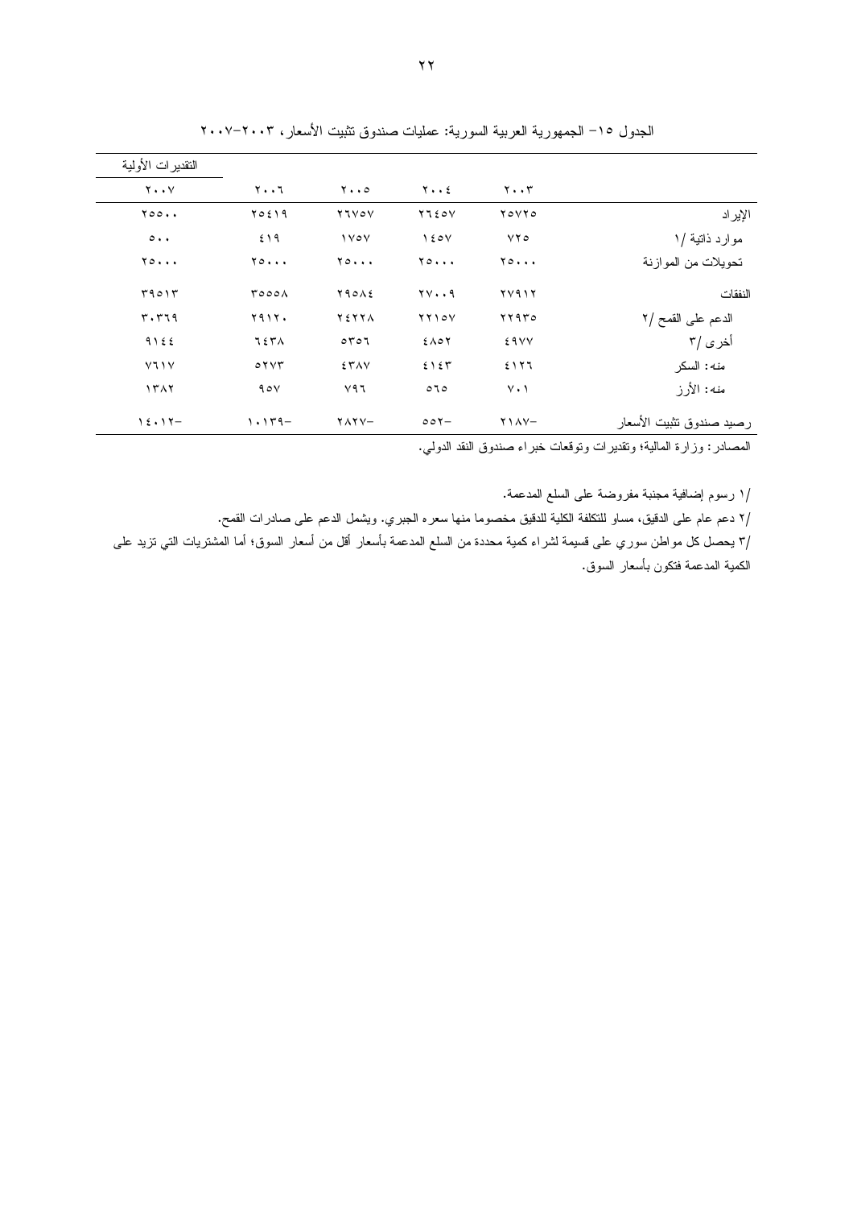الجدول ١٥– الجمهورية العربية السورية: عمليات صندوق تثبيت الأسعار، ٢٠٠٣–٢٠٠٧

| | ٢٠٠٣ | ٢٠٠٤ | ٢٠٠٥ | ٢٠٠٦ | التقديرات الأولية ٢٠٠٧ |
|---|---|---|---|---|---|
| الإيراد | ٢٥٧٢٥ | ٢٦٤٥٧ | ٢٦٧٥٧ | ٢٥٤١٩ | ٢٥٥٠٠ |
| موارد ذاتية /١ | ٧٢٥ | ١٤٥٧ | ١٧٥٧ | ٤١٩ | ٥٠٠ |
| تحويلات من الموازنة | ٢٥٠٠٠ | ٢٥٠٠٠ | ٢٥٠٠٠ | ٢٥٠٠٠ | ٢٥٠٠٠ |
| النفقات | ٢٧٩١٢ | ٢٧٠٠٩ | ٢٩٥٨٤ | ٣٥٥٥٨ | ٣٩٥١٣ |
| الدعم على القمح /٢ | ٢٢٩٣٥ | ٢٢١٥٧ | ٢٤٢٢٨ | ٢٩١٢٠ | ٣٠٣٦٩ |
| أخرى /٣ | ٤٩٧٧ | ٤٨٥٢ | ٥٣٥٦ | ٦٤٣٨ | ٩١٤٤ |
| منه: السكر | ٤١٢٦ | ٤١٤٣ | ٤٣٨٧ | ٥٢٧٣ | ٧٦١٧ |
| منه: الأرز | ٧٠١ | ٥٦٥ | ٧٩٦ | ٩٥٧ | ١٣٨٢ |
| رصيد صندوق تثبيت الأسعار | ٢١٨٧– | ٥٥٢– | ٢٨٢٧– | ١٠١٣٩– | ١٤٠١٢– |

المصادر: وزارة المالية؛ وتقديرات وتوقعات خبراء صندوق النقد الدولي.

/١ رسوم إضافية مجنبة مفروضة على السلع المدعمة.

/٢ دعم عام على الدقيق، مساو للتكلفة الكلية للدقيق مخصوما منها سعره الجبري. ويشمل الدعم على صادرات القمح.

/٣ يحصل كل مواطن سوري على قسيمة لشراء كمية محددة من السلع المدعمة بأسعار أقل من أسعار السوق؛ أما المشتريات التي تزيد على الكمية المدعمة فتكون بأسعار السوق.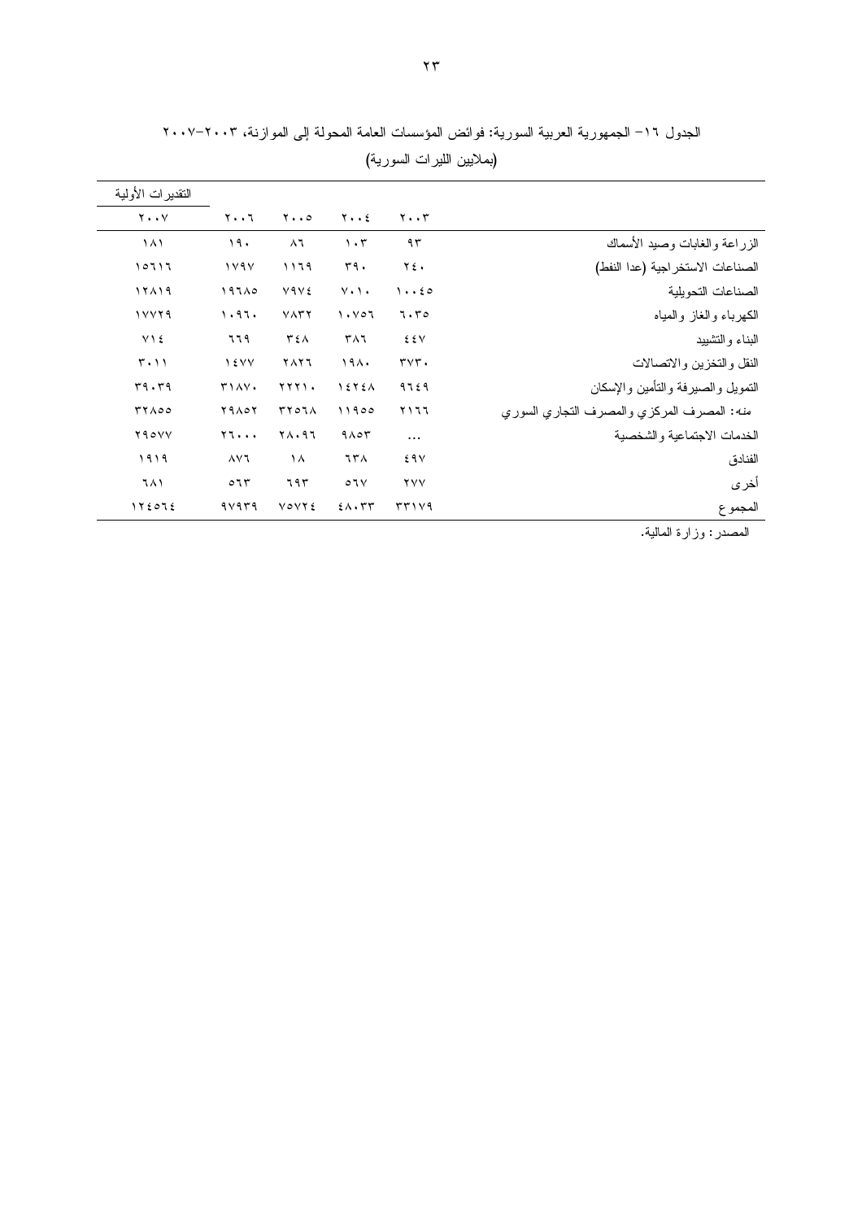الجدول ١٦- الجمهورية العربية السورية: فوائض المؤسسات العامة المحولة إلى الموازنة، ٢٠٠٣-٢٠٠٧

(بملايين الليرات السورية)

| | ٢٠٠٣ | ٢٠٠٤ | ٢٠٠٥ | ٢٠٠٦ | التقديرات الأولية ٢٠٠٧ |
|---|---|---|---|---|---|
| الزراعة والغابات وصيد الأسماك | ٩٣ | ١٠٣ | ٨٦ | ١٩٠ | ١٨١ |
| الصناعات الاستخراجية (عدا النفط) | ٢٤٠ | ٣٩٠ | ١١٦٩ | ١٧٩٧ | ١٥٦١٦ |
| الصناعات التحويلية | ١٠٠٤٥ | ٧٠١٠ | ٧٩٧٤ | ١٩٦٨٥ | ١٢٨١٩ |
| الكهرباء والغاز والمياه | ٦٠٣٥ | ١٠٧٥٦ | ٧٨٣٢ | ١٠٩٦٠ | ١٧٧٢٩ |
| البناء والتشييد | ٤٤٧ | ٣٨٦ | ٣٤٨ | ٦٦٩ | ٧١٤ |
| النقل والتخزين والاتصالات | ٣٧٣٠ | ١٩٨٠ | ٢٨٢٦ | ١٤٧٧ | ٣٠١١ |
| التمويل والصيرفة والتأمين والإسكان | ٩٦٤٩ | ١٤٢٤٨ | ٢٢٢١٠ | ٣١٨٧٠ | ٣٩٠٣٩ |
| منه: المصرف المركزي والمصرف التجاري السوري | ٢١٦٦ | ١١٩٥٥ | ٣٢٥٦٨ | ٢٩٨٥٢ | ٣٢٨٥٥ |
| الخدمات الاجتماعية والشخصية | ... | ٩٨٥٣ | ٢٨٠٩٦ | ٢٦٠٠٠ | ٢٩٥٧٧ |
| الفنادق | ٤٩٧ | ٦٣٨ | ١٨ | ٨٧٦ | ١٩١٩ |
| أخرى | ٢٧٧ | ٥٦٧ | ٦٩٣ | ٥٦٣ | ٦٨١ |
| المجموع | ٣٣١٧٩ | ٤٨٠٣٣ | ٧٥٧٢٤ | ٩٧٩٣٩ | ١٢٤٥٦٤ |

المصدر: وزارة المالية.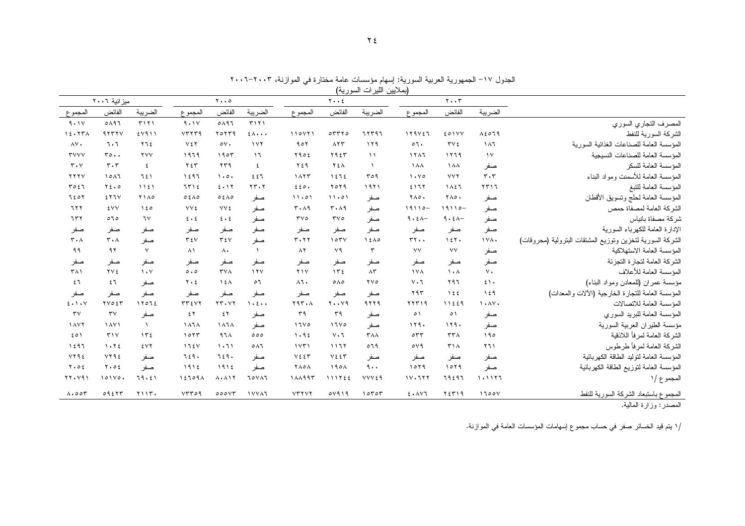الجدول ١٧– الجمهورية العربية السورية: إسهام مؤسسات عامة مختارة في الموازنة، ٢٠٠٣–٢٠٠٦

(بملايين الليرات السورية)

| | ٢٠٠٣ | | | ٢٠٠٤ | | | ٢٠٠٥ | | | ميزانية ٢٠٠٦ | | |
|---|---|---|---|---|---|---|---|---|---|---|---|---|
| | الضريبة | الفائض | المجموع | الضريبة | الفائض | المجموع | الضريبة | الفائض | المجموع | الضريبة | الفائض | المجموع |
| المصرف التجاري السوري | | | | | | | ٣١٢١ | ٥٨٩٦ | ٩٠١٧ | ٣١٢١ | ٥٨٩٦ | ٩٠١٧ |
| الشركة السورية للنفط | ٨٤٥٦٩ | ٤٥١٧٧ | ١٢٩٧٤٦ | ٦٢٣٩٦ | ٥٣٣٢٥ | ١١٥٧٢١ | ٤٨٠٠٠ | ٢٥٣٣٩ | ٧٣٣٣٩ | ٤٧٩١١ | ٩٢٣٢٧ | ١٤٠٢٣٨ |
| المؤسسة العامة للصناعات الغذائية السورية | ١٨٦ | ٣٧٤ | ٥٦٠ | ١٢٩ | ٨٢٣ | ٩٥٢ | ١٧٢ | ٥٧٠ | ٧٤٢ | ٢٦٤ | ٦٠٦ | ٨٧٠ |
| المؤسسة العامة للصناعات النسيجية | ١٧ | ١٢٦٩ | ١٢٨٦ | ١١ | ٢٩٤٣ | ٢٩٥٤ | ١٦ | ١٩٥٣ | ١٩٦٩ | ٢٧٧ | ٣٥٠٠ | ٣٧٧٧ |
| المؤسسة العامة للسكر | صفر | ١٨٨ | ١٨٨ | ١ | ٢٤٨ | ٢٤٩ | ٤ | ٢٣٩ | ٢٤٣ | ٤ | ٣٠٣ | ٣٠٧ |
| المؤسسة العامة للأسمنت ومواد البناء | ٣٠٣ | ٧٧٢ | ١٠٧٥ | ٣٥٩ | ١٤٦٤ | ١٨٢٣ | ٤٤٦ | ١٠٥٠ | ١٤٩٦ | ٦٤١ | ١٥٨٦ | ٢٢٢٧ |
| المؤسسة العامة للتبغ | ٢٣١٦ | ١٨٤٦ | ٤١٦٢ | ١٩٢١ | ٢٥٢٩ | ٤٤٥٠ | ٢٣٠٢ | ٤٠١٢ | ٦٣١٤ | ١١٤١ | ٢٤٠٥ | ٣٥٤٦ |
| المؤسسة العامة لحلج وتسويق الأقطان | صفر | ٢٨٥٠ | ٢٨٥٠ | صفر | ١١٠٥١ | ١١٠٥١ | صفر | ٥٤٨٥ | ٥٤٨٥ | ٢١٨٥ | ٤٢٦٧ | ٦٤٥٢ |
| الشركة العامة لمصفاة حمص | صفر | ١٩١١٥– | ١٩١١٥– | صفر | ٣٠٨٩ | ٣٠٨٩ | صفر | ٧٧٤ | ٧٧٤ | ١٤٥ | ٤٧٧ | ٦٢٢ |
| شركة مصفاة بانياس | صفر | ٩٠٤٨– | ٩٠٤٨– | صفر | ٣٧٥ | ٣٧٥ | صفر | ٤٠٤ | ٤٠٤ | ٦٧ | ٥٦٥ | ٦٣٢ |
| الإدارة العامة للكهرباء السورية | صفر | صفر | صفر | صفر | صفر | صفر | صفر | صفر | صفر | صفر | صفر | صفر |
| الشركة السورية لتخزين وتوزيع المشتقات البترولية (محروقات) | ١٧٨٠ | ١٤٢٠ | ٣٢٠٠ | ١٤٨٥ | ١٥٣٧ | ٣٠٢٢ | صفر | ٣٤٧ | ٣٤٧ | صفر | ٣٠٨ | ٣٠٨ |
| المؤسسة العامة الاستهلاكية | صفر | ٧٧ | ٧٧ | ٣ | ٧٩ | ٨٢ | ١ | ٨٠ | ٨١ | ٧ | ٩٢ | ٩٩ |
| الشركة العامة لتجارة التجزئة | صفر | صفر | صفر | صفر | صفر | صفر | صفر | صفر | صفر | صفر | صفر | صفر |
| المؤسسة العامة للأعلاف | ٧٠ | ١٠٨ | ١٧٨ | ٨٣ | ١٣٤ | ٢١٧ | ١٢٧ | ٣٧٨ | ٥٠٥ | ١٠٧ | ٢٧٤ | ٣٨١ |
| مؤسسة عمران (للمعادن ومواد البناء) | ٤١٠ | ٢٩٦ | ٧٠٦ | ٢٧٥ | ٥٨٥ | ٨٦٠ | ٥٦ | ١٤٨ | ٢٠٤ | صفر | ٤٦ | ٤٦ |
| المؤسسة العامة للتجارة الخارجية (الآلات والمعدات) | ١٤٩ | ١٤٤ | ٢٩٣ | صفر | صفر | صفر | صفر | صفر | صفر | صفر | صفر | صفر |
| المؤسسة العامة للاتصالات | ١٠٨٧٠ | ١١٤٤٩ | ٢٢٣١٩ | ٩٢٢٩ | ٢٠٠٧٩ | ٢٩٣٠٨ | ١٠٤٠٠ | ٢٣٠٧٢ | ٣٣٤٧٢ | ١٢٥٦٤ | ٢٧٥٤٣ | ٤٠١٠٧ |
| المؤسسة العامة للبريد السوري | صفر | ٥١ | ٥١ | صفر | ٣٩ | ٣٩ | صفر | ٤٢ | ٤٢ | صفر | ٣٧ | ٣٧ |
| مؤسسة الطيران العربية السورية | صفر | ١٢٩٠ | ١٢٩٠ | صفر | ١٦٧٥ | ١٦٧٥ | صفر | ١٨٦٨ | ١٨٦٨ | ١ | ١٨٧١ | ١٨٧٢ |
| الشركة العامة لمرفأ اللاذقية | ١٩٥ | ٣٣٨ | ٥٣٣ | ٣٨٨ | ٧٠٦ | ١٠٩٤ | ٥٥٥ | ٩٦٨ | ١٥٢٣ | ١٣٤ | ٣١٧ | ٤٥١ |
| الشركة العامة لمرفأ طرطوس | ٢٦١ | ٣١٨ | ٥٧٩ | ٥٦٩ | ١١٦٢ | ١٧٣١ | ٥٨٦ | ١٠٦١ | ١٦٤٧ | ٤٧٢ | ١٠٢٤ | ١٤٩٦ |
| المؤسسة العامة لتوليد الطاقة الكهربائية | صفر | صفر | صفر | صفر | ٧٤٤٣ | ٧٤٤٣ | صفر | ٦٤٩٠ | ٦٤٩٠ | صفر | ٧٢٩٤ | ٧٢٩٤ |
| المؤسسة العامة لتوزيع الطاقة الكهربائية | صفر | ١٥٢٩ | ١٥٢٩ | ٩٠٠ | ١٩٥٨ | ٢٨٥٨ | صفر | ١٩١٤ | ١٩١٤ | صفر | ٢٠٥٤ | ٢٠٥٤ |
| المجموع /١ | ١٠١١٢٦ | ٦٩٤٩٦ | ١٧٠٦٢٢ | ٧٧٧٤٩ | ١١١٢٤٤ | ١٨٨٩٩٣ | ٦٥٧٨٦ | ٨٠٨١٢ | ١٤٦٥٩٨ | ٦٩٠٤١ | ١٥١٧٥٠ | ٢٢٠٧٩١ |
| المجموع باستبعاد الشركة السورية للنفط | ١٦٥٥٧ | ٢٤٣١٩ | ٤٠٨٧٦ | ١٥٣٥٣ | ٥٧٩١٩ | ٧٣٢٧٢ | ١٧٧٨٦ | ٥٥٥٧٣ | ٧٣٣٥٩ | ٢١١٣٠ | ٥٩٤٢٣ | ٨٠٥٥٣ |

المصدر: وزارة المالية.

/١ يتم قيد الخسائر صفر في حساب مجموع إسهامات المؤسسات العامة في الموازنة.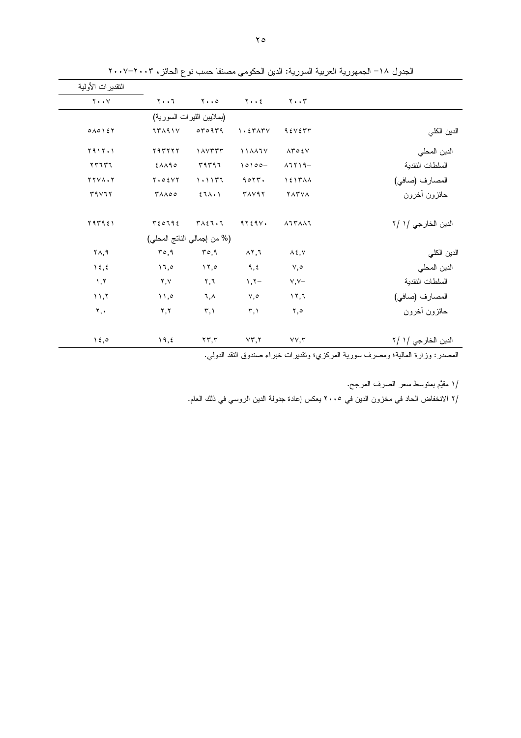الجدول ١٨- الجمهورية العربية السورية: الدين الحكومي مصنفا حسب نوع الحائز، ٢٠٠٣-٢٠٠٧

| | ٢٠٠٣ | ٢٠٠٤ | ٢٠٠٥ | ٢٠٠٦ | التقديرات الأولية ٢٠٠٧ |
|---|---|---|---|---|---|
| | | | (بملايين الليرات السورية) | | |
| الدين الكلي | ٩٤٧٤٣٣ | ١٠٤٣٨٣٧ | ٥٣٥٩٣٩ | ٦٣٨٩١٧ | ٥٨٥١٤٢ |
| الدين المحلي | ٨٣٥٤٧ | ١١٨٨٦٧ | ١٨٧٣٣٣ | ٢٩٣٢٢٢ | ٢٩١٢٠١ |
| السلطات النقدية | ٨٦٢١٩- | ١٥١٥٥- | ٣٩٣٩٦ | ٤٨٨٩٥ | ٢٣٦٣٦ |
| المصارف (صافي) | ١٤١٣٨٨ | ٩٥٢٣٠ | ١٠١١٣٦ | ٢٠٥٤٧٢ | ٢٢٧٨٠٢ |
| حائزون آخرون | ٢٨٣٧٨ | ٣٨٧٩٢ | ٤٦٨٠١ | ٣٨٨٥٥ | ٣٩٧٦٢ |
| الدين الخارجي ١/ ٢/ | ٨٦٣٨٨٦ | ٩٢٤٩٧٠ | ٣٨٤٦٠٦ | ٣٤٥٦٩٤ | ٢٩٣٩٤١ |
| | | | (% من إجمالي الناتج المحلي) | | |
| الدين الكلي | ٨٤,٧ | ٨٢,٦ | ٣٥,٩ | ٣٥,٩ | ٢٨,٩ |
| الدين المحلي | ٧,٥ | ٩,٤ | ١٢,٥ | ١٦,٥ | ١٤,٤ |
| السلطات النقدية | ٧,٧- | ١,٢- | ٢,٦ | ٢,٧ | ١,٢ |
| المصارف (صافي) | ١٢,٦ | ٧,٥ | ٦,٨ | ١١,٥ | ١١,٢ |
| حائزون آخرون | ٢,٥ | ٣,١ | ٣,١ | ٢,٢ | ٢,٠ |
| الدين الخارجي ١/ ٢/ | ٧٧,٣ | ٧٣,٢ | ٢٣,٣ | ١٩,٤ | ١٤,٥ |

المصدر: وزارة المالية؛ ومصرف سورية المركزي؛ وتقديرات خبراء صندوق النقد الدولي.

١/ مقيّم بمتوسط سعر الصرف المرجح.

٢/ الانخفاض الحاد في مخزون الدين في ٢٠٠٥ يعكس إعادة جدولة الدين الروسي في ذلك العام.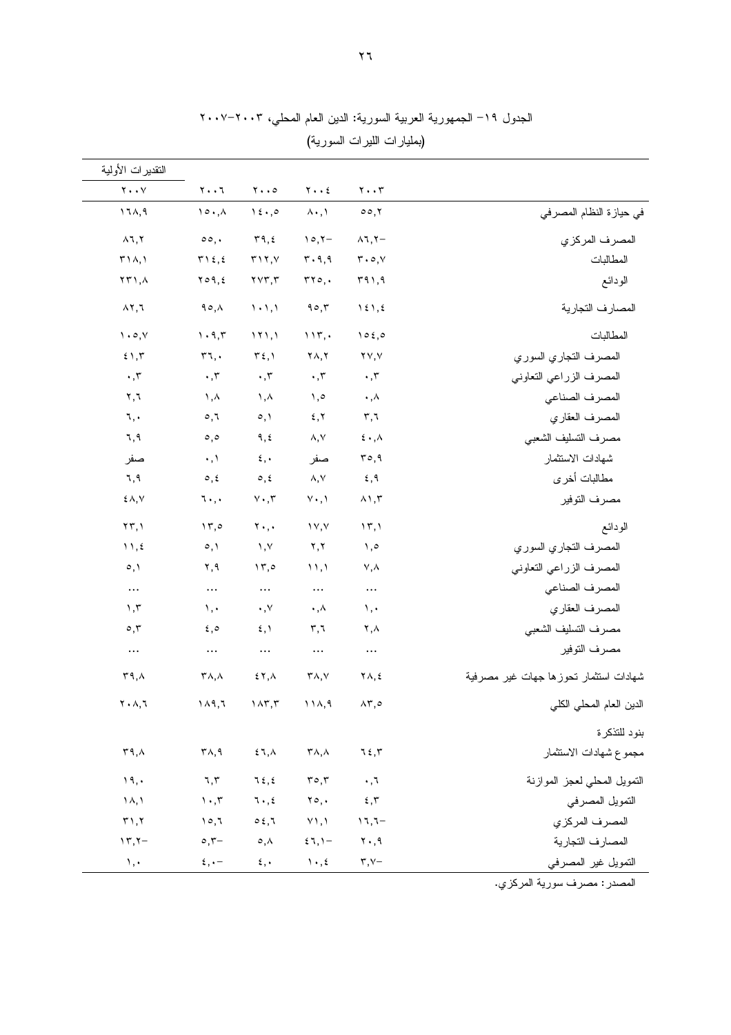الجدول ١٩- الجمهورية العربية السورية: الدين العام المحلي، ٢٠٠٣-٢٠٠٧

(بمليارات الليرات السورية)

| | ٢٠٠٣ | ٢٠٠٤ | ٢٠٠٥ | ٢٠٠٦ | التقديرات الأولية ٢٠٠٧ |
|---|---|---|---|---|---|
| في حيازة النظام المصرفي | ٥٥,٢ | ٨٠,١ | ١٤٠,٥ | ١٥٠,٨ | ١٦٨,٩ |
| المصرف المركزي | -٨٦,٢ | -١٥,٢ | ٣٩,٤ | ٥٥,٠ | ٨٦,٢ |
| المطالبات | ٣٠٥,٧ | ٣٠٩,٩ | ٣١٢,٧ | ٣١٤,٤ | ٣١٨,١ |
| الودائع | ٣٩١,٩ | ٣٢٥,٠ | ٢٧٣,٣ | ٢٥٩,٤ | ٢٣١,٨ |
| المصارف التجارية | ١٤١,٤ | ٩٥,٣ | ١٠١,١ | ٩٥,٨ | ٨٢,٦ |
| المطالبات | ١٥٤,٥ | ١١٣,٠ | ١٢١,١ | ١٠٩,٣ | ١٠٥,٧ |
| المصرف التجاري السوري | ٢٧,٧ | ٢٨,٢ | ٣٤,١ | ٣٦,٠ | ٤١,٣ |
| المصرف الزراعي التعاوني | ٠,٣ | ٠,٣ | ٠,٣ | ٠,٣ | ٠,٣ |
| المصرف الصناعي | ٠,٨ | ١,٥ | ١,٨ | ١,٨ | ٢,٦ |
| المصرف العقاري | ٣,٦ | ٤,٢ | ٥,١ | ٥,٦ | ٦,٠ |
| مصرف التسليف الشعبي | ٤٠,٨ | ٨,٧ | ٩,٤ | ٥,٥ | ٦,٩ |
| شهادات الاستثمار | ٣٥,٩ | صفر | ٤,٠ | ٠,١ | صفر |
| مطالبات أخرى | ٤,٩ | ٨,٧ | ٥,٤ | ٥,٤ | ٦,٩ |
| مصرف التوفير | ٨١,٣ | ٧٠,١ | ٧٠,٣ | ٦٠,٠ | ٤٨,٧ |
| الودائع | ١٣,١ | ١٧,٧ | ٢٠,٠ | ١٣,٥ | ٢٣,١ |
| المصرف التجاري السوري | ١,٥ | ٢,٢ | ١,٧ | ٥,١ | ١١,٤ |
| المصرف الزراعي التعاوني | ٧,٨ | ١١,١ | ١٣,٥ | ٢,٩ | ٥,١ |
| المصرف الصناعي | ... | ... | ... | ... | ... |
| المصرف العقاري | ١,٠ | ٠,٨ | ٠,٧ | ١,٠ | ١,٣ |
| مصرف التسليف الشعبي | ٢,٨ | ٣,٦ | ٤,١ | ٤,٥ | ٥,٣ |
| مصرف التوفير | ... | ... | ... | ... | ... |
| شهادات استثمار تحوزها جهات غير مصرفية | ٢٨,٤ | ٣٨,٧ | ٤٢,٨ | ٣٨,٨ | ٣٩,٨ |
| الدين العام المحلي الكلي | ٨٣,٥ | ١١٨,٩ | ١٨٣,٣ | ١٨٩,٦ | ٢٠٨,٦ |
| بنود للتذكرة | | | | | |
| مجموع شهادات الاستثمار | ٦٤,٣ | ٣٨,٨ | ٤٦,٨ | ٣٨,٩ | ٣٩,٨ |
| التمويل المحلي لعجز الموازنة | ٠,٦ | ٣٥,٣ | ٦٤,٤ | ٦,٣ | ١٩,٠ |
| التمويل المصرفي | ٤,٣ | ٢٥,٠ | ٦٠,٤ | ١٠,٣ | ١٨,١ |
| المصرف المركزي | -١٦,٦ | ٧١,١ | ٥٤,٦ | ١٥,٦ | ٣١,٢ |
| المصارف التجارية | ٢٠,٩ | -٤٦,١ | ٥,٨ | -٥,٣ | -١٣,٢ |
| التمويل غير المصرفي | -٣,٧ | ١٠,٤ | ٤,٠ | -٤,٠ | ١,٠ |

المصدر: مصرف سورية المركزي.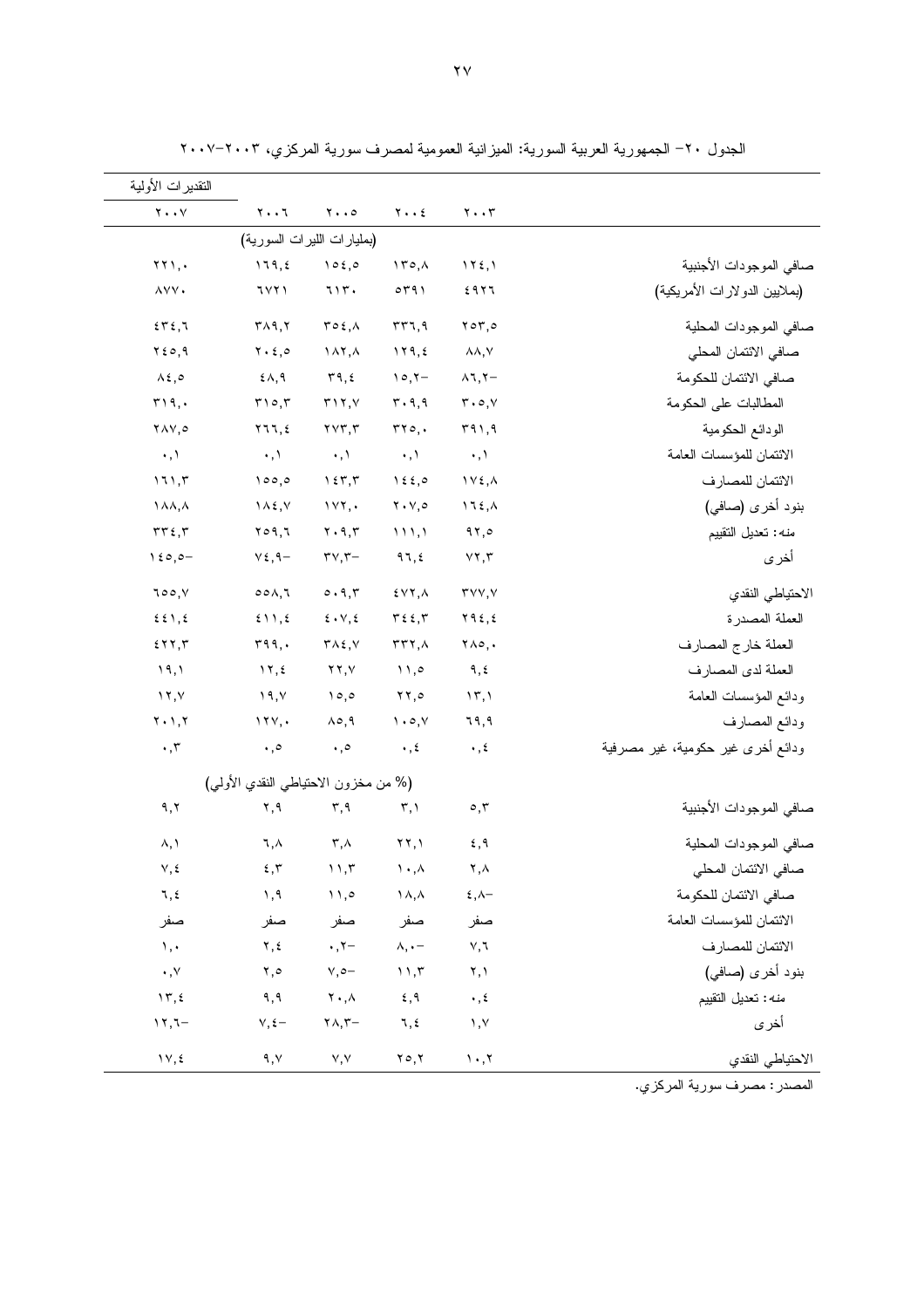الجدول ٢٠– الجمهورية العربية السورية: الميزانية العمومية لمصرف سورية المركزي، ٢٠٠٣–٢٠٠٧

| | ٢٠٠٣ | ٢٠٠٤ | ٢٠٠٥ | ٢٠٠٦ | ٢٠٠٧ التقديرات الأولية |
|---|---|---|---|---|---|
| | (بمليارات الليرات السورية) | | | | |
| صافي الموجودات الأجنبية | ١٢٤,١ | ١٣٥,٨ | ١٥٤,٥ | ١٦٩,٤ | ٢٢١,٠ |
| (بملايين الدولارات الأمريكية) | ٤٩٢٦ | ٥٣٩١ | ٦١٣٠ | ٦٧٢١ | ٨٧٧٠ |
| صافي الموجودات المحلية | ٢٥٣,٥ | ٣٣٦,٩ | ٣٥٤,٨ | ٣٨٩,٢ | ٤٣٤,٦ |
| صافي الائتمان المحلي | ٨٨,٧ | ١٢٩,٤ | ١٨٢,٨ | ٢٠٤,٥ | ٢٤٥,٩ |
| صافي الائتمان للحكومة | ٨٦,٢– | ١٥,٢– | ٣٩,٤ | ٤٨,٩ | ٨٤,٥ |
| المطالبات على الحكومة | ٣٠٥,٧ | ٣٠٩,٩ | ٣١٢,٧ | ٣١٥,٣ | ٣١٩,٠ |
| الودائع الحكومية | ٣٩١,٩ | ٣٢٥,٠ | ٢٧٣,٣ | ٢٦٦,٤ | ٢٨٧,٥ |
| الائتمان للمؤسسات العامة | ٠,١ | ٠,١ | ٠,١ | ٠,١ | ٠,١ |
| الائتمان للمصارف | ١٧٤,٨ | ١٤٤,٥ | ١٤٣,٣ | ١٥٥,٥ | ١٦١,٣ |
| بنود أخرى (صافي) | ١٦٤,٨ | ٢٠٧,٥ | ١٧٢,٠ | ١٨٤,٧ | ١٨٨,٨ |
| منه: تعديل التقييم | ٩٢,٥ | ١١١,١ | ٢٠٩,٣ | ٢٥٩,٦ | ٣٣٤,٣ |
| أخرى | ٧٢,٣ | ٩٦,٤ | ٣٧,٣– | ٧٤,٩– | ١٤٥,٥– |
| الاحتياطي النقدي | ٣٧٧,٧ | ٤٧٢,٨ | ٥٠٩,٣ | ٥٥٨,٦ | ٦٥٥,٧ |
| العملة المصدرة | ٢٩٤,٤ | ٣٤٤,٣ | ٤٠٧,٤ | ٤١١,٤ | ٤٤١,٤ |
| العملة خارج المصارف | ٢٨٥,٠ | ٣٣٢,٨ | ٣٨٤,٧ | ٣٩٩,٠ | ٤٢٢,٣ |
| العملة لدى المصارف | ٩,٤ | ١١,٥ | ٢٢,٧ | ١٢,٤ | ١٩,١ |
| ودائع المؤسسات العامة | ١٣,١ | ٢٢,٥ | ١٥,٥ | ١٩,٧ | ١٢,٧ |
| ودائع المصارف | ٦٩,٩ | ١٠٥,٧ | ٨٥,٩ | ١٢٧,٠ | ٢٠١,٢ |
| ودائع أخرى غير حكومية، غير مصرفية | ٠,٤ | ٠,٤ | ٠,٥ | ٠,٥ | ٠,٣ |
| | (% من مخزون الاحتياطي النقدي الأولي) | | | | |
| صافي الموجودات الأجنبية | ٥,٣ | ٣,١ | ٣,٩ | ٢,٩ | ٩,٢ |
| صافي الموجودات المحلية | ٤,٩ | ٢٢,١ | ٣,٨ | ٦,٨ | ٨,١ |
| صافي الائتمان المحلي | ٢,٨ | ١٠,٨ | ١١,٣ | ٤,٣ | ٧,٤ |
| صافي الائتمان للحكومة | ٤,٨– | ١٨,٨ | ١١,٥ | ١,٩ | ٦,٤ |
| الائتمان للمؤسسات العامة | صفر | صفر | صفر | صفر | صفر |
| الائتمان للمصارف | ٧,٦ | ٨,٠– | ٠,٢– | ٢,٤ | ١,٠ |
| بنود أخرى (صافي) | ٢,١ | ١١,٣ | ٧,٥– | ٢,٥ | ٠,٧ |
| منه: تعديل التقييم | ٠,٤ | ٤,٩ | ٢٠,٨ | ٩,٩ | ١٣,٤ |
| أخرى | ١,٧ | ٦,٤ | ٢٨,٣– | ٧,٤– | ١٢,٦– |
| الاحتياطي النقدي | ١٠,٢ | ٢٥,٢ | ٧,٧ | ٩,٧ | ١٧,٤ |

المصدر: مصرف سورية المركزي.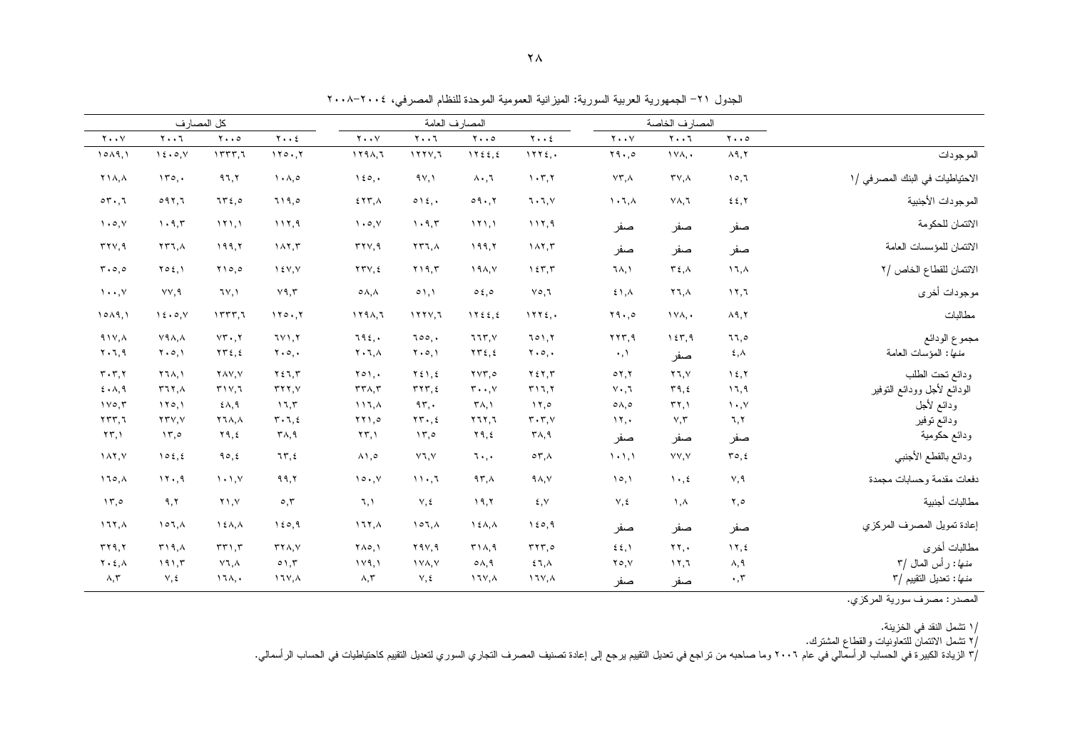الجدول ٢١- الجمهورية العربية السورية: الميزانية العمومية الموحدة للنظام المصرفي، ٢٠٠٤-٢٠٠٨

| | المصارف الخاصة | | | المصارف العامة | | | | كل المصارف | | | |
|---|---|---|---|---|---|---|---|---|---|---|---|
| | ٢٠٠٥ | ٢٠٠٦ | ٢٠٠٧ | ٢٠٠٤ | ٢٠٠٥ | ٢٠٠٦ | ٢٠٠٧ | ٢٠٠٤ | ٢٠٠٥ | ٢٠٠٦ | ٢٠٠٧ |
| الموجودات | ٨٩,٢ | ١٧٨,٠ | ٢٩٠,٥ | ١٢٢٤,٠ | ١٢٤٤,٤ | ١٢٢٧,٦ | ١٢٩٨,٦ | ١٢٥٠,٢ | ١٣٣٣,٦ | ١٤٠٥,٧ | ١٥٨٩,١ |
| الاحتياطيات في البنك المصرفي /١ | ١٥,٦ | ٣٧,٨ | ٧٣,٨ | ١٠٣,٢ | ٨٠,٦ | ٩٧,١ | ١٤٥,٠ | ١٠٨,٥ | ٩٦,٢ | ١٣٥,٠ | ٢١٨,٨ |
| الموجودات الأجنبية | ٤٤,٢ | ٧٨,٦ | ١٠٦,٨ | ٦٠٦,٧ | ٥٩٠,٢ | ٥١٤,٠ | ٤٢٣,٨ | ٦١٩,٥ | ٦٣٤,٥ | ٥٩٢,٦ | ٥٣٠,٦ |
| الائتمان للحكومة | صفر | صفر | صفر | ١١٢,٩ | ١٢١,١ | ١٠٩,٣ | ١٠٥,٧ | ١١٢,٩ | ١٢١,١ | ١٠٩,٣ | ١٠٥,٧ |
| الائتمان للمؤسسات العامة | صفر | صفر | صفر | ١٨٢,٣ | ١٩٩,٢ | ٢٣٦,٨ | ٣٢٧,٩ | ١٨٢,٣ | ١٩٩,٢ | ٢٣٦,٨ | ٣٢٧,٩ |
| الائتمان للقطاع الخاص /٢ | ١٦,٨ | ٣٤,٨ | ٦٨,١ | ١٤٣,٣ | ١٩٨,٧ | ٢١٩,٣ | ٢٣٧,٤ | ١٤٧,٧ | ٢١٥,٥ | ٢٥٤,١ | ٣٠٥,٥ |
| موجودات أخرى | ١٢,٦ | ٢٦,٨ | ٤١,٨ | ٧٥,٦ | ٥٤,٥ | ٥١,١ | ٥٨,٨ | ٧٩,٣ | ٦٧,١ | ٧٧,٩ | ١٠٠,٧ |
| مطالبات | ٨٩,٢ | ١٧٨,٠ | ٢٩٠,٥ | ١٢٢٤,٠ | ١٢٤٤,٤ | ١٢٢٧,٦ | ١٢٩٨,٦ | ١٢٥٠,٢ | ١٣٣٣,٦ | ١٤٠٥,٧ | ١٥٨٩,١ |
| مجموع الودائع | ٦٦,٥ | ١٤٣,٩ | ٢٢٣,٩ | ٦٥١,٢ | ٦٦٣,٧ | ٦٥٥,٠ | ٦٩٤,٠ | ٦٧١,٢ | ٧٣٠,٢ | ٧٩٨,٨ | ٩١٧,٨ |
| *منها*: المؤسات العامة | ٤,٨ | صفر | ٠,١ | ٢٠٥,٠ | ٢٣٤,٤ | ٢٠٥,١ | ٢٠٦,٨ | ٢٠٥,٠ | ٢٣٤,٤ | ٢٠٥,١ | ٢٠٦,٩ |
| ودائع تحت الطلب | ١٤,٢ | ٢٦,٧ | ٥٢,٢ | ٢٤٢,٣ | ٢٧٣,٥ | ٢٤١,٤ | ٢٥١,٠ | ٢٤٦,٣ | ٢٨٧,٧ | ٢٦٨,١ | ٣٠٣,٢ |
| الودائع لأجل وودائع التوفير | ١٦,٩ | ٣٩,٤ | ٧٠,٦ | ٣١٦,٢ | ٣٠٠,٧ | ٣٢٣,٤ | ٣٣٨,٣ | ٣٣٢,٧ | ٣١٧,٦ | ٣٦٢,٨ | ٤٠٨,٩ |
| ودائع لأجل | ١٠,٧ | ٣٢,١ | ٥٨,٥ | ١٢,٥ | ٣٨,١ | ٩٣,٠ | ١١٦,٨ | ١٦,٣ | ٤٨,٩ | ١٢٥,١ | ١٧٥,٣ |
| ودائع توفير | ٦,٢ | ٧,٣ | ١٢,٠ | ٣٠٣,٧ | ٢٦٢,٦ | ٢٣٠,٤ | ٢٢١,٥ | ٣٠٦,٤ | ٢٦٨,٨ | ٢٣٧,٧ | ٢٣٣,٦ |
| ودائع حكومية | صفر | صفر | صفر | ٣٨,٩ | ٢٩,٤ | ١٣,٥ | ٢٣,١ | ٣٨,٩ | ٢٩,٤ | ١٣,٥ | ٢٣,١ |
| ودائع بالقطع الأجنبي | ٣٥,٤ | ٧٧,٧ | ١٠١,١ | ٥٣,٨ | ٦٠,٠ | ٧٦,٧ | ٨١,٥ | ٦٣,٤ | ٩٥,٤ | ١٥٤,٤ | ١٨٢,٧ |
| دفعات مقدمة وحسابات مجمدة | ٧,٩ | ١٠,٤ | ١٥,١ | ٩٨,٧ | ٩٣,٨ | ١١٠,٦ | ١٥٠,٧ | ٩٩,٢ | ١٠١,٧ | ١٢٠,٩ | ١٦٥,٨ |
| مطالبات أجنبية | ٢,٥ | ١,٨ | ٧,٤ | ٤,٧ | ١٩,٢ | ٧,٤ | ٦,١ | ٥,٣ | ٢١,٧ | ٩,٢ | ١٣,٥ |
| إعادة تمويل المصرف المركزي | صفر | صفر | صفر | ١٤٥,٩ | ١٤٨,٨ | ١٥٦,٨ | ١٦٢,٨ | ١٤٥,٩ | ١٤٨,٨ | ١٥٦,٨ | ١٦٢,٨ |
| مطالبات أخرى | ١٢,٤ | ٢٢,٠ | ٤٤,١ | ٣٢٣,٥ | ٣١٨,٩ | ٢٩٧,٩ | ٢٨٥,١ | ٣٢٨,٧ | ٣٣١,٣ | ٣١٩,٨ | ٣٢٩,٢ |
| *منها*: رأس المال /٣ | ٨,٩ | ١٢,٦ | ٢٥,٧ | ٤٦,٨ | ٥٨,٩ | ١٧٨,٧ | ١٧٩,١ | ٥١,٣ | ٧٦,٨ | ١٩١,٣ | ٢٠٤,٨ |
| *منها*: تعديل التقييم /٣ | ٠,٣ | صفر | صفر | ١٦٧,٨ | ١٦٧,٨ | ٧,٤ | ٨,٣ | ١٦٧,٨ | ١٦٨,٠ | ٧,٤ | ٨,٣ |

المصدر: مصرف سورية المركزي.

/١ تشمل النقد في الخزينة.

/٢ تشمل الائتمان للتعاونيات والقطاع المشترك.

/٣ الزيادة الكبيرة في الحساب الرأسمالي في عام ٢٠٠٦ وما صاحبه من تراجع في تعديل التقييم يرجع إلى إعادة تصنيف المصرف التجاري السوري لتعديل التقييم كاحتياطيات في الحساب الرأسمالي.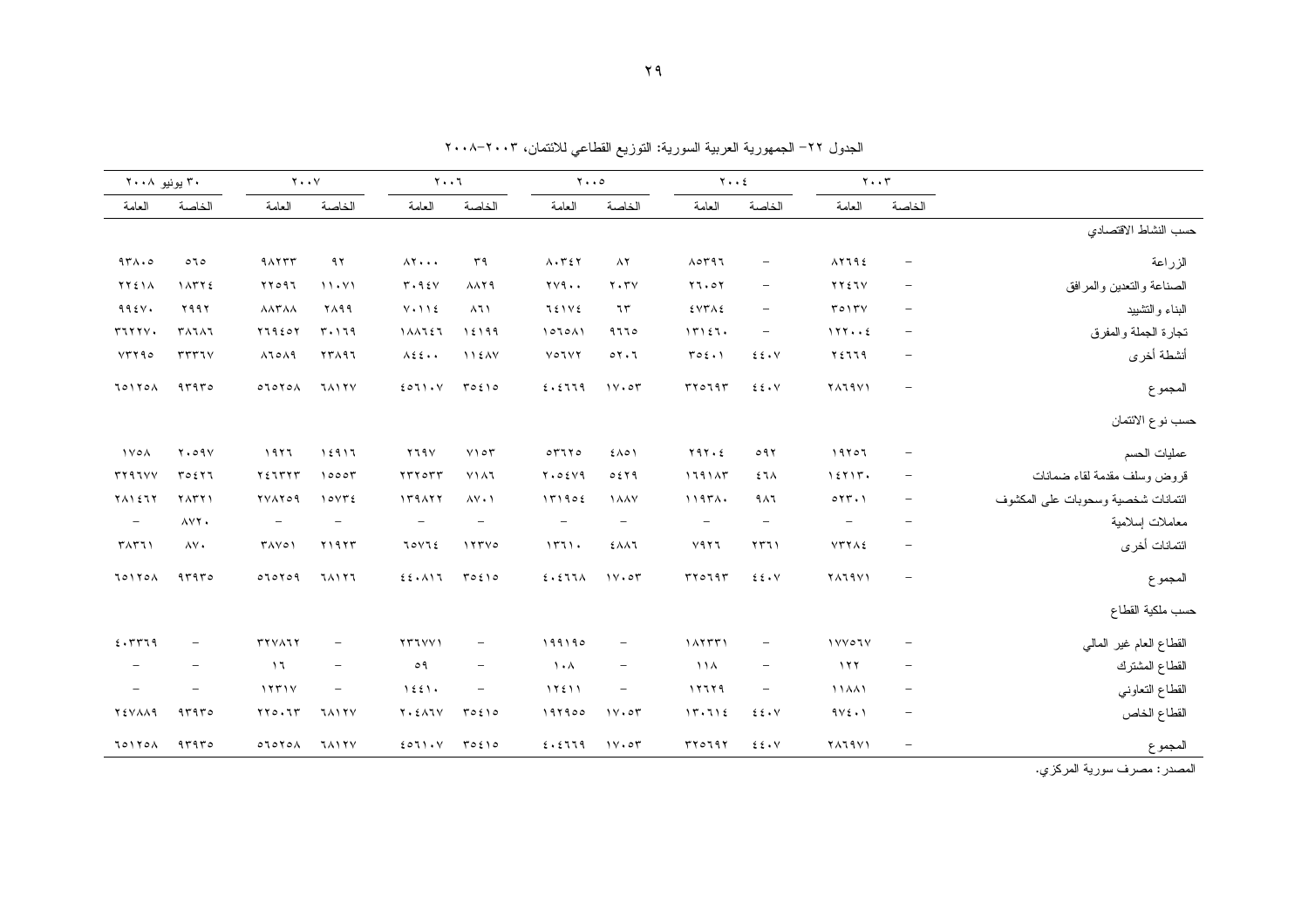الجدول ٢٢– الجمهورية العربية السورية: التوزيع القطاعي للائتمان، ٢٠٠٣–٢٠٠٨

| | ٢٠٠٣ | | ٢٠٠٤ | | ٢٠٠٥ | | ٢٠٠٦ | | ٢٠٠٧ | | ٣٠ يونيو ٢٠٠٨ | |
|---|---|---|---|---|---|---|---|---|---|---|---|---|
| | الخاصة | العامة | الخاصة | العامة | الخاصة | العامة | الخاصة | العامة | الخاصة | العامة | الخاصة | العامة |
| حسب النشاط الاقتصادي | | | | | | | | | | | | |
| الزراعة | – | ٨٢٦٩٤ | – | ٨٥٣٩٦ | ٨٢ | ٨٠٣٤٢ | ٣٩ | ٨٢٠٠٠ | ٩٢ | ٩٨٢٣٣ | ٥٦٥ | ٩٣٨٠٥ |
| الصناعة والتعدين والمرافق | – | ٢٢٤٦٧ | – | ٢٦٠٥٢ | ٢٠٣٧ | ٢٧٩٠٠ | ٨٨٢٩ | ٣٠٩٤٧ | ١١٠٧١ | ٢٢٥٩٦ | ١٨٣٢٤ | ٢٢٤١٨ |
| البناء والتشييد | – | ٣٥١٣٧ | – | ٤٧٣٨٤ | ٦٣ | ٦٤١٧٤ | ٨٦١ | ٧٠١١٤ | ٢٨٩٩ | ٨٨٣٨٨ | ٢٩٩٢ | ٩٩٤٧٠ |
| تجارة الجملة والمفرق | – | ١٢٢٠٠٤ | – | ١٣١٤٦٠ | ٩٦٦٥ | ١٥٦٥٨١ | ١٤١٩٩ | ١٨٨٦٤٦ | ٣٠١٦٩ | ٢٦٩٤٥٢ | ٣٨٦٨٦ | ٣٦٢٢٧٠ |
| أنشطة أخرى | – | ٢٤٦٦٩ | ٤٤٠٧ | ٣٥٤٠١ | ٥٢٠٦ | ٧٥٦٧٢ | ١١٤٨٧ | ٨٤٤٠٠ | ٢٣٨٩٦ | ٨٦٥٨٩ | ٣٣٣٦٧ | ٧٣٢٩٥ |
| المجموع | – | ٢٨٦٩٧١ | ٤٤٠٧ | ٣٢٥٦٩٣ | ١٧٠٥٣ | ٤٠٤٦٦٩ | ٣٥٤١٥ | ٤٥٦١٠٧ | ٦٨١٢٧ | ٥٦٥٢٥٨ | ٩٣٩٣٥ | ٦٥١٢٥٨ |
| حسب نوع الائتمان | | | | | | | | | | | | |
| عمليات الحسم | – | ١٩٢٥٦ | ٥٩٢ | ٢٩٢٠٤ | ٤٨٥١ | ٥٣٦٢٥ | ٧١٥٣ | ٢٦٩٧ | ١٤٩١٦ | ١٩٢٦ | ٢٠٥٩٧ | ١٧٥٨ |
| قروض وسلف مقدمة لقاء ضمانات | – | ١٤٢١٣٠ | ٤٦٨ | ١٦٩١٨٣ | ٥٤٢٩ | ٢٠٥٤٧٩ | ٧١٨٦ | ٢٣٢٥٣٣ | ١٥٥٥٣ | ٢٤٦٣٢٣ | ٣٥٤٢٦ | ٣٢٩٦٧٧ |
| ائتمانات شخصية وسحوبات على المكشوف | – | ٥٢٣٠١ | ٩٨٦ | ١١٩٣٨٠ | ١٨٨٧ | ١٣١٩٥٤ | ٨٧٠١ | ١٣٩٨٢٢ | ١٥٧٣٤ | ٢٧٨٢٥٩ | ٢٨٣٢١ | ٢٨١٤٦٢ |
| معاملات إسلامية | – | – | – | – | – | – | – | – | – | – | ٨٧٢٠ | – |
| ائتمانات أخرى | – | ٧٣٢٨٤ | ٢٣٦١ | ٧٩٢٦ | ٤٨٨٦ | ١٣٦١٠ | ١٢٣٧٥ | ٦٥٧٦٤ | ٢١٩٢٣ | ٣٨٧٥١ | ٨٧٠ | ٣٨٣٦١ |
| المجموع | – | ٢٨٦٩٧١ | ٤٤٠٧ | ٣٢٥٦٩٣ | ١٧٠٥٣ | ٤٠٤٦٦٨ | ٣٥٤١٥ | ٤٤٠٨١٦ | ٦٨١٢٦ | ٥٦٥٢٥٩ | ٩٣٩٣٥ | ٦٥١٢٥٨ |
| حسب ملكية القطاع | | | | | | | | | | | | |
| القطاع العام غير المالي | – | ١٧٧٥٦٧ | – | ١٨٢٣٣١ | – | ١٩٩١٩٥ | – | ٢٣٦٧٧١ | – | ٣٢٧٨٦٢ | – | ٤٠٣٣٦٩ |
| القطاع المشترك | – | ١٢٢ | – | ١١٨ | – | ١٠٨ | – | ٥٩ | – | ١٦ | – | – |
| القطاع التعاوني | – | ١١٨٨١ | – | ١٢٦٢٩ | – | ١٢٤١١ | – | ١٤٤١٠ | – | ١٢٣١٧ | – | – |
| القطاع الخاص | – | ٩٧٤٠١ | ٤٤٠٧ | ١٣٠٦١٤ | ١٧٠٥٣ | ١٩٢٩٥٥ | ٣٥٤١٥ | ٢٠٤٨٦٧ | ٦٨١٢٧ | ٢٢٥٠٦٣ | ٩٣٩٣٥ | ٢٤٧٨٨٩ |
| المجموع | – | ٢٨٦٩٧١ | ٤٤٠٧ | ٣٢٥٦٩٢ | ١٧٠٥٣ | ٤٠٤٦٦٩ | ٣٥٤١٥ | ٤٥٦١٠٧ | ٦٨١٢٧ | ٥٦٥٢٥٨ | ٩٣٩٣٥ | ٦٥١٢٥٨ |

المصدر: مصرف سورية المركزي.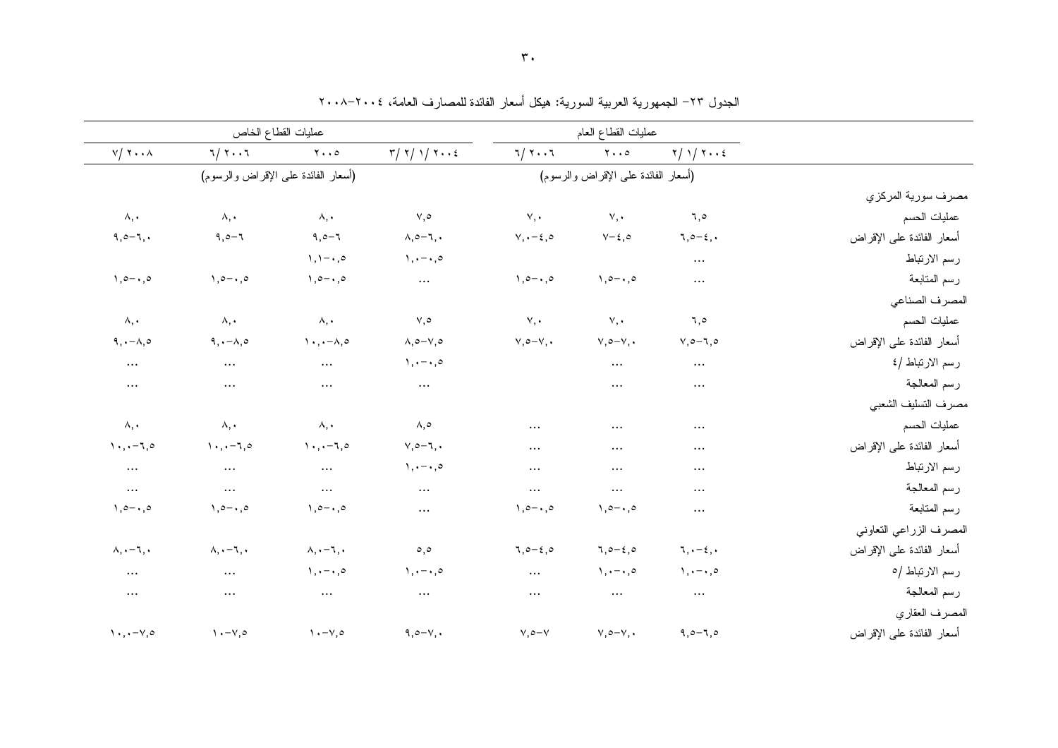الجدول ٢٣– الجمهورية العربية السورية: هيكل أسعار الفائدة للمصارف العامة، ٢٠٠٤–٢٠٠٨

| | عمليات القطاع العام | | | عمليات القطاع الخاص | | | |
|---|---|---|---|---|---|---|---|
| | ٢٠٠٤/١/٢ | ٢٠٠٥ | ٢٠٠٦/٦ | ٢٠٠٤/٢/٣ | ٢٠٠٥ | ٢٠٠٦/٦ | ٢٠٠٨/٧ |
| | (أسعار الفائدة على الإقراض والرسوم) | | | (أسعار الفائدة على الإقراض والرسوم) | | | |
| مصرف سورية المركزي | | | | | | | |
| عمليات الحسم | ٦,٥ | ٧,٠ | ٧,٠ | ٧,٥ | ٨,٠ | ٨,٠ | ٨,٠ |
| أسعار الفائدة على الإقراض | ٦,٥–٤,٠ | ٧–٤,٥ | ٧,٠–٤,٥ | ٨,٥–٦,٠ | ٩,٥–٦ | ٩,٥–٦ | ٩,٥–٦,٠ |
| رسم الارتباط | ... | | | ١,٠–٠,٥ | ١,١–٠,٥ | | |
| رسم المتابعة | ... | ١,٥–٠,٥ | ١,٥–٠,٥ | ... | ١,٥–٠,٥ | ١,٥–٠,٥ | ١,٥–٠,٥ |
| المصرف الصناعي | | | | | | | |
| عمليات الحسم | ٦,٥ | ٧,٠ | ٧,٠ | ٧,٥ | ٨,٠ | ٨,٠ | ٨,٠ |
| أسعار الفائدة على الإقراض | ٧,٥–٦,٥ | ٧,٥–٧,٠ | ٧,٥–٧,٠ | ٨,٥–٧,٥ | ١٠,٠–٨,٥ | ٩,٠–٨,٥ | ٩,٠–٨,٥ |
| رسم الارتباط /٤ | ... | ... | | ١,٠–٠,٥ | ... | ... | ... |
| رسم المعالجة | ... | ... | | ... | ... | ... | ... |
| مصرف التسليف الشعبي | | | | | | | |
| عمليات الحسم | ... | ... | ... | ٨,٥ | ٨,٠ | ٨,٠ | ٨,٠ |
| أسعار الفائدة على الإقراض | ... | ... | ... | ٧,٥–٦,٠ | ١٠,٠–٦,٥ | ١٠,٠–٦,٥ | ١٠,٠–٦,٥ |
| رسم الارتباط | ... | ... | ... | ١,٠–٠,٥ | ... | ... | ... |
| رسم المعالجة | ... | ... | ... | ... | ... | ... | ... |
| رسم المتابعة | ... | ١,٥–٠,٥ | ١,٥–٠,٥ | ... | ١,٥–٠,٥ | ١,٥–٠,٥ | ١,٥–٠,٥ |
| المصرف الزراعي التعاوني | | | | | | | |
| أسعار الفائدة على الإقراض | ٦,٠–٤,٠ | ٦,٥–٤,٥ | ٦,٥–٤,٥ | ٥,٥ | ٨,٠–٦,٠ | ٨,٠–٦,٠ | ٨,٠–٦,٠ |
| رسم الارتباط /٥ | ١,٠–٠,٥ | ١,٠–٠,٥ | ... | ١,٠–٠,٥ | ١,٠–٠,٥ | ... | ... |
| رسم المعالجة | ... | ... | ... | ... | ... | ... | ... |
| المصرف العقاري | | | | | | | |
| أسعار الفائدة على الإقراض | ٩,٥–٦,٥ | ٧,٥–٧,٠ | ٧,٥–٧ | ٩,٥–٧,٠ | ١٠–٧,٥ | ١٠–٧,٥ | ١٠,٠–٧,٥ |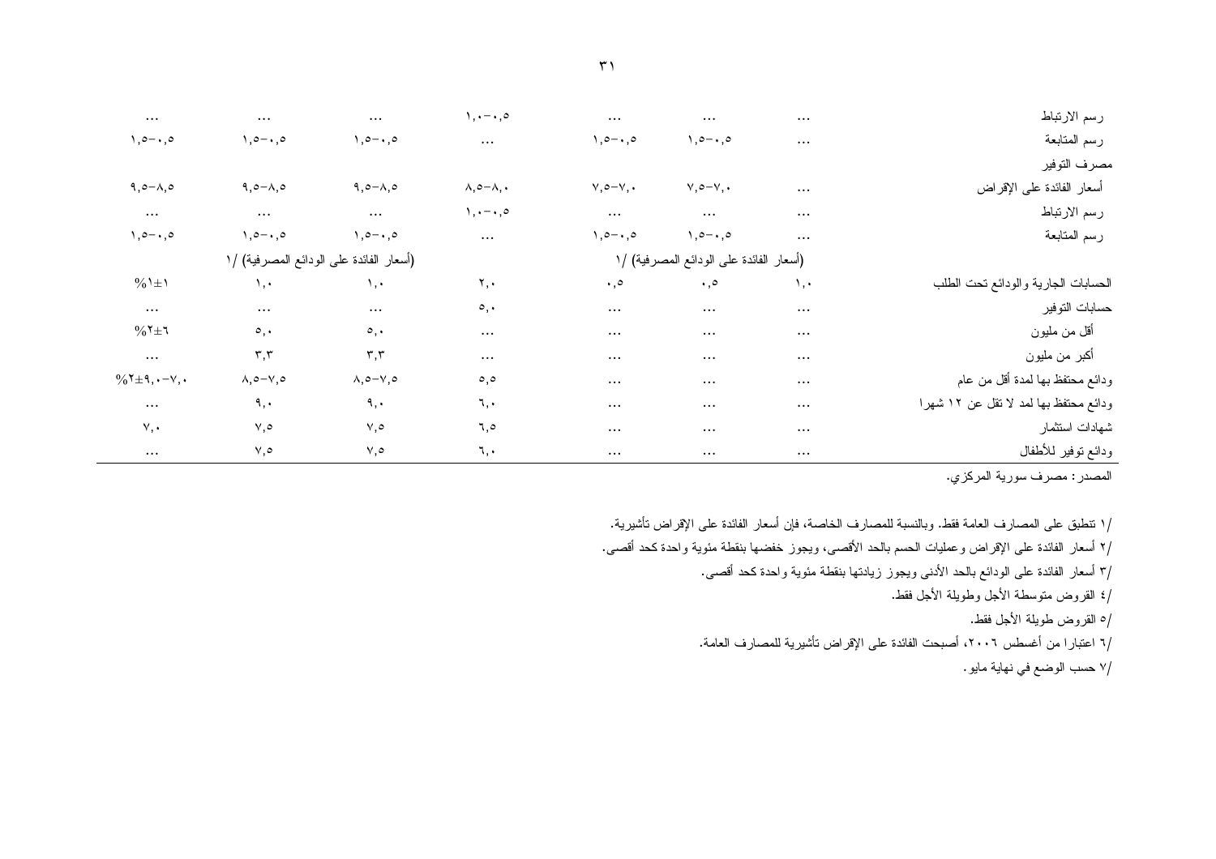| | | | | | | | |
|---|---|---|---|---|---|---|---|
| رسم الارتباط | ... | ... | ... | ١,٠–٠,٥ | ... | ... | ... |
| رسم المتابعة | ... | ١,٥–٠,٥ | ١,٥–٠,٥ | ... | ١,٥–٠,٥ | ١,٥–٠,٥ | ١,٥–٠,٥ |
| مصرف التوفير | | | | | | | |
| أسعار الفائدة على الإقراض | ... | ٧,٥–٧,٠ | ٧,٥–٧,٠ | ٨,٥–٨,٠ | ٩,٥–٨,٥ | ٩,٥–٨,٥ | ٩,٥–٨,٥ |
| رسم الارتباط | ... | ... | ... | ١,٠–٠,٥ | ... | ... | ... |
| رسم المتابعة | ... | ١,٥–٠,٥ | ١,٥–٠,٥ | ... | ١,٥–٠,٥ | ١,٥–٠,٥ | ١,٥–٠,٥ |
| | (أسعار الفائدة على الودائع المصرفية) /١ | | | | (أسعار الفائدة على الودائع المصرفية) /١ | | |
| الحسابات الجارية والودائع تحت الطلب | ١,٠ | ٠,٥ | ٠,٥ | ٢,٠ | ١,٠ | ١,٠ | %١±١ |
| حسابات التوفير | ... | ... | ... | ٥,٠ | ... | ... | ... |
| أقل من مليون | ... | ... | ... | ... | ٥,٠ | ٥,٠ | %٢±٦ |
| أكبر من مليون | ... | ... | ... | ... | ٣,٣ | ٣,٣ | ... |
| ودائع محتفظ بها لمدة أقل من عام | ... | ... | ... | ٥,٥ | ٨,٥–٧,٥ | ٨,٥–٧,٥ | %٢±٩,٠–٧,٠ |
| ودائع محتفظ بها لمد لا تقل عن ١٢ شهرا | ... | ... | ... | ٦,٠ | ٩,٠ | ٩,٠ | ... |
| شهادات استثمار | ... | ... | ... | ٦,٥ | ٧,٥ | ٧,٥ | ٧,٠ |
| ودائع توفير للأطفال | ... | ... | ... | ٦,٠ | ٧,٥ | ٧,٥ | ... |

المصدر: مصرف سورية المركزي.

/١ تنطبق على المصارف العامة فقط. وبالنسبة للمصارف الخاصة، فإن أسعار الفائدة على الإقراض تأشيرية.

/٢ أسعار الفائدة على الإقراض وعمليات الحسم بالحد الأقصى، ويجوز خفضها بنقطة مئوية واحدة كحد أقصى.

/٣ أسعار الفائدة على الودائع بالحد الأدنى ويجوز زيادتها بنقطة مئوية واحدة كحد أقصى.

/٤ القروض متوسطة الأجل وطويلة الأجل فقط.

/٥ القروض طويلة الأجل فقط.

/٦ اعتبارا من أغسطس ٢٠٠٦، أصبحت الفائدة على الإقراض تأشيرية للمصارف العامة.

/٧ حسب الوضع في نهاية مايو.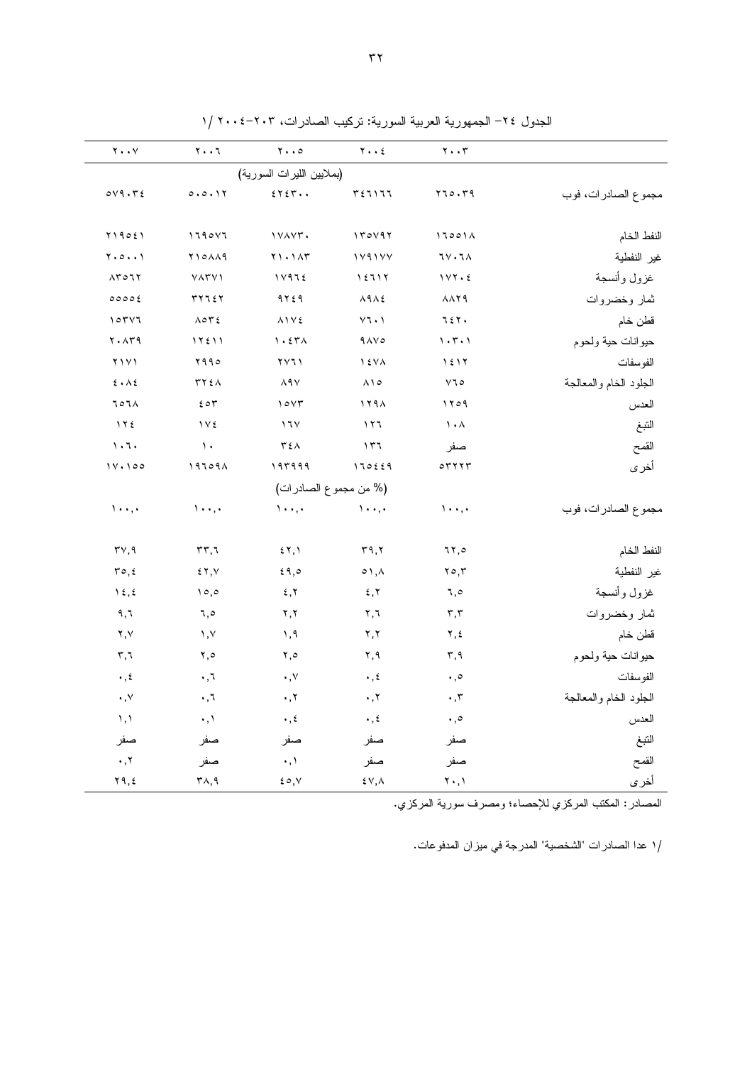الجدول ٢٤- الجمهورية العربية السورية: تركيب الصادرات، ٢٠٣-٢٠٠٤ /١

| | ٢٠٠٣ | ٢٠٠٤ | ٢٠٠٥ | ٢٠٠٦ | ٢٠٠٧ |
|---|---|---|---|---|---|
| | | | (بملايين الليرات السورية) | | |
| مجموع الصادرات، فوب | ٢٦٥٠٣٩ | ٣٤٦١٦٦ | ٤٢٤٣٠٠ | ٥٠٥٠١٢ | ٥٧٩٠٣٤ |
| النفط الخام | ١٦٥٥١٨ | ١٣٥٧٩٢ | ١٧٨٧٣٠ | ١٦٩٥٧٦ | ٢١٩٥٤١ |
| غير النفطية | ٦٧٠٦٨ | ١٧٩١٧٧ | ٢١٠١٨٣ | ٢١٥٨٨٩ | ٢٠٥٠٠١ |
| غزول وأنسجة | ١٧٢٠٤ | ١٤٦١٢ | ١٧٩٦٤ | ٧٨٣٧١ | ٨٣٥٦٢ |
| ثمار وخضروات | ٨٨٢٩ | ٨٩٨٤ | ٩٢٤٩ | ٣٢٦٤٢ | ٥٥٥٥٤ |
| قطن خام | ٦٤٢٠ | ٧٦٠١ | ٨١٧٤ | ٨٥٣٤ | ١٥٣٧٦ |
| حيوانات حية ولحوم | ١٠٣٠١ | ٩٨٧٥ | ١٠٤٣٨ | ١٢٤١١ | ٢٠٨٣٩ |
| الفوسفات | ١٤١٢ | ١٤٧٨ | ٢٧٦١ | ٢٩٩٥ | ٢١٧١ |
| الجلود الخام والمعالجة | ٧٦٥ | ٨١٥ | ٨٩٧ | ٣٢٤٨ | ٤٠٨٤ |
| العدس | ١٢٥٩ | ١٢٩٨ | ١٥٧٣ | ٤٥٣ | ٦٥٦٨ |
| التبغ | ١٠٨ | ١٢٦ | ١٦٧ | ١٧٤ | ١٢٤ |
| القمح | صفر | ١٣٦ | ٣٤٨ | ١٠ | ١٠٦٠ |
| أخرى | ٥٣٢٢٣ | ١٦٥٤٤٩ | ١٩٣٩٩٩ | ١٩٦٥٩٨ | ١٧٠١٥٥ |
| | | | (% من مجموع الصادرات) | | |
| مجموع الصادرات، فوب | ١٠٠,٠ | ١٠٠,٠ | ١٠٠,٠ | ١٠٠,٠ | ١٠٠,٠ |
| النفط الخام | ٦٢,٥ | ٣٩,٢ | ٤٢,١ | ٣٣,٦ | ٣٧,٩ |
| غير النفطية | ٢٥,٣ | ٥١,٨ | ٤٩,٥ | ٤٢,٧ | ٣٥,٤ |
| غزول وأنسجة | ٦,٥ | ٤,٢ | ٤,٢ | ١٥,٥ | ١٤,٤ |
| ثمار وخضروات | ٣,٣ | ٢,٦ | ٢,٢ | ٦,٥ | ٩,٦ |
| قطن خام | ٢,٤ | ٢,٢ | ١,٩ | ١,٧ | ٢,٧ |
| حيوانات حية ولحوم | ٣,٩ | ٢,٩ | ٢,٥ | ٢,٥ | ٣,٦ |
| الفوسفات | ٠,٥ | ٠,٤ | ٠,٧ | ٠,٦ | ٠,٤ |
| الجلود الخام والمعالجة | ٠,٣ | ٠,٢ | ٠,٢ | ٠,٦ | ٠,٧ |
| العدس | ٠,٥ | ٠,٤ | ٠,٤ | ٠,١ | ١,١ |
| التبغ | صفر | صفر | صفر | صفر | صفر |
| القمح | صفر | صفر | ٠,١ | صفر | ٠,٢ |
| أخرى | ٢٠,١ | ٤٧,٨ | ٤٥,٧ | ٣٨,٩ | ٢٩,٤ |

المصادر: المكتب المركزي للإحصاء؛ ومصرف سورية المركزي.

/١ عدا الصادرات "الشخصية" المدرجة في ميزان المدفوعات.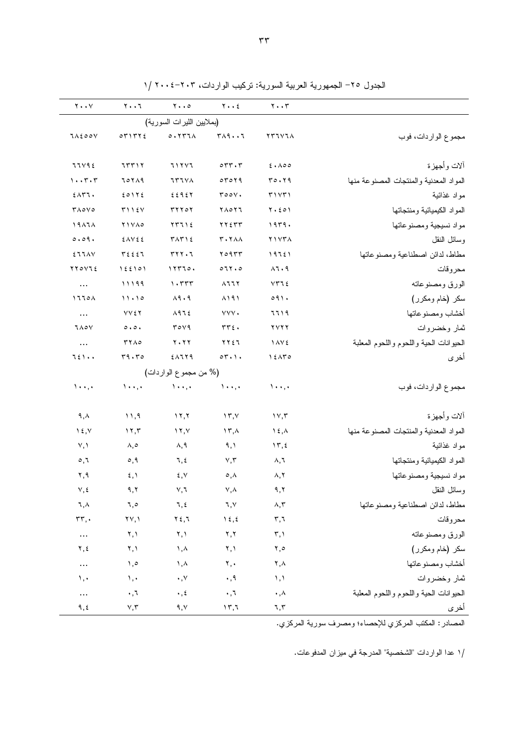الجدول ٢٥- الجمهورية العربية السورية: تركيب الواردات، ٢٠٠٣-٢٠٠٤ /١

| | ٢٠٠٣ | ٢٠٠٤ | ٢٠٠٥ | ٢٠٠٦ | ٢٠٠٧ |
|---|---|---|---|---|---|
| | (بملايين الليرات السورية) | | | | |
| مجموع الواردات، فوب | ٢٣٦٧٦٨ | ٣٨٩٠٠٦ | ٥٠٢٣٦٨ | ٥٣١٣٢٤ | ٦٨٤٥٥٧ |
| آلات وأجهزة | ٤٠٨٥٥ | ٥٣٣٠٣ | ٦١٢٧٦ | ٦٣٣١٢ | ٦٦٧٩٤ |
| المواد المعدنية والمنتجات المصنوعة منها | ٣٥٠٢٩ | ٥٣٥٢٩ | ٦٣٦٧٨ | ٦٥٢٨٩ | ١٠٠٣٠٣ |
| مواد غذائية | ٣١٧٣١ | ٣٥٥٧٠ | ٤٤٩٤٢ | ٤٥١٢٤ | ٤٨٣٦٠ |
| المواد الكيميائية ومنتجاتها | ٢٠٤٥١ | ٢٨٥٢٦ | ٣٢٢٥٢ | ٣١١٤٧ | ٣٨٥٧٥ |
| مواد نسيجية ومصنوعاتها | ١٩٣٩٠ | ٢٢٤٣٣ | ٢٣٦١٤ | ٢١٧٨٥ | ١٩٨٦٨ |
| وسائل النقل | ٢١٧٣٨ | ٣٠٢٨٨ | ٣٨٣١٤ | ٤٨٧٤٤ | ٥٠٥٩٠ |
| مطاط، لدائن اصطناعية ومصنوعاتها | ١٩٦٤١ | ٢٥٩٣٣ | ٣٢٢٠٦ | ٣٤٤٤٦ | ٤٦٦٨٧ |
| محروقات | ٨٦٠٩ | ٥٦٢٠٥ | ١٢٣٦٥٠ | ١٤٤١٥١ | ٢٢٥٧٦٤ |
| الورق ومصنوعاته | ٧٣٦٤ | ٨٦٦٢ | ١٠٣٣٣ | ١١١٩٩ | ... |
| سكر (خام ومكرر) | ٥٩١٠ | ٨١٩١ | ٨٩٠٩ | ١١٠١٥ | ١٦٦٥٨ |
| أخشاب ومصنوعاتها | ٦٦١٩ | ٧٧٧٠ | ٨٩٦٤ | ٧٧٤٢ | ... |
| ثمار وخضروات | ٢٧٢٢ | ٣٣٤٠ | ٣٥٧٩ | ٥٠٥٠ | ٦٨٥٧ |
| الحيوانات الحية واللحوم المعلبة | ١٨٧٤ | ٢٢٤٦ | ٢٠٢٢ | ٣٢٨٥ | ... |
| أخرى | ١٤٨٣٥ | ٥٣٠١٠ | ٤٨٦٢٩ | ٣٩٠٣٥ | ٦٤١٠٠ |
| | (% من مجموع الواردات) | | | | |
| مجموع الواردات، فوب | ١٠٠,٠ | ١٠٠,٠ | ١٠٠,٠ | ١٠٠,٠ | ١٠٠,٠ |
| آلات وأجهزة | ١٧,٣ | ١٣,٧ | ١٢,٢ | ١١,٩ | ٩,٨ |
| المواد المعدنية والمنتجات المصنوعة منها | ١٤,٨ | ١٣,٨ | ١٢,٧ | ١٢,٣ | ١٤,٧ |
| مواد غذائية | ١٣,٤ | ٩,١ | ٨,٩ | ٨,٥ | ٧,١ |
| المواد الكيميائية ومنتجاتها | ٨,٦ | ٧,٣ | ٦,٤ | ٥,٩ | ٥,٦ |
| مواد نسيجية ومصنوعاتها | ٨,٢ | ٥,٨ | ٤,٧ | ٤,١ | ٢,٩ |
| وسائل النقل | ٩,٢ | ٧,٨ | ٧,٦ | ٩,٢ | ٧,٤ |
| مطاط، لدائن اصطناعية ومصنوعاتها | ٨,٣ | ٦,٧ | ٦,٤ | ٦,٥ | ٦,٨ |
| محروقات | ٣,٦ | ١٤,٤ | ٢٤,٦ | ٢٧,١ | ٣٣,٠ |
| الورق ومصنوعاته | ٣,١ | ٢,٢ | ٢,١ | ٢,١ | ... |
| سكر (خام ومكرر) | ٢,٥ | ٢,١ | ١,٨ | ٢,١ | ٢,٤ |
| أخشاب ومصنوعاتها | ٢,٨ | ٢,٠ | ١,٨ | ١,٥ | ... |
| ثمار وخضروات | ١,١ | ٠,٩ | ٠,٧ | ١,٠ | ١,٠ |
| الحيوانات الحية واللحوم المعلبة | ٠,٨ | ٠,٦ | ٠,٤ | ٠,٦ | ... |
| أخرى | ٦,٣ | ١٣,٦ | ٩,٧ | ٧,٣ | ٩,٤ |

المصادر: المكتب المركزي للإحصاء؛ ومصرف سورية المركزي.

/١ عدا الواردات "الشخصية" المدرجة في ميزان المدفوعات.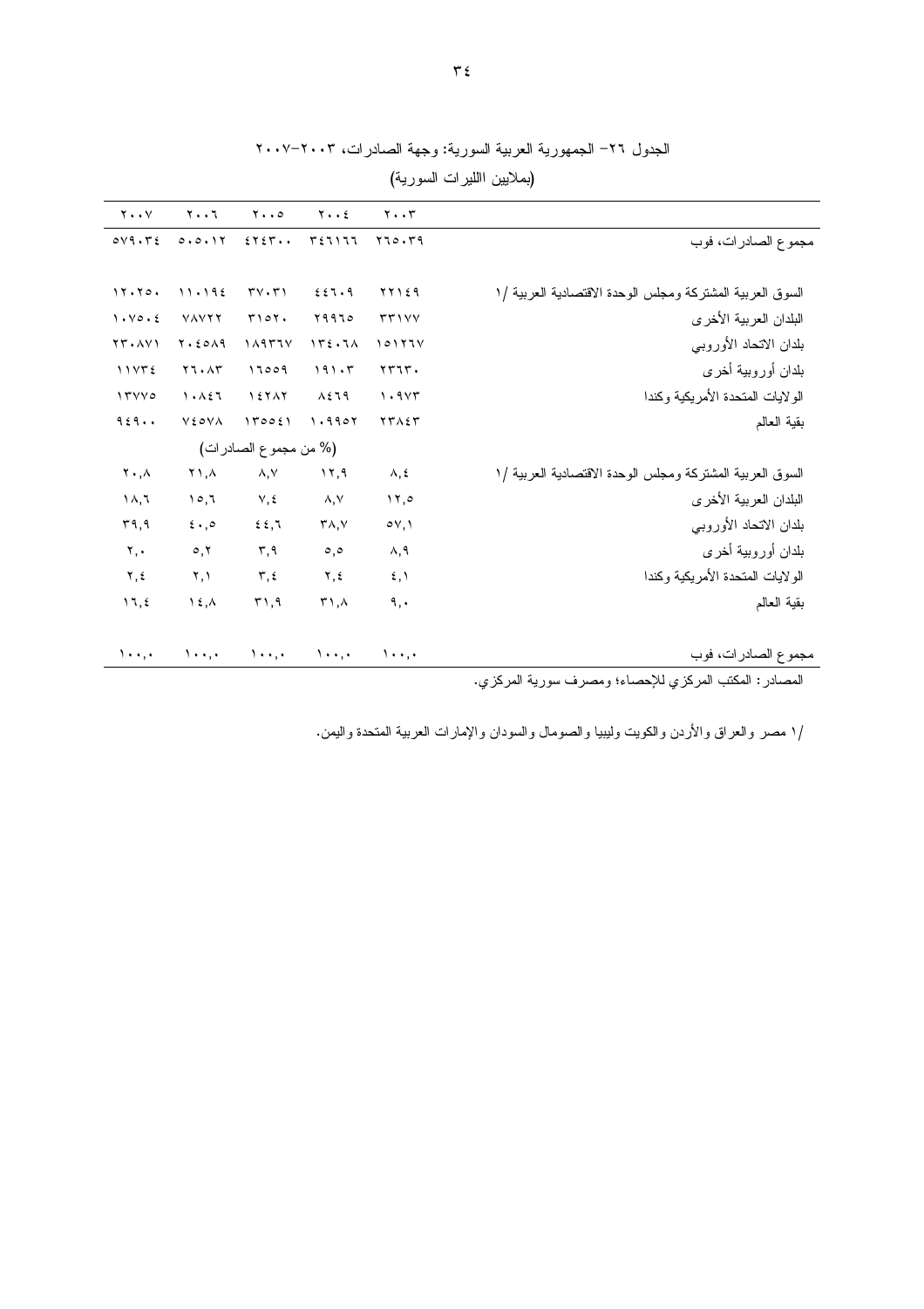الجدول ٢٦- الجمهورية العربية السورية: وجهة الصادرات، ٢٠٠٣-٢٠٠٧

(بملايين االليرات السورية)

| | ٢٠٠٣ | ٢٠٠٤ | ٢٠٠٥ | ٢٠٠٦ | ٢٠٠٧ |
|---|---|---|---|---|---|
| مجموع الصادرات، فوب | ٢٦٥٠٣٩ | ٣٤٦١٦٦ | ٤٢٤٣٠٠ | ٥٠٥٠١٢ | ٥٧٩٠٣٤ |
| السوق العربية المشتركة ومجلس الوحدة الاقتصادية العربية /١ | ٢٢١٤٩ | ٤٤٦٠٩ | ٣٧٠٣١ | ١١٠١٩٤ | ١٢٠٢٥٠ |
| البلدان العربية الأخرى | ٣٣١٧٧ | ٢٩٩٦٥ | ٣١٥٢٠ | ٧٨٧٢٢ | ١٠٧٥٠٤ |
| بلدان الاتحاد الأوروبي | ١٥١٢٦٧ | ١٣٤٠٦٨ | ١٨٩٣٦٧ | ٢٠٤٥٨٩ | ٢٣٠٨٧١ |
| بلدان أوروبية أخرى | ٢٣٦٣٠ | ١٩١٠٣ | ١٦٥٥٩ | ٢٦٠٨٣ | ١١٧٣٤ |
| الولايات المتحدة الأمريكية وكندا | ١٠٩٧٣ | ٨٤٦٩ | ١٤٢٨٢ | ١٠٨٤٦ | ١٣٧٧٥ |
| بقية العالم | ٢٣٨٤٣ | ١٠٩٩٥٢ | ١٣٥٥٤١ | ٧٤٥٧٨ | ٩٤٩٠٠ |
| | | | (% من مجموع الصادرات) | | |
| السوق العربية المشتركة ومجلس الوحدة الاقتصادية العربية /١ | ٨,٤ | ١٢,٩ | ٨,٧ | ٢١,٨ | ٢٠,٨ |
| البلدان العربية الأخرى | ١٢,٥ | ٨,٧ | ٧,٤ | ١٥,٦ | ١٨,٦ |
| بلدان الاتحاد الأوروبي | ٥٧,١ | ٣٨,٧ | ٤٤,٦ | ٤٠,٥ | ٣٩,٩ |
| بلدان أوروبية أخرى | ٨,٩ | ٥,٥ | ٣,٩ | ٥,٢ | ٢,٠ |
| الولايات المتحدة الأمريكية وكندا | ٤,١ | ٢,٤ | ٣,٤ | ٢,١ | ٢,٤ |
| بقية العالم | ٩,٠ | ٣١,٨ | ٣١,٩ | ١٤,٨ | ١٦,٤ |
| مجموع الصادرات، فوب | ١٠٠,٠ | ١٠٠,٠ | ١٠٠,٠ | ١٠٠,٠ | ١٠٠,٠ |

المصادر: المكتب المركزي للإحصاء؛ ومصرف سورية المركزي.

/١ مصر والعراق والأردن والكويت وليبيا والسودان والصومال والإمارات العربية المتحدة واليمن.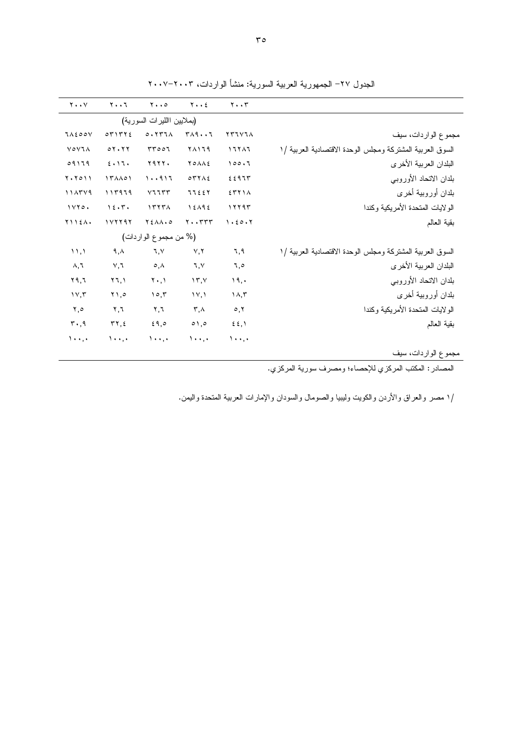الجدول ٢٧- الجمهورية العربية السورية: منشأ الواردات، ٢٠٠٣-٢٠٠٧

| | ٢٠٠٣ | ٢٠٠٤ | ٢٠٠٥ | ٢٠٠٦ | ٢٠٠٧ |
|---|---|---|---|---|---|
| | (بملايين االليرات السورية) | | | | |
| مجموع الواردات، سيف | ٢٣٦٧٦٨ | ٣٨٩٠٠٦ | ٥٠٢٣٦٨ | ٥٣١٣٢٤ | ٦٨٤٥٥٧ |
| السوق العربية المشتركة ومجلس الوحدة الاقتصادية العربية /١ | ١٦٢٨٦ | ٢٨١٦٩ | ٣٣٥٥٦ | ٥٢٠٢٢ | ٧٥٧٦٨ |
| البلدان العربية الأخرى | ١٥٥٠٦ | ٢٥٨٨٤ | ٢٩٢٢٠ | ٤٠١٦٠ | ٥٩١٦٩ |
| بلدان الاتحاد الأوروبي | ٤٤٩٦٣ | ٥٣٢٨٤ | ١٠٠٩١٦ | ١٣٨٨٥١ | ٢٠٢٥١١ |
| بلدان أوروبية أخرى | ٤٣٢١٨ | ٦٦٤٤٢ | ٧٦٦٣٣ | ١١٣٩٦٩ | ١١٨٣٧٩ |
| الولايات المتحدة الأمريكية وكندا | ١٢٢٩٣ | ١٤٨٩٤ | ١٣٢٣٨ | ١٤٠٣٠ | ١٧٢٥٠ |
| بقية العالم | ١٠٤٥٠٢ | ٢٠٠٣٣٣ | ٢٤٨٨٠٥ | ١٧٢٢٩٢ | ٢١١٤٨٠ |
| | (% من مجموع الواردات) | | | | |
| السوق العربية المشتركة ومجلس الوحدة الاقتصادية العربية /١ | ٦,٩ | ٧,٢ | ٦,٧ | ٩,٨ | ١١,١ |
| البلدان العربية الأخرى | ٦,٥ | ٦,٧ | ٥,٨ | ٧,٦ | ٨,٦ |
| بلدان الاتحاد الأوروبي | ١٩,٠ | ١٣,٧ | ٢٠,١ | ٢٦,١ | ٢٩,٦ |
| بلدان أوروبية أخرى | ١٨,٣ | ١٧,١ | ١٥,٣ | ٢١,٥ | ١٧,٣ |
| الولايات المتحدة الأمريكية وكندا | ٥,٢ | ٣,٨ | ٢,٦ | ٢,٦ | ٢,٥ |
| بقية العالم | ٤٤,١ | ٥١,٥ | ٤٩,٥ | ٣٢,٤ | ٣٠,٩ |
| مجموع الواردات، سيف | ١٠٠,٠ | ١٠٠,٠ | ١٠٠,٠ | ١٠٠,٠ | ١٠٠,٠ |

المصادر: المكتب المركزي للإحصاء؛ ومصرف سورية المركزي.

/١ مصر والعراق والأردن والكويت وليبيا والصومال والسودان والإمارات العربية المتحدة واليمن.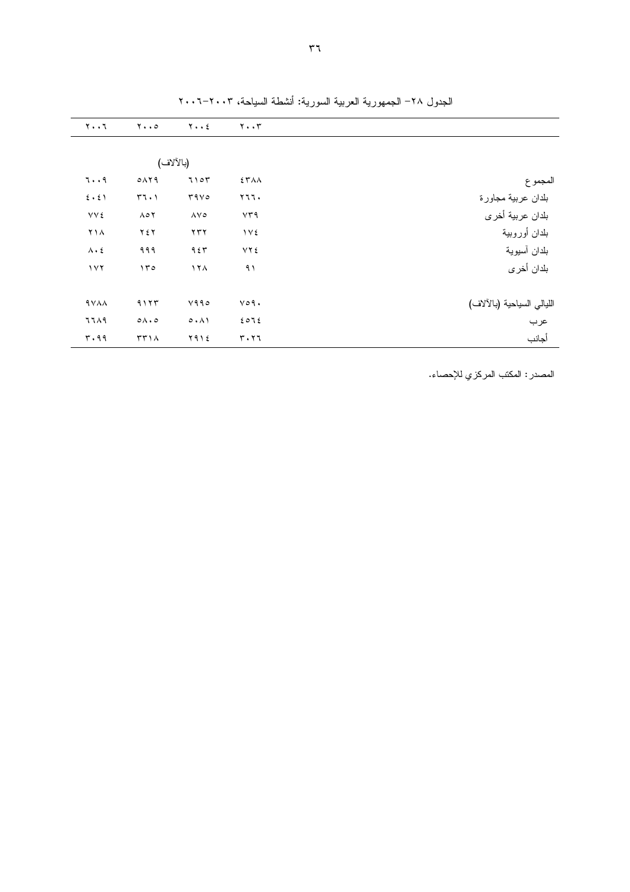الجدول ٢٨- الجمهورية العربية السورية: أنشطة السياحة، ٢٠٠٣-٢٠٠٦

| | ٢٠٠٣ | ٢٠٠٤ | ٢٠٠٥ | ٢٠٠٦ |
|---|---|---|---|---|
| | (بالآلاف) | | | |
| المجموع | ٤٣٨٨ | ٦١٥٣ | ٥٨٢٩ | ٦٠٠٩ |
| بلدان عربية مجاورة | ٢٦٦٠ | ٣٩٧٥ | ٣٦٠١ | ٤٠٤١ |
| بلدان عربية أخرى | ٧٣٩ | ٨٧٥ | ٨٥٢ | ٧٧٤ |
| بلدان أوروبية | ١٧٤ | ٢٣٢ | ٢٤٢ | ٢١٨ |
| بلدان آسيوية | ٧٢٤ | ٩٤٣ | ٩٩٩ | ٨٠٤ |
| بلدان أخرى | ٩١ | ١٢٨ | ١٣٥ | ١٧٢ |
| الليالي السياحية (بالآلاف) | ٧٥٩٠ | ٧٩٩٥ | ٩١٢٣ | ٩٧٨٨ |
| عرب | ٤٥٦٤ | ٥٠٨١ | ٥٨٠٥ | ٦٦٨٩ |
| أجانب | ٣٠٢٦ | ٢٩١٤ | ٣٣١٨ | ٣٠٩٩ |

المصدر: المكتب المركزي للإحصاء.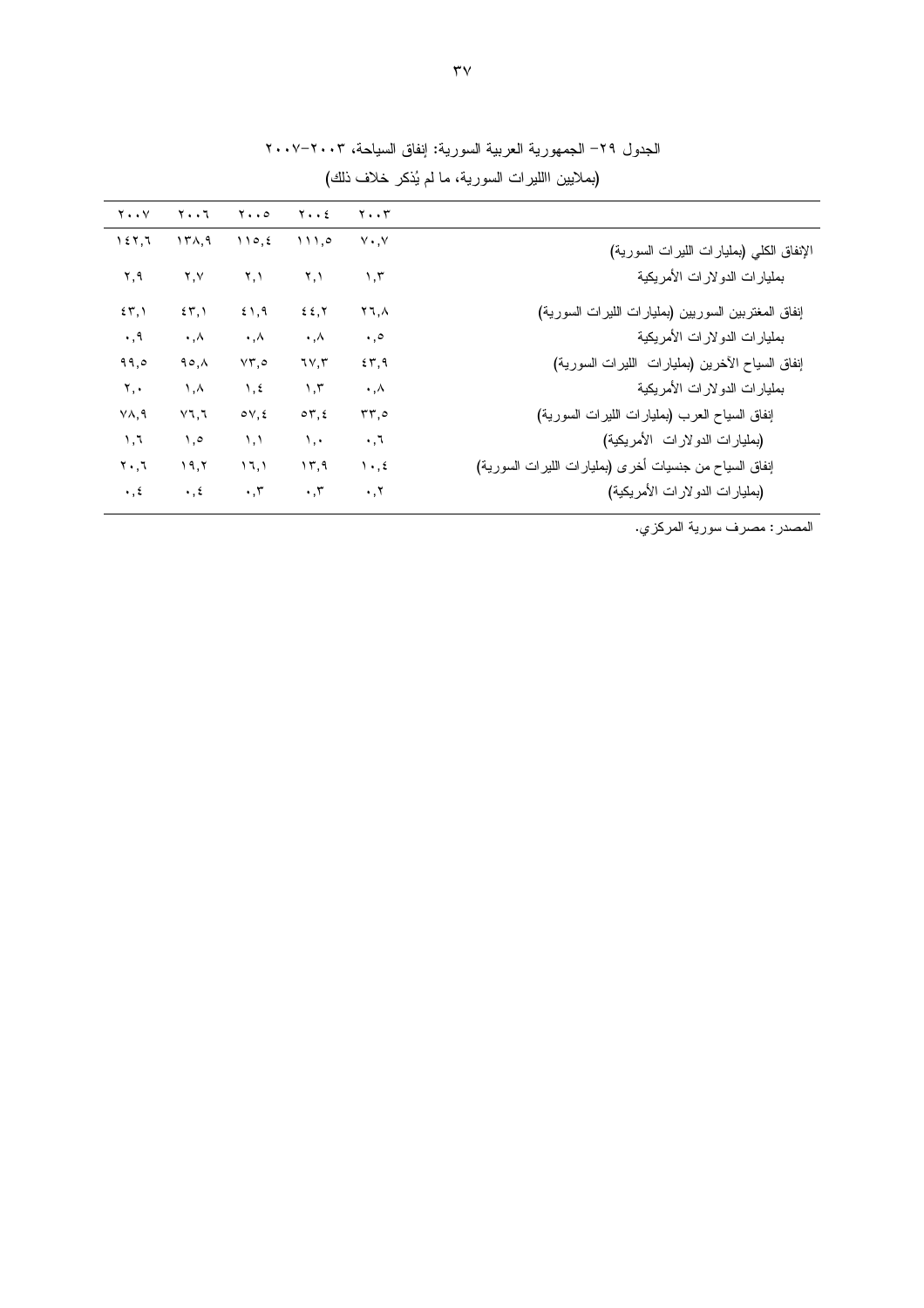الجدول ٢٩- الجمهورية العربية السورية: إنفاق السياحة، ٢٠٠٣-٢٠٠٧

(بملايين االليرات السورية، ما لم يُذكر خلاف ذلك)

| | ٢٠٠٣ | ٢٠٠٤ | ٢٠٠٥ | ٢٠٠٦ | ٢٠٠٧ |
|---|---|---|---|---|---|
| الإنفاق الكلي (بمليارات الليرات السورية) | ٧٠,٧ | ١١١,٥ | ١١٥,٤ | ١٣٨,٩ | ١٤٢,٦ |
| بمليارات الدولارات الأمريكية | ١,٣ | ٢,١ | ٢,١ | ٢,٧ | ٢,٩ |
| إنفاق المغتربين السوريين (بمليارات الليرات السورية) | ٢٦,٨ | ٤٤,٢ | ٤١,٩ | ٤٣,١ | ٤٣,١ |
| بمليارات الدولارات الأمريكية | ٠,٥ | ٠,٨ | ٠,٨ | ٠,٨ | ٠,٩ |
| إنفاق السياح الآخرين (بمليارات الليرات السورية) | ٤٣,٩ | ٦٧,٣ | ٧٣,٥ | ٩٥,٨ | ٩٩,٥ |
| بمليارات الدولارات الأمريكية | ٠,٨ | ١,٣ | ١,٤ | ١,٨ | ٢,٠ |
| إنفاق السياح العرب (بمليارات الليرات السورية) | ٣٣,٥ | ٥٣,٤ | ٥٧,٤ | ٧٦,٦ | ٧٨,٩ |
| (بمليارات الدولارات الأمريكية) | ٠,٦ | ١,٠ | ١,١ | ١,٥ | ١,٦ |
| إنفاق السياح من جنسيات أخرى (بمليارات الليرات السورية) | ١٠,٤ | ١٣,٩ | ١٦,١ | ١٩,٢ | ٢٠,٦ |
| (بمليارات الدولارات الأمريكية) | ٠,٢ | ٠,٣ | ٠,٣ | ٠,٤ | ٠,٤ |

المصدر: مصرف سورية المركزي.